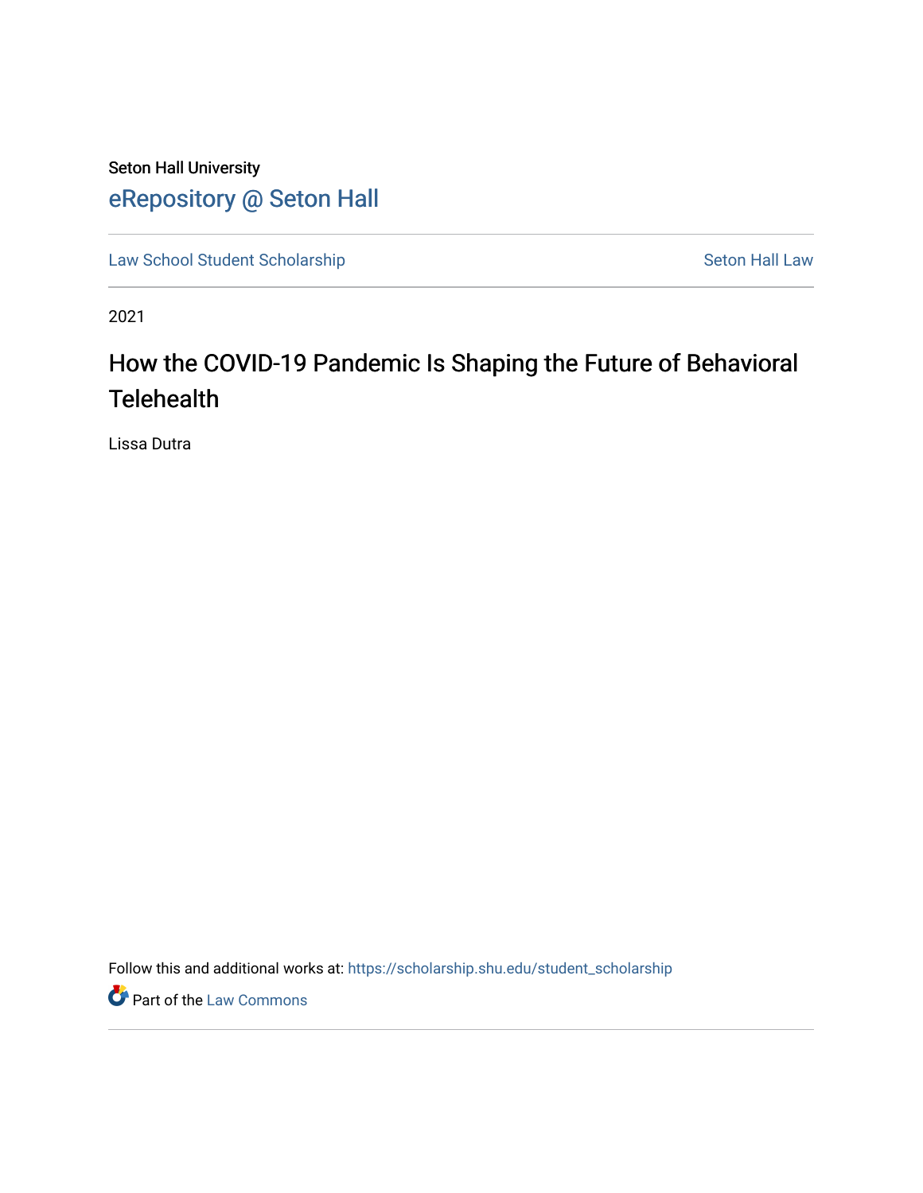Seton Hall University

eRepository @ Seton Hall

Law School Student Scholarship | Seton Hall Law

2021

# How the COVID-19 Pandemic Is Shaping the Future of Behavioral Telehealth

Lissa Dutra

Follow this and additional works at: https://scholarship.shu.edu/student_scholarship

Part of the Law Commons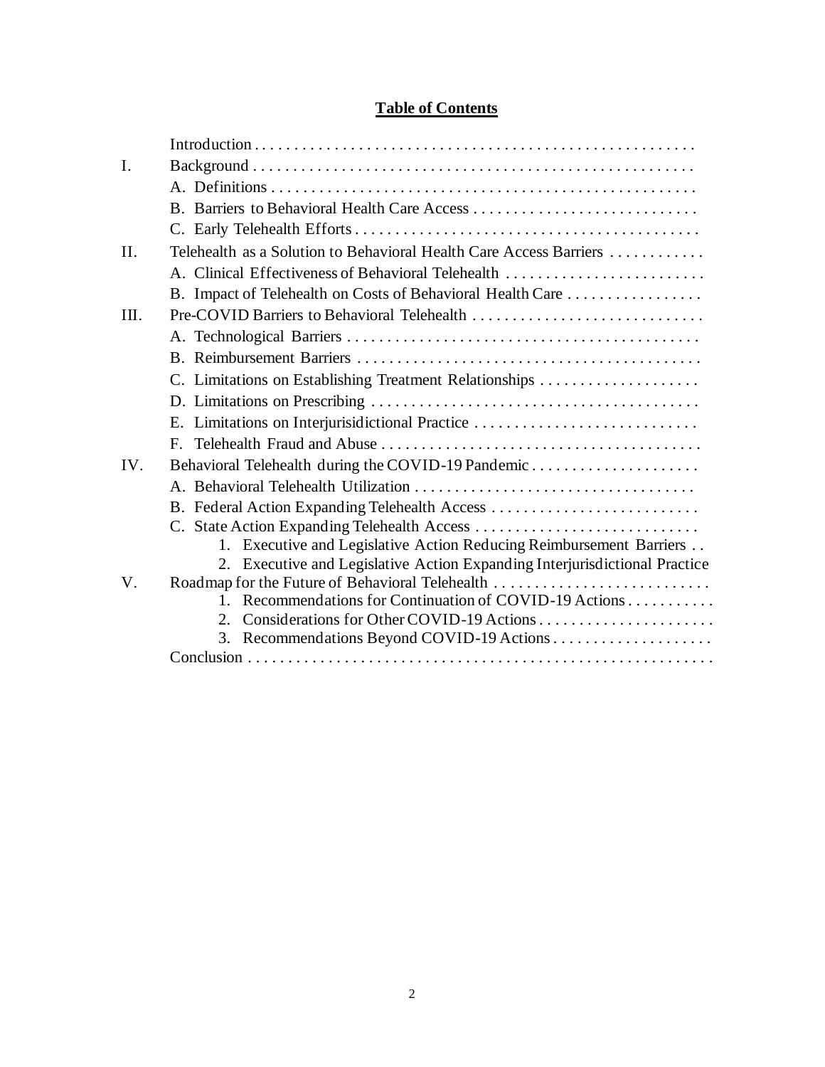**Table of Contents**

Introduction

I. Background
- A. Definitions
- B. Barriers to Behavioral Health Care Access
- C. Early Telehealth Efforts

II. Telehealth as a Solution to Behavioral Health Care Access Barriers
- A. Clinical Effectiveness of Behavioral Telehealth
- B. Impact of Telehealth on Costs of Behavioral Health Care

III. Pre-COVID Barriers to Behavioral Telehealth
- A. Technological Barriers
- B. Reimbursement Barriers
- C. Limitations on Establishing Treatment Relationships
- D. Limitations on Prescribing
- E. Limitations on Interjurisidictional Practice
- F. Telehealth Fraud and Abuse

IV. Behavioral Telehealth during the COVID-19 Pandemic
- A. Behavioral Telehealth Utilization
- B. Federal Action Expanding Telehealth Access
- C. State Action Expanding Telehealth Access
    1. Executive and Legislative Action Reducing Reimbursement Barriers
    2. Executive and Legislative Action Expanding Interjurisdictional Practice

V. Roadmap for the Future of Behavioral Telehealth
1. Recommendations for Continuation of COVID-19 Actions
2. Considerations for Other COVID-19 Actions
3. Recommendations Beyond COVID-19 Actions

Conclusion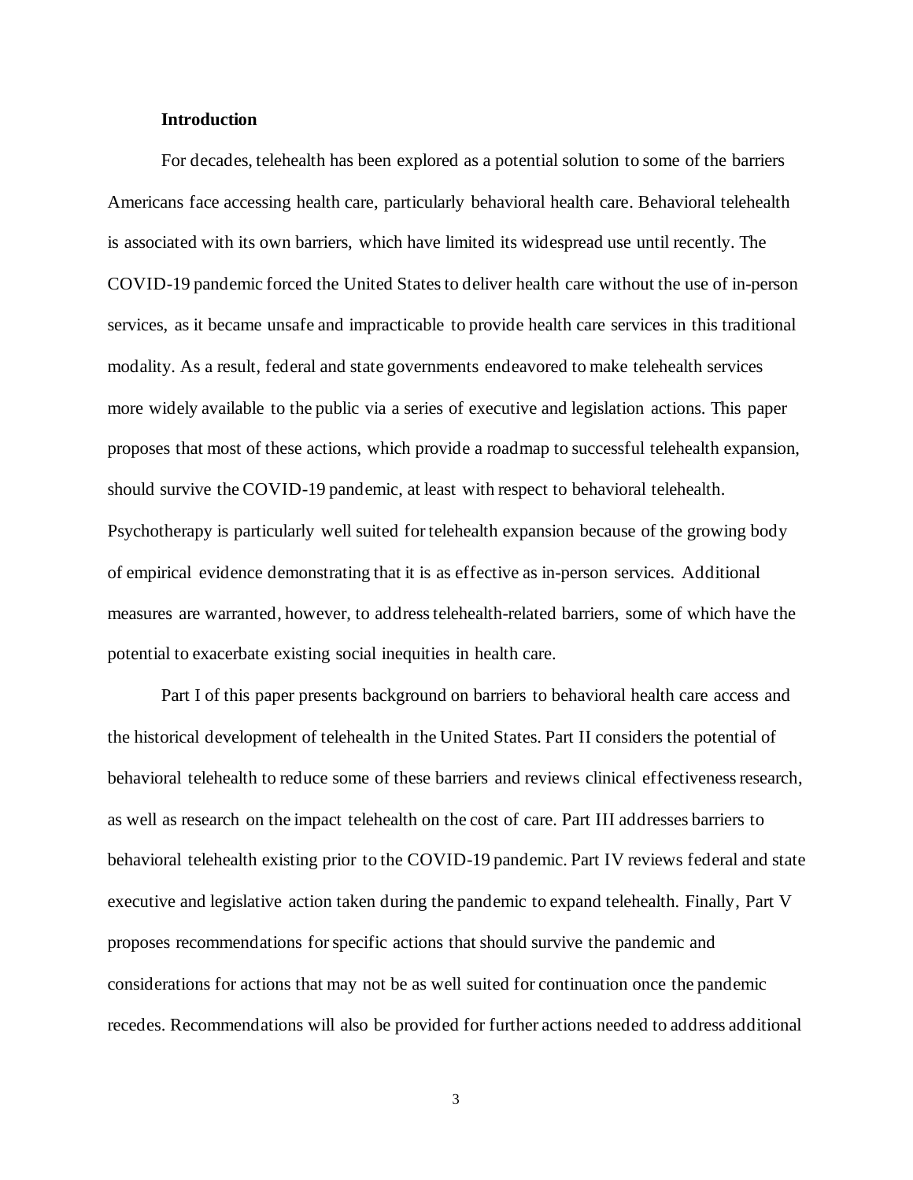## Introduction

For decades, telehealth has been explored as a potential solution to some of the barriers Americans face accessing health care, particularly behavioral health care. Behavioral telehealth is associated with its own barriers, which have limited its widespread use until recently. The COVID-19 pandemic forced the United States to deliver health care without the use of in-person services, as it became unsafe and impracticable to provide health care services in this traditional modality. As a result, federal and state governments endeavored to make telehealth services more widely available to the public via a series of executive and legislation actions. This paper proposes that most of these actions, which provide a roadmap to successful telehealth expansion, should survive the COVID-19 pandemic, at least with respect to behavioral telehealth. Psychotherapy is particularly well suited for telehealth expansion because of the growing body of empirical evidence demonstrating that it is as effective as in-person services. Additional measures are warranted, however, to address telehealth-related barriers, some of which have the potential to exacerbate existing social inequities in health care.

Part I of this paper presents background on barriers to behavioral health care access and the historical development of telehealth in the United States. Part II considers the potential of behavioral telehealth to reduce some of these barriers and reviews clinical effectiveness research, as well as research on the impact telehealth on the cost of care. Part III addresses barriers to behavioral telehealth existing prior to the COVID-19 pandemic. Part IV reviews federal and state executive and legislative action taken during the pandemic to expand telehealth. Finally, Part V proposes recommendations for specific actions that should survive the pandemic and considerations for actions that may not be as well suited for continuation once the pandemic recedes. Recommendations will also be provided for further actions needed to address additional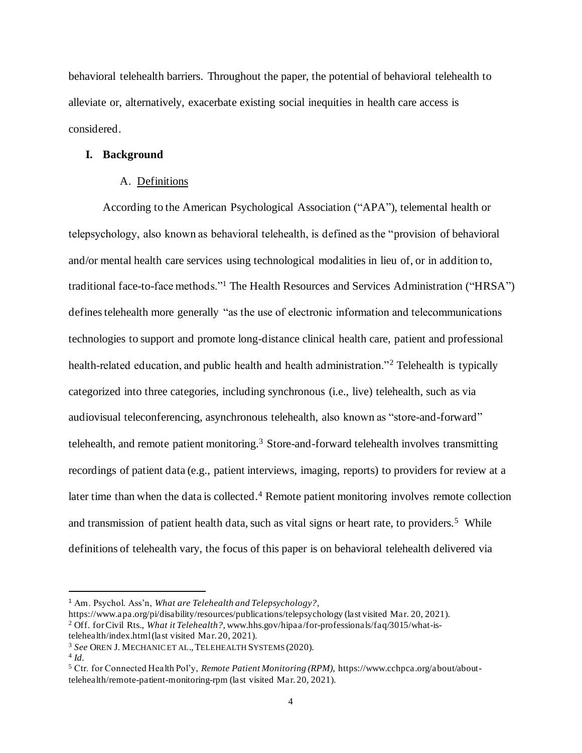behavioral telehealth barriers. Throughout the paper, the potential of behavioral telehealth to alleviate or, alternatively, exacerbate existing social inequities in health care access is considered.

## I. Background

### A. Definitions

According to the American Psychological Association ("APA"), telemental health or telepsychology, also known as behavioral telehealth, is defined as the "provision of behavioral and/or mental health care services using technological modalities in lieu of, or in addition to, traditional face-to-face methods."[1] The Health Resources and Services Administration ("HRSA") defines telehealth more generally "as the use of electronic information and telecommunications technologies to support and promote long-distance clinical health care, patient and professional health-related education, and public health and health administration."[2] Telehealth is typically categorized into three categories, including synchronous (i.e., live) telehealth, such as via audiovisual teleconferencing, asynchronous telehealth, also known as "store-and-forward" telehealth, and remote patient monitoring.[3] Store-and-forward telehealth involves transmitting recordings of patient data (e.g., patient interviews, imaging, reports) to providers for review at a later time than when the data is collected.[4] Remote patient monitoring involves remote collection and transmission of patient health data, such as vital signs or heart rate, to providers.[5] While definitions of telehealth vary, the focus of this paper is on behavioral telehealth delivered via

---

[1] Am. Psychol. Ass'n, *What are Telehealth and Telepsychology?*, https://www.apa.org/pi/disability/resources/publications/telepsychology (last visited Mar. 20, 2021).

[2] Off. for Civil Rts., *What it Telehealth?*, www.hhs.gov/hipaa/for-professionals/faq/3015/what-is-telehealth/index.html (last visited Mar. 20, 2021).

[3] *See* OREN J. MECHANIC ET AL., TELEHEALTH SYSTEMS (2020).

[4] *Id.*

[5] Ctr. for Connected Health Pol'y, *Remote Patient Monitoring (RPM),* https://www.cchpca.org/about/about-telehealth/remote-patient-monitoring-rpm (last visited Mar. 20, 2021).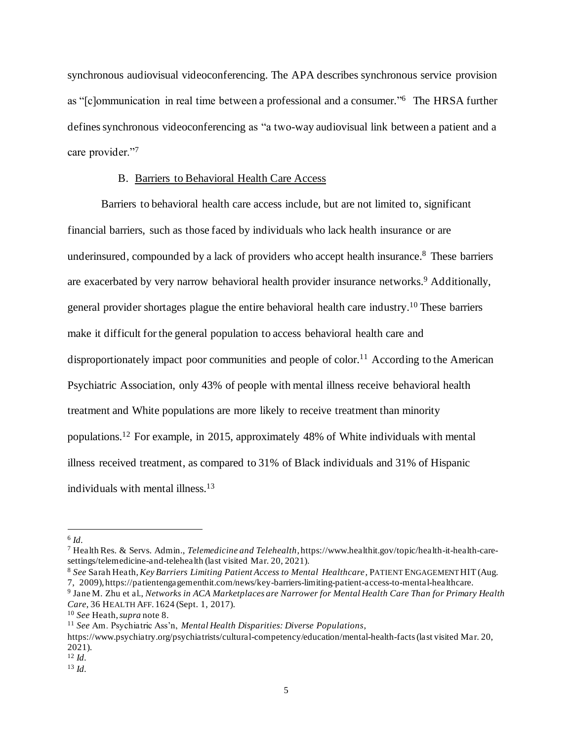synchronous audiovisual videoconferencing. The APA describes synchronous service provision as "[c]ommunication in real time between a professional and a consumer."[6] The HRSA further defines synchronous videoconferencing as "a two-way audiovisual link between a patient and a care provider."[7]

### B. Barriers to Behavioral Health Care Access

Barriers to behavioral health care access include, but are not limited to, significant financial barriers, such as those faced by individuals who lack health insurance or are underinsured, compounded by a lack of providers who accept health insurance.[8] These barriers are exacerbated by very narrow behavioral health provider insurance networks.[9] Additionally, general provider shortages plague the entire behavioral health care industry.[10] These barriers make it difficult for the general population to access behavioral health care and disproportionately impact poor communities and people of color.[11] According to the American Psychiatric Association, only 43% of people with mental illness receive behavioral health treatment and White populations are more likely to receive treatment than minority populations.[12] For example, in 2015, approximately 48% of White individuals with mental illness received treatment, as compared to 31% of Black individuals and 31% of Hispanic individuals with mental illness.[13]

---

[6] *Id.*

[7] Health Res. & Servs. Admin., *Telemedicine and Telehealth*, https://www.healthit.gov/topic/health-it-health-care-settings/telemedicine-and-telehealth (last visited Mar. 20, 2021).

[8] *See* Sarah Heath, *Key Barriers Limiting Patient Access to Mental Healthcare*, PATIENT ENGAGEMENT HIT (Aug. 7, 2009), https://patientengagementhit.com/news/key-barriers-limiting-patient-access-to-mental-healthcare.

[9] Jane M. Zhu et al., *Networks in ACA Marketplaces are Narrower for Mental Health Care Than for Primary Health Care*, 36 HEALTH AFF. 1624 (Sept. 1, 2017).

[10] *See* Heath, *supra* note 8.

[11] *See* Am. Psychiatric Ass'n, *Mental Health Disparities: Diverse Populations*, https://www.psychiatry.org/psychiatrists/cultural-competency/education/mental-health-facts (last visited Mar. 20, 2021).

[12] *Id.*

[13] *Id.*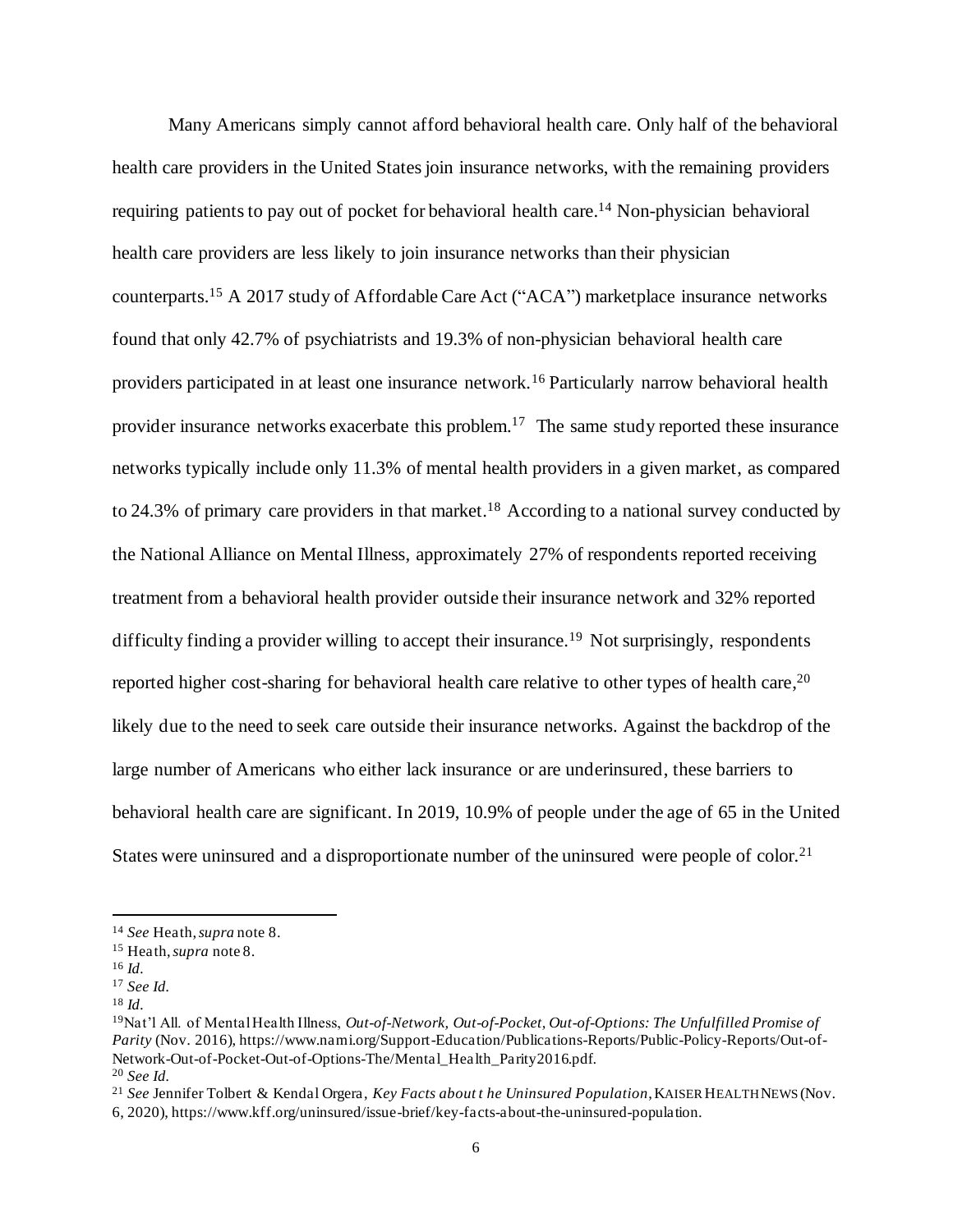Many Americans simply cannot afford behavioral health care. Only half of the behavioral health care providers in the United States join insurance networks, with the remaining providers requiring patients to pay out of pocket for behavioral health care.[14] Non-physician behavioral health care providers are less likely to join insurance networks than their physician counterparts.[15] A 2017 study of Affordable Care Act ("ACA") marketplace insurance networks found that only 42.7% of psychiatrists and 19.3% of non-physician behavioral health care providers participated in at least one insurance network.[16] Particularly narrow behavioral health provider insurance networks exacerbate this problem.[17] The same study reported these insurance networks typically include only 11.3% of mental health providers in a given market, as compared to 24.3% of primary care providers in that market.[18] According to a national survey conducted by the National Alliance on Mental Illness, approximately 27% of respondents reported receiving treatment from a behavioral health provider outside their insurance network and 32% reported difficulty finding a provider willing to accept their insurance.[19] Not surprisingly, respondents reported higher cost-sharing for behavioral health care relative to other types of health care,[20] likely due to the need to seek care outside their insurance networks. Against the backdrop of the large number of Americans who either lack insurance or are underinsured, these barriers to behavioral health care are significant. In 2019, 10.9% of people under the age of 65 in the United States were uninsured and a disproportionate number of the uninsured were people of color.[21]

---

[14] *See* Heath, *supra* note 8.

[15] Heath, *supra* note 8.

[16] *Id.*

[17] *See Id.*

[18] *Id.*

[19] Nat'l All. of Mental Health Illness, *Out-of-Network, Out-of-Pocket, Out-of-Options: The Unfulfilled Promise of Parity* (Nov. 2016), https://www.nami.org/Support-Education/Publications-Reports/Public-Policy-Reports/Out-of-Network-Out-of-Pocket-Out-of-Options-The/Mental_Health_Parity2016.pdf.

[20] *See Id.*

[21] *See* Jennifer Tolbert & Kendal Orgera, *Key Facts about t he Uninsured Population*, KAISER HEALTH NEWS (Nov. 6, 2020), https://www.kff.org/uninsured/issue-brief/key-facts-about-the-uninsured-population.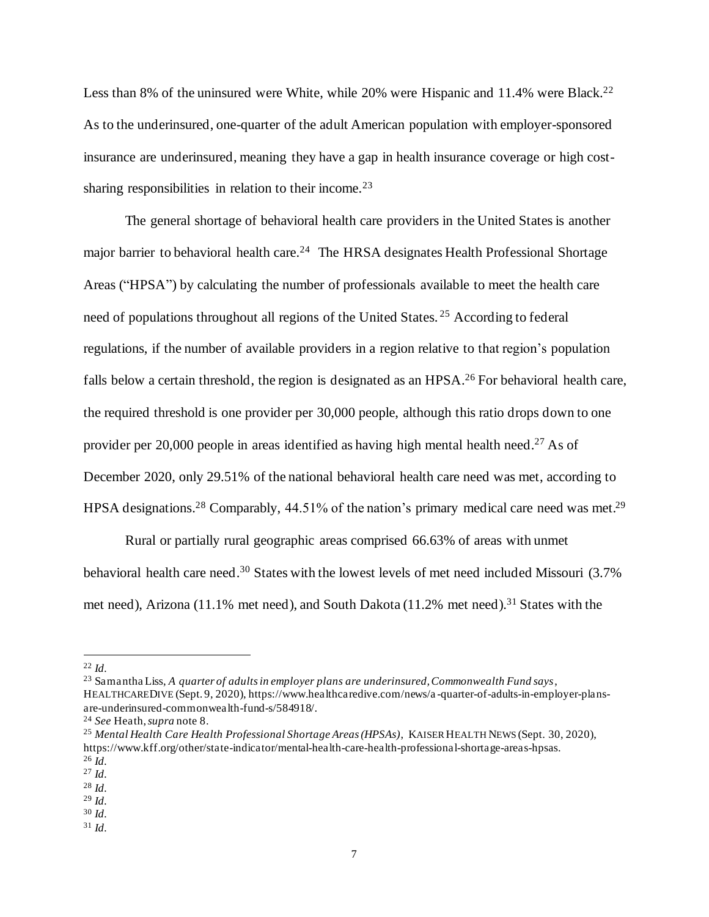Less than 8% of the uninsured were White, while 20% were Hispanic and 11.4% were Black.[22] As to the underinsured, one-quarter of the adult American population with employer-sponsored insurance are underinsured, meaning they have a gap in health insurance coverage or high cost-sharing responsibilities in relation to their income.[23]

The general shortage of behavioral health care providers in the United States is another major barrier to behavioral health care.[24] The HRSA designates Health Professional Shortage Areas ("HPSA") by calculating the number of professionals available to meet the health care need of populations throughout all regions of the United States.[25] According to federal regulations, if the number of available providers in a region relative to that region's population falls below a certain threshold, the region is designated as an HPSA.[26] For behavioral health care, the required threshold is one provider per 30,000 people, although this ratio drops down to one provider per 20,000 people in areas identified as having high mental health need.[27] As of December 2020, only 29.51% of the national behavioral health care need was met, according to HPSA designations.[28] Comparably, 44.51% of the nation's primary medical care need was met.[29]

Rural or partially rural geographic areas comprised 66.63% of areas with unmet behavioral health care need.[30] States with the lowest levels of met need included Missouri (3.7% met need), Arizona (11.1% met need), and South Dakota (11.2% met need).[31] States with the

---

[22] *Id.*

[23] Samantha Liss, *A quarter of adults in employer plans are underinsured, Commonwealth Fund says*, HEALTHCAREDIVE (Sept. 9, 2020), https://www.healthcaredive.com/news/a-quarter-of-adults-in-employer-plans-are-underinsured-commonwealth-fund-s/584918/.

[24] *See* Heath, *supra* note 8.

[25] *Mental Health Care Health Professional Shortage Areas (HPSAs)*, KAISER HEALTH NEWS (Sept. 30, 2020), https://www.kff.org/other/state-indicator/mental-health-care-health-professional-shortage-areas-hpsas.

[26] *Id.*

[27] *Id.*

[28] *Id.*

[29] *Id.*

[30] *Id.*

[31] *Id.*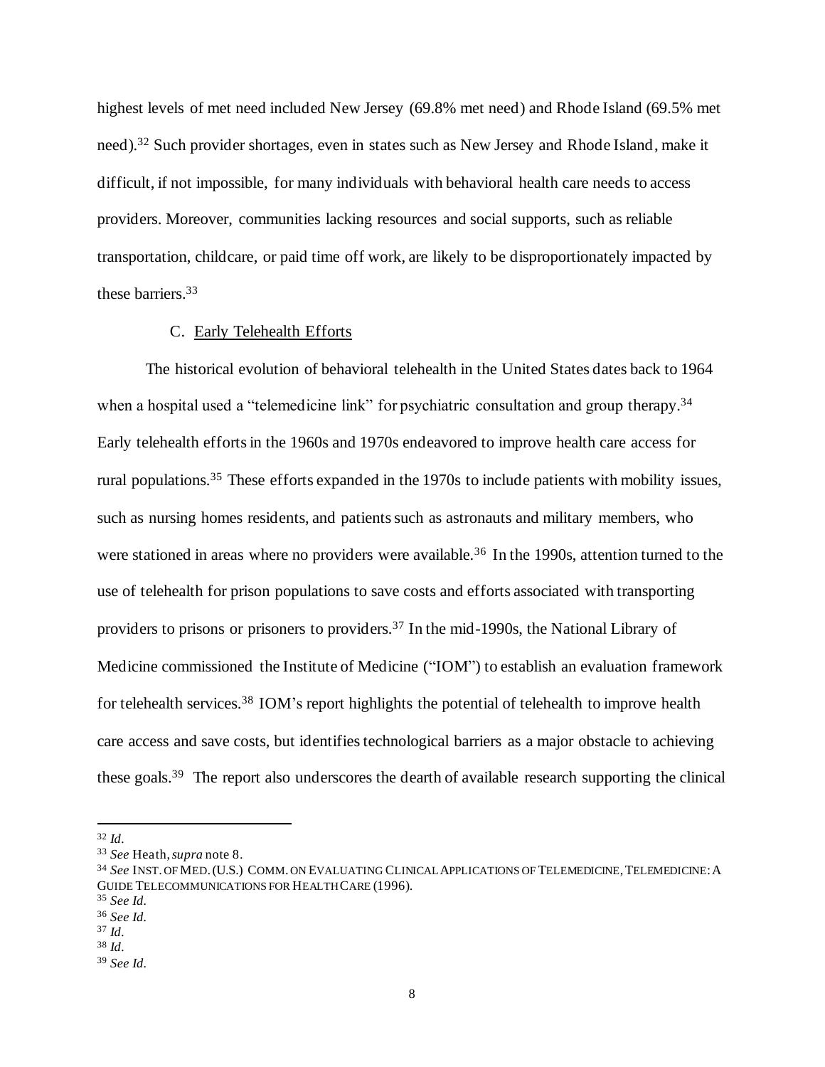highest levels of met need included New Jersey (69.8% met need) and Rhode Island (69.5% met need).[32] Such provider shortages, even in states such as New Jersey and Rhode Island, make it difficult, if not impossible, for many individuals with behavioral health care needs to access providers. Moreover, communities lacking resources and social supports, such as reliable transportation, childcare, or paid time off work, are likely to be disproportionately impacted by these barriers.[33]

### C. Early Telehealth Efforts

The historical evolution of behavioral telehealth in the United States dates back to 1964 when a hospital used a "telemedicine link" for psychiatric consultation and group therapy.[34] Early telehealth efforts in the 1960s and 1970s endeavored to improve health care access for rural populations.[35] These efforts expanded in the 1970s to include patients with mobility issues, such as nursing homes residents, and patients such as astronauts and military members, who were stationed in areas where no providers were available.[36] In the 1990s, attention turned to the use of telehealth for prison populations to save costs and efforts associated with transporting providers to prisons or prisoners to providers.[37] In the mid-1990s, the National Library of Medicine commissioned the Institute of Medicine ("IOM") to establish an evaluation framework for telehealth services.[38] IOM's report highlights the potential of telehealth to improve health care access and save costs, but identifies technological barriers as a major obstacle to achieving these goals.[39] The report also underscores the dearth of available research supporting the clinical

---

[32] *Id.*

[33] *See* Heath, *supra* note 8.

[34] *See* INST. OF MED. (U.S.) COMM. ON EVALUATING CLINICAL APPLICATIONS OF TELEMEDICINE, TELEMEDICINE: A GUIDE TELECOMMUNICATIONS FOR HEALTH CARE (1996).

[35] *See Id.*

[36] *See Id.*

[37] *Id.*

[38] *Id.*

[39] *See Id.*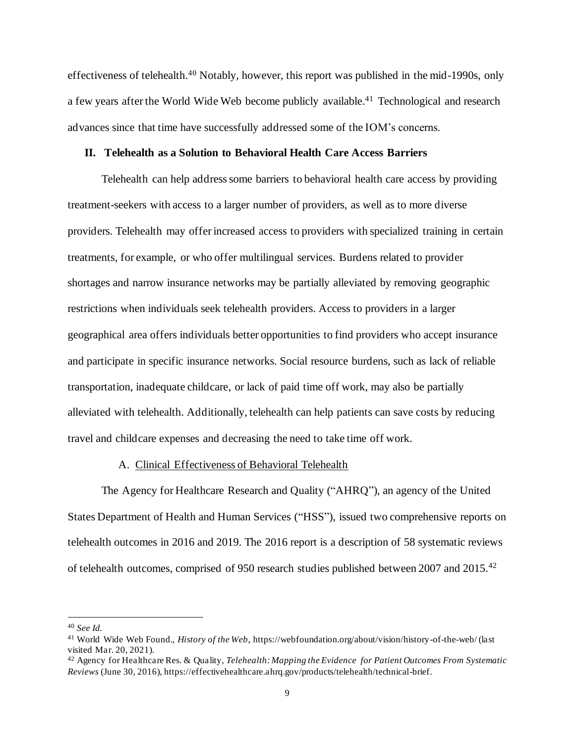effectiveness of telehealth.[40] Notably, however, this report was published in the mid-1990s, only a few years after the World Wide Web become publicly available.[41] Technological and research advances since that time have successfully addressed some of the IOM's concerns.

## II. Telehealth as a Solution to Behavioral Health Care Access Barriers

Telehealth can help address some barriers to behavioral health care access by providing treatment-seekers with access to a larger number of providers, as well as to more diverse providers. Telehealth may offer increased access to providers with specialized training in certain treatments, for example, or who offer multilingual services. Burdens related to provider shortages and narrow insurance networks may be partially alleviated by removing geographic restrictions when individuals seek telehealth providers. Access to providers in a larger geographical area offers individuals better opportunities to find providers who accept insurance and participate in specific insurance networks. Social resource burdens, such as lack of reliable transportation, inadequate childcare, or lack of paid time off work, may also be partially alleviated with telehealth. Additionally, telehealth can help patients can save costs by reducing travel and childcare expenses and decreasing the need to take time off work.

### A. Clinical Effectiveness of Behavioral Telehealth

The Agency for Healthcare Research and Quality ("AHRQ"), an agency of the United States Department of Health and Human Services ("HSS"), issued two comprehensive reports on telehealth outcomes in 2016 and 2019. The 2016 report is a description of 58 systematic reviews of telehealth outcomes, comprised of 950 research studies published between 2007 and 2015.[42]

---

[40] *See Id.*

[41] World Wide Web Found., *History of the Web*, https://webfoundation.org/about/vision/history-of-the-web/ (last visited Mar. 20, 2021).

[42] Agency for Healthcare Res. & Quality, *Telehealth: Mapping the Evidence for Patient Outcomes From Systematic Reviews* (June 30, 2016), https://effectivehealthcare.ahrq.gov/products/telehealth/technical-brief.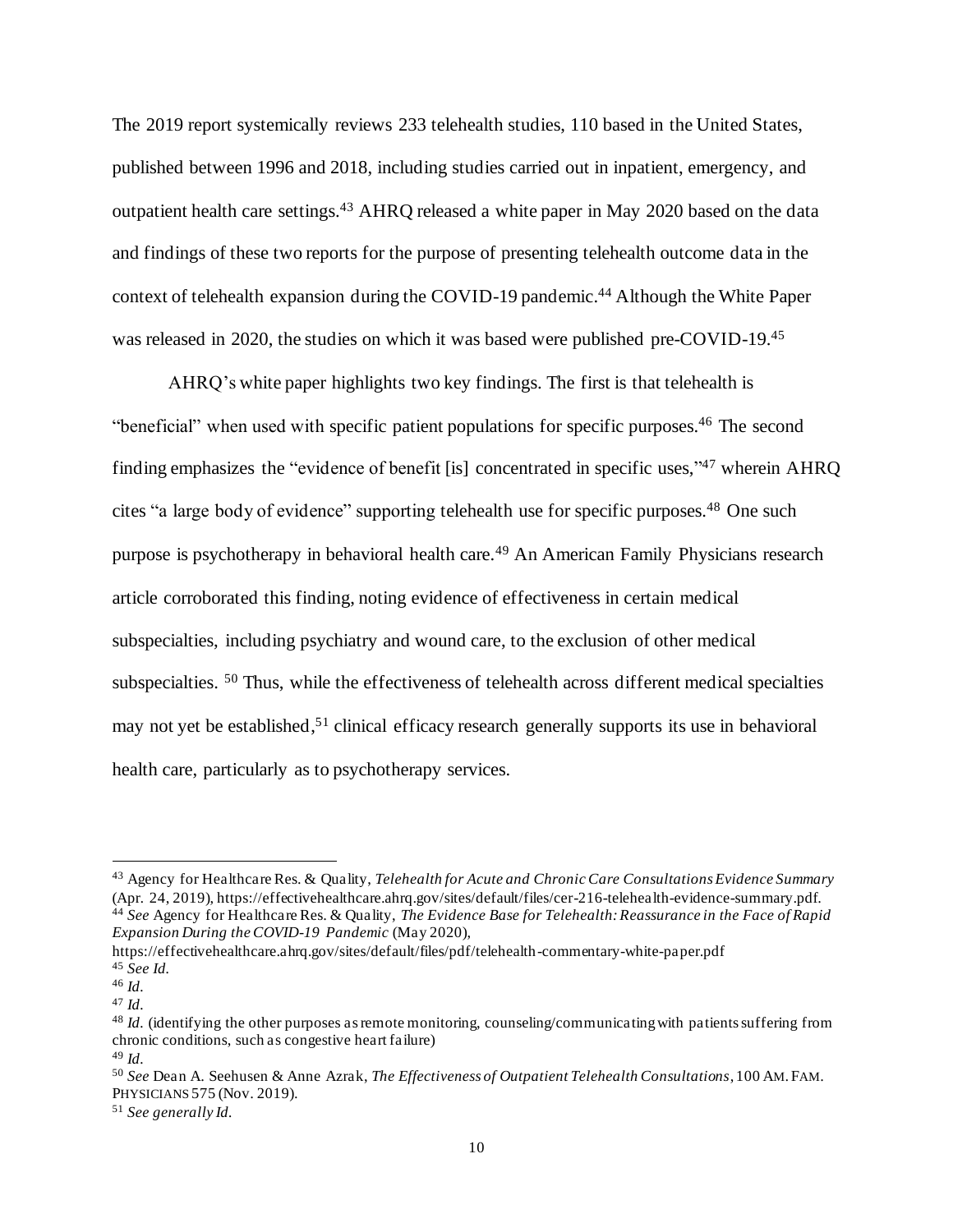The 2019 report systemically reviews 233 telehealth studies, 110 based in the United States, published between 1996 and 2018, including studies carried out in inpatient, emergency, and outpatient health care settings.[43] AHRQ released a white paper in May 2020 based on the data and findings of these two reports for the purpose of presenting telehealth outcome data in the context of telehealth expansion during the COVID-19 pandemic.[44] Although the White Paper was released in 2020, the studies on which it was based were published pre-COVID-19.[45]

AHRQ's white paper highlights two key findings. The first is that telehealth is "beneficial" when used with specific patient populations for specific purposes.[46] The second finding emphasizes the "evidence of benefit [is] concentrated in specific uses,"[47] wherein AHRQ cites "a large body of evidence" supporting telehealth use for specific purposes.[48] One such purpose is psychotherapy in behavioral health care.[49] An American Family Physicians research article corroborated this finding, noting evidence of effectiveness in certain medical subspecialties, including psychiatry and wound care, to the exclusion of other medical subspecialties. [50] Thus, while the effectiveness of telehealth across different medical specialties may not yet be established,[51] clinical efficacy research generally supports its use in behavioral health care, particularly as to psychotherapy services.

---

[43] Agency for Healthcare Res. & Quality, *Telehealth for Acute and Chronic Care Consultations Evidence Summary* (Apr. 24, 2019), https://effectivehealthcare.ahrq.gov/sites/default/files/cer-216-telehealth-evidence-summary.pdf.

[44] *See* Agency for Healthcare Res. & Quality, *The Evidence Base for Telehealth: Reassurance in the Face of Rapid Expansion During the COVID-19 Pandemic* (May 2020), https://effectivehealthcare.ahrq.gov/sites/default/files/pdf/telehealth-commentary-white-paper.pdf

[45] *See Id.*

[46] *Id.*

[47] *Id.*

[48] *Id.* (identifying the other purposes as remote monitoring, counseling/communicating with patients suffering from chronic conditions, such as congestive heart failure)

[49] *Id.*

[50] *See* Dean A. Seehusen & Anne Azrak, *The Effectiveness of Outpatient Telehealth Consultations*, 100 AM. FAM. PHYSICIANS 575 (Nov. 2019).

[51] *See generally Id.*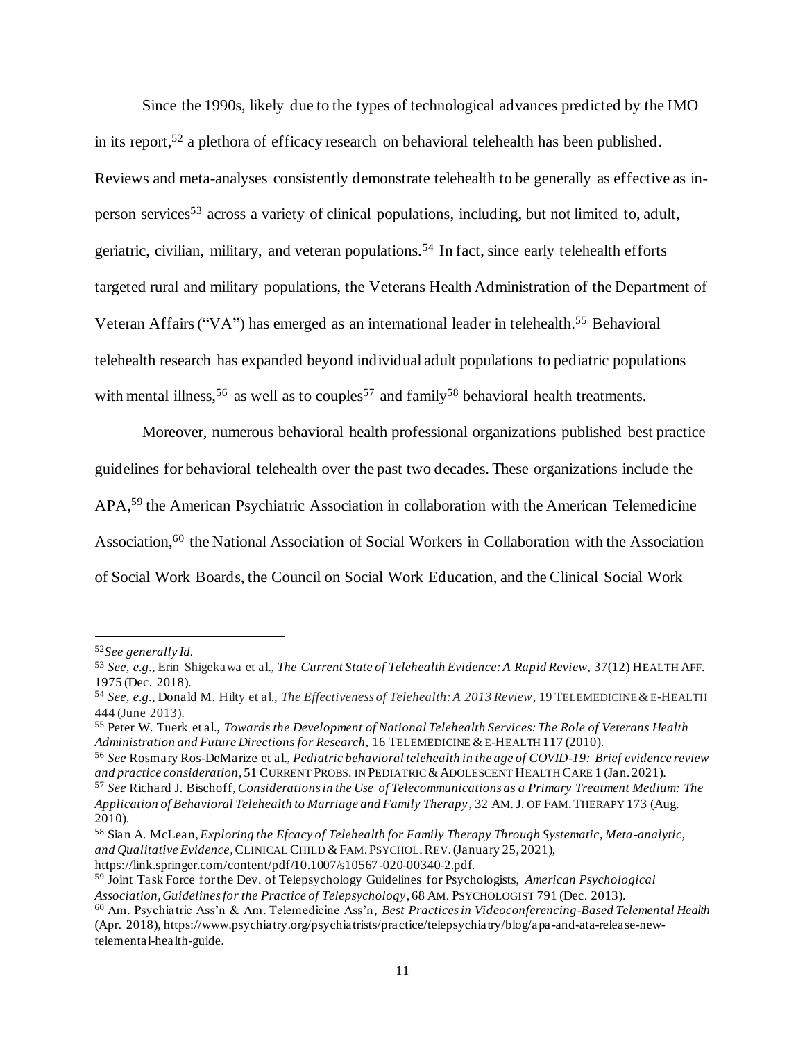Since the 1990s, likely due to the types of technological advances predicted by the IMO in its report,[52] a plethora of efficacy research on behavioral telehealth has been published. Reviews and meta-analyses consistently demonstrate telehealth to be generally as effective as in-person services[53] across a variety of clinical populations, including, but not limited to, adult, geriatric, civilian, military, and veteran populations.[54] In fact, since early telehealth efforts targeted rural and military populations, the Veterans Health Administration of the Department of Veteran Affairs ("VA") has emerged as an international leader in telehealth.[55] Behavioral telehealth research has expanded beyond individual adult populations to pediatric populations with mental illness,[56] as well as to couples[57] and family[58] behavioral health treatments.

Moreover, numerous behavioral health professional organizations published best practice guidelines for behavioral telehealth over the past two decades. These organizations include the APA,[59] the American Psychiatric Association in collaboration with the American Telemedicine Association,[60] the National Association of Social Workers in Collaboration with the Association of Social Work Boards, the Council on Social Work Education, and the Clinical Social Work

---

[52] *See generally Id.*

[53] *See, e.g.*, Erin Shigekawa et al., *The Current State of Telehealth Evidence: A Rapid Review,* 37(12) HEALTH AFF. 1975 (Dec. 2018).

[54] *See, e.g.*, Donald M. Hilty et al., *The Effectiveness of Telehealth: A 2013 Review*, 19 TELEMEDICINE & E-HEALTH 444 (June 2013).

[55] Peter W. Tuerk et al., *Towards the Development of National Telehealth Services: The Role of Veterans Health Administration and Future Directions for Research,* 16 TELEMEDICINE & E-HEALTH 117 (2010).

[56] *See* Rosmary Ros-DeMarize et al., *Pediatric behavioral telehealth in the age of COVID-19: Brief evidence review and practice consideration*, 51 CURRENT PROBS. IN PEDIATRIC & ADOLESCENT HEALTH CARE 1 (Jan. 2021).

[57] *See* Richard J. Bischoff, *Considerations in the Use of Telecommunications as a Primary Treatment Medium: The Application of Behavioral Telehealth to Marriage and Family Therapy*, 32 AM. J. OF FAM. THERAPY 173 (Aug. 2010).

[58] Sian A. McLean, *Exploring the Efcacy of Telehealth for Family Therapy Through Systematic, Meta-analytic, and Qualitative Evidence*, CLINICAL CHILD & FAM. PSYCHOL. REV. (January 25, 2021), https://link.springer.com/content/pdf/10.1007/s10567-020-00340-2.pdf.

[59] Joint Task Force for the Dev. of Telepsychology Guidelines for Psychologists, *American Psychological Association, Guidelines for the Practice of Telepsychology*, 68 AM. PSYCHOLOGIST 791 (Dec. 2013).

[60] Am. Psychiatric Ass'n & Am. Telemedicine Ass'n, *Best Practices in Videoconferencing-Based Telemental Health* (Apr. 2018), https://www.psychiatry.org/psychiatrists/practice/telepsychiatry/blog/apa-and-ata-release-new-telemental-health-guide.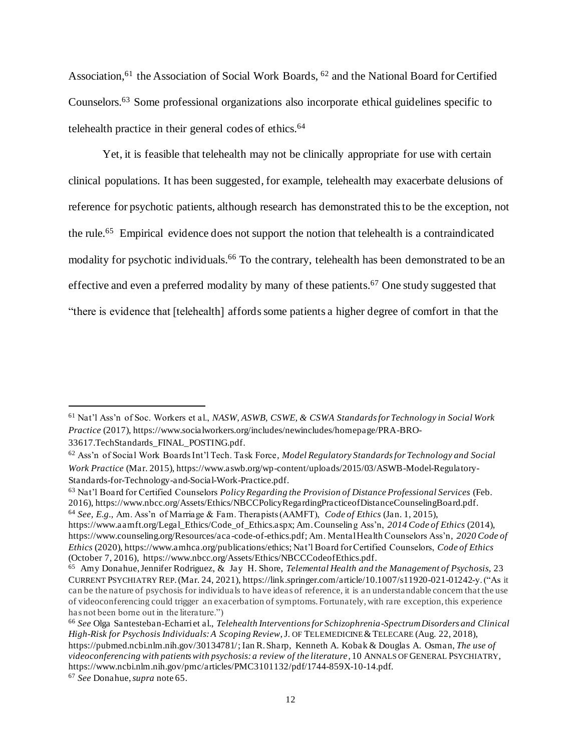Association,[61] the Association of Social Work Boards, [62] and the National Board for Certified Counselors.[63] Some professional organizations also incorporate ethical guidelines specific to telehealth practice in their general codes of ethics.[64]

Yet, it is feasible that telehealth may not be clinically appropriate for use with certain clinical populations. It has been suggested, for example, telehealth may exacerbate delusions of reference for psychotic patients, although research has demonstrated this to be the exception, not the rule.[65] Empirical evidence does not support the notion that telehealth is a contraindicated modality for psychotic individuals.[66] To the contrary, telehealth has been demonstrated to be an effective and even a preferred modality by many of these patients.[67] One study suggested that "there is evidence that [telehealth] affords some patients a higher degree of comfort in that the

---

[61] Nat'l Ass'n of Soc. Workers et al., *NASW, ASWB, CSWE, & CSWA Standards for Technology in Social Work Practice* (2017), https://www.socialworkers.org/includes/newincludes/homepage/PRA-BRO-33617.TechStandards_FINAL_POSTING.pdf.

[62] Ass'n of Social Work Boards Int'l Tech. Task Force, *Model Regulatory Standards for Technology and Social Work Practice* (Mar. 2015), https://www.aswb.org/wp-content/uploads/2015/03/ASWB-Model-Regulatory-Standards-for-Technology-and-Social-Work-Practice.pdf.

[63] Nat'l Board for Certified Counselors *Policy Regarding the Provision of Distance Professional Services* (Feb. 2016), https://www.nbcc.org/Assets/Ethics/NBCCPolicyRegardingPracticeofDistanceCounselingBoard.pdf.

[64] *See, E.g.,* Am. Ass'n of Marriage & Fam. Therapists (AAMFT), *Code of Ethics* (Jan. 1, 2015), https://www.aamft.org/Legal_Ethics/Code_of_Ethics.aspx; Am. Counseling Ass'n, *2014 Code of Ethics* (2014), https://www.counseling.org/Resources/aca-code-of-ethics.pdf; Am. Mental Health Counselors Ass'n, *2020 Code of Ethics* (2020), https://www.amhca.org/publications/ethics; Nat'l Board for Certified Counselors, *Code of Ethics* (October 7, 2016), https://www.nbcc.org/Assets/Ethics/NBCCCodeofEthics.pdf.

[65] Amy Donahue, Jennifer Rodriguez, & Jay H. Shore, *Telemental Health and the Management of Psychosis*, 23 CURRENT PSYCHIATRY REP. (Mar. 24, 2021), https://link.springer.com/article/10.1007/s11920-021-01242-y. ("As it can be the nature of psychosis for individuals to have ideas of reference, it is an understandable concern that the use of videoconferencing could trigger an exacerbation of symptoms. Fortunately, with rare exception, this experience has not been borne out in the literature.")

[66] *See* Olga Santesteban-Echarri et al., *Telehealth Interventions for Schizophrenia-Spectrum Disorders and Clinical High-Risk for Psychosis Individuals: A Scoping Review*, J. OF TELEMEDICINE & TELECARE (Aug. 22, 2018), https://pubmed.ncbi.nlm.nih.gov/30134781/; Ian R. Sharp, Kenneth A. Kobak & Douglas A. Osman, *The use of videoconferencing with patients with psychosis: a review of the literature*, 10 ANNALS OF GENERAL PSYCHIATRY, https://www.ncbi.nlm.nih.gov/pmc/articles/PMC3101132/pdf/1744-859X-10-14.pdf.

[67] *See* Donahue, *supra* note 65.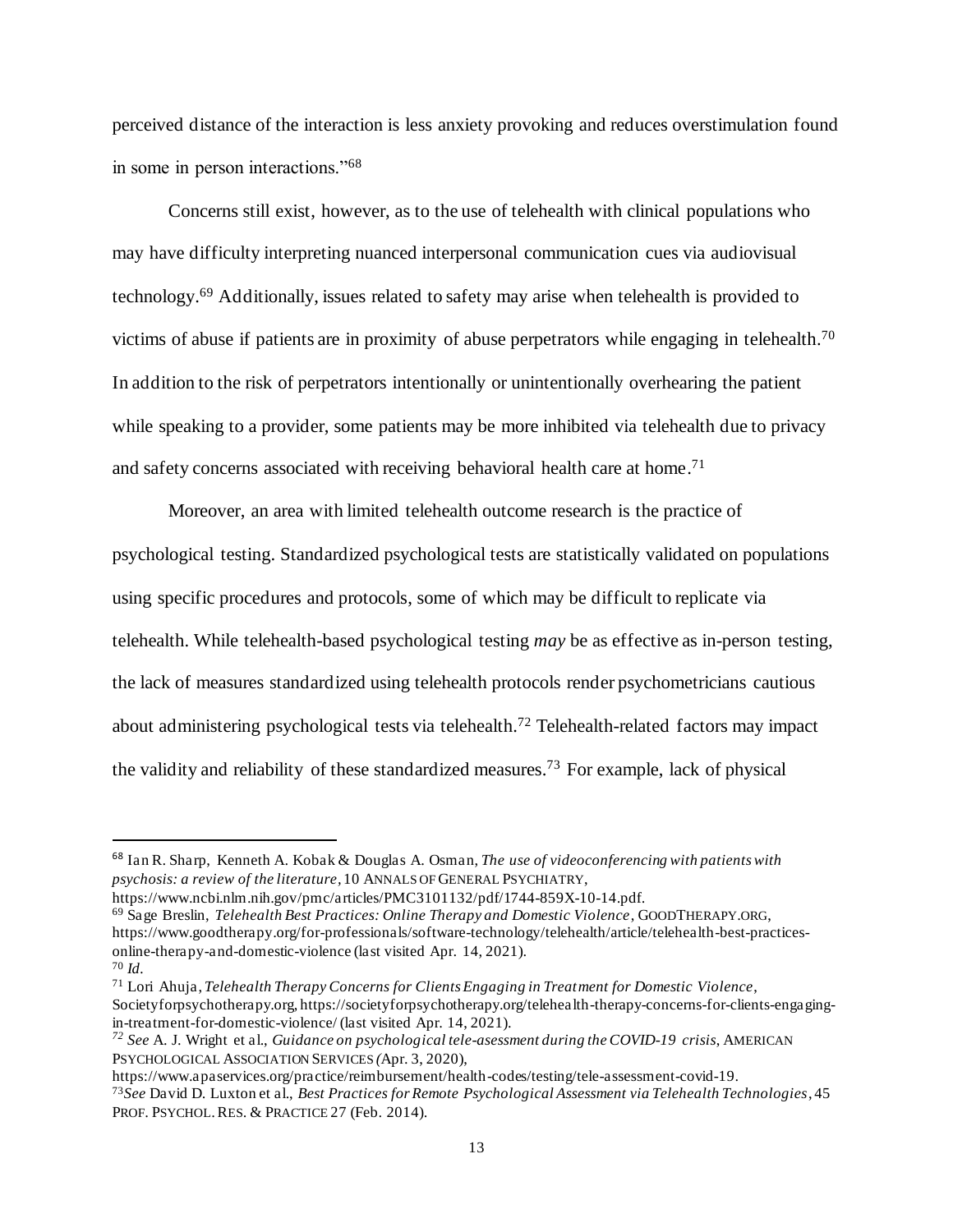perceived distance of the interaction is less anxiety provoking and reduces overstimulation found in some in person interactions."[68]

Concerns still exist, however, as to the use of telehealth with clinical populations who may have difficulty interpreting nuanced interpersonal communication cues via audiovisual technology.[69] Additionally, issues related to safety may arise when telehealth is provided to victims of abuse if patients are in proximity of abuse perpetrators while engaging in telehealth.[70] In addition to the risk of perpetrators intentionally or unintentionally overhearing the patient while speaking to a provider, some patients may be more inhibited via telehealth due to privacy and safety concerns associated with receiving behavioral health care at home.[71]

Moreover, an area with limited telehealth outcome research is the practice of psychological testing. Standardized psychological tests are statistically validated on populations using specific procedures and protocols, some of which may be difficult to replicate via telehealth. While telehealth-based psychological testing *may* be as effective as in-person testing, the lack of measures standardized using telehealth protocols render psychometricians cautious about administering psychological tests via telehealth.[72] Telehealth-related factors may impact the validity and reliability of these standardized measures.[73] For example, lack of physical

---

[68] Ian R. Sharp, Kenneth A. Kobak & Douglas A. Osman, *The use of videoconferencing with patients with psychosis: a review of the literature*, 10 ANNALS OF GENERAL PSYCHIATRY, https://www.ncbi.nlm.nih.gov/pmc/articles/PMC3101132/pdf/1744-859X-10-14.pdf.

[69] Sage Breslin, *Telehealth Best Practices: Online Therapy and Domestic Violence*, GOODTHERAPY.ORG, https://www.goodtherapy.org/for-professionals/software-technology/telehealth/article/telehealth-best-practices-online-therapy-and-domestic-violence (last visited Apr. 14, 2021).

[70] *Id.*

[71] Lori Ahuja, *Telehealth Therapy Concerns for Clients Engaging in Treatment for Domestic Violence*, Societyforpsychotherapy.org, https://societyforpsychotherapy.org/telehealth-therapy-concerns-for-clients-engaging-in-treatment-for-domestic-violence/ (last visited Apr. 14, 2021).

[72] *See* A. J. Wright et al., *Guidance on psychological tele-asessment during the COVID-19 crisis*, AMERICAN PSYCHOLOGICAL ASSOCIATION SERVICES (Apr. 3, 2020), https://www.apaservices.org/practice/reimbursement/health-codes/testing/tele-assessment-covid-19.

[73] *See* David D. Luxton et al., *Best Practices for Remote Psychological Assessment via Telehealth Technologies*, 45 PROF. PSYCHOL. RES. & PRACTICE 27 (Feb. 2014).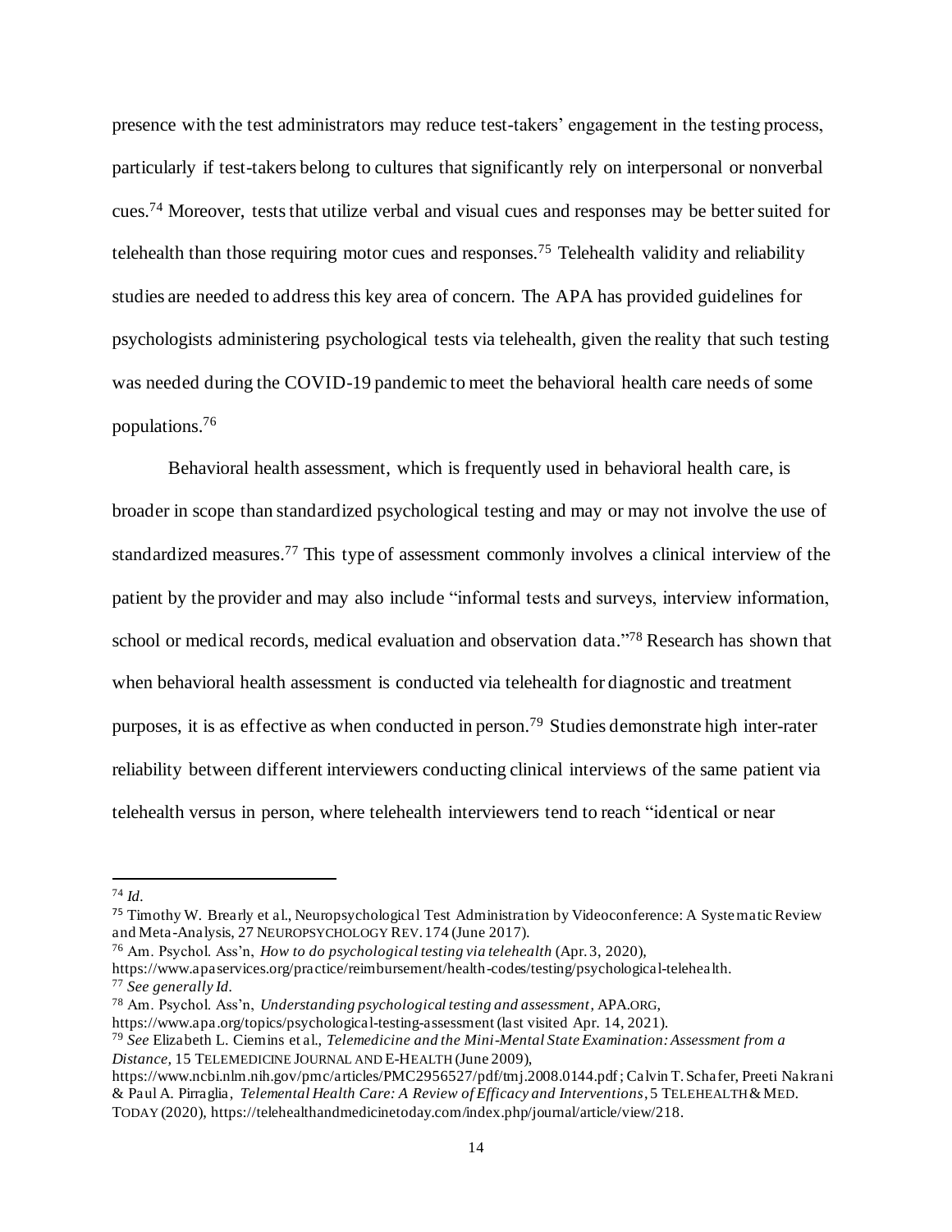presence with the test administrators may reduce test-takers' engagement in the testing process, particularly if test-takers belong to cultures that significantly rely on interpersonal or nonverbal cues.[74] Moreover, tests that utilize verbal and visual cues and responses may be better suited for telehealth than those requiring motor cues and responses.[75] Telehealth validity and reliability studies are needed to address this key area of concern. The APA has provided guidelines for psychologists administering psychological tests via telehealth, given the reality that such testing was needed during the COVID-19 pandemic to meet the behavioral health care needs of some populations.[76]

Behavioral health assessment, which is frequently used in behavioral health care, is broader in scope than standardized psychological testing and may or may not involve the use of standardized measures.[77] This type of assessment commonly involves a clinical interview of the patient by the provider and may also include "informal tests and surveys, interview information, school or medical records, medical evaluation and observation data."[78] Research has shown that when behavioral health assessment is conducted via telehealth for diagnostic and treatment purposes, it is as effective as when conducted in person.[79] Studies demonstrate high inter-rater reliability between different interviewers conducting clinical interviews of the same patient via telehealth versus in person, where telehealth interviewers tend to reach "identical or near

---

[74] *Id.*

[75] Timothy W. Brearly et al., Neuropsychological Test Administration by Videoconference: A Systematic Review and Meta-Analysis, 27 NEUROPSYCHOLOGY REV. 174 (June 2017).

[76] Am. Psychol. Ass'n, *How to do psychological testing via telehealth* (Apr. 3, 2020), https://www.apaservices.org/practice/reimbursement/health-codes/testing/psychological-telehealth.

[77] *See generally Id.*

[78] Am. Psychol. Ass'n, *Understanding psychological testing and assessment*, APA.ORG, https://www.apa.org/topics/psychological-testing-assessment (last visited Apr. 14, 2021).

[79] *See* Elizabeth L. Ciemins et al., *Telemedicine and the Mini-Mental State Examination: Assessment from a Distance,* 15 TELEMEDICINE JOURNAL AND E-HEALTH (June 2009), https://www.ncbi.nlm.nih.gov/pmc/articles/PMC2956527/pdf/tmj.2008.0144.pdf; Calvin T. Schafer, Preeti Nakrani & Paul A. Pirraglia, *Telemental Health Care: A Review of Efficacy and Interventions*, 5 TELEHEALTH & MED. TODAY (2020), https://telehealthandmedicinetoday.com/index.php/journal/article/view/218.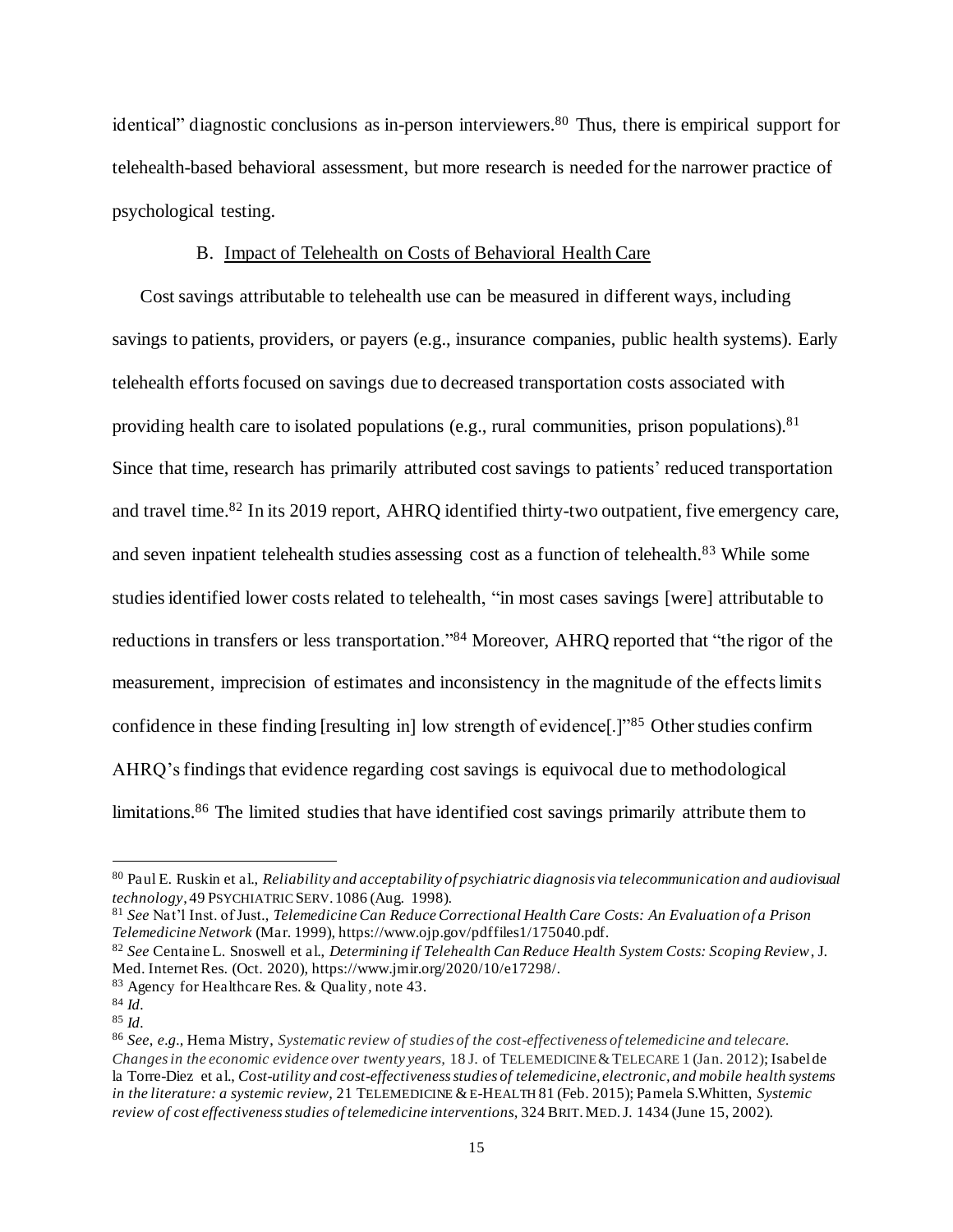identical" diagnostic conclusions as in-person interviewers.[80] Thus, there is empirical support for telehealth-based behavioral assessment, but more research is needed for the narrower practice of psychological testing.

### B. Impact of Telehealth on Costs of Behavioral Health Care

Cost savings attributable to telehealth use can be measured in different ways, including savings to patients, providers, or payers (e.g., insurance companies, public health systems). Early telehealth efforts focused on savings due to decreased transportation costs associated with providing health care to isolated populations (e.g., rural communities, prison populations).[81] Since that time, research has primarily attributed cost savings to patients' reduced transportation and travel time.[82] In its 2019 report, AHRQ identified thirty-two outpatient, five emergency care, and seven inpatient telehealth studies assessing cost as a function of telehealth.[83] While some studies identified lower costs related to telehealth, "in most cases savings [were] attributable to reductions in transfers or less transportation."[84] Moreover, AHRQ reported that "the rigor of the measurement, imprecision of estimates and inconsistency in the magnitude of the effects limits confidence in these finding [resulting in] low strength of evidence[.]"[85] Other studies confirm AHRQ's findings that evidence regarding cost savings is equivocal due to methodological limitations.[86] The limited studies that have identified cost savings primarily attribute them to

---

[80] Paul E. Ruskin et al., *Reliability and acceptability of psychiatric diagnosis via telecommunication and audiovisual technology*, 49 PSYCHIATRIC SERV. 1086 (Aug. 1998).

[81] *See* Nat'l Inst. of Just., *Telemedicine Can Reduce Correctional Health Care Costs: An Evaluation of a Prison Telemedicine Network* (Mar. 1999), https://www.ojp.gov/pdffiles1/175040.pdf.

[82] *See* Centaine L. Snoswell et al., *Determining if Telehealth Can Reduce Health System Costs: Scoping Review*, J. Med. Internet Res. (Oct. 2020), https://www.jmir.org/2020/10/e17298/.

[83] Agency for Healthcare Res. & Quality, note 43.

[84] *Id.*

[85] *Id.*

[86] *See, e.g.*, Hema Mistry, *Systematic review of studies of the cost-effectiveness of telemedicine and telecare. Changes in the economic evidence over twenty years,* 18 J. of TELEMEDICINE & TELECARE 1 (Jan. 2012); Isabel de la Torre-Diez et al., *Cost-utility and cost-effectiveness studies of telemedicine, electronic, and mobile health systems in the literature: a systemic review,* 21 TELEMEDICINE & E-HEALTH 81 (Feb. 2015); Pamela S.Whitten, *Systemic review of cost effectiveness studies of telemedicine interventions,* 324 BRIT. MED. J. 1434 (June 15, 2002).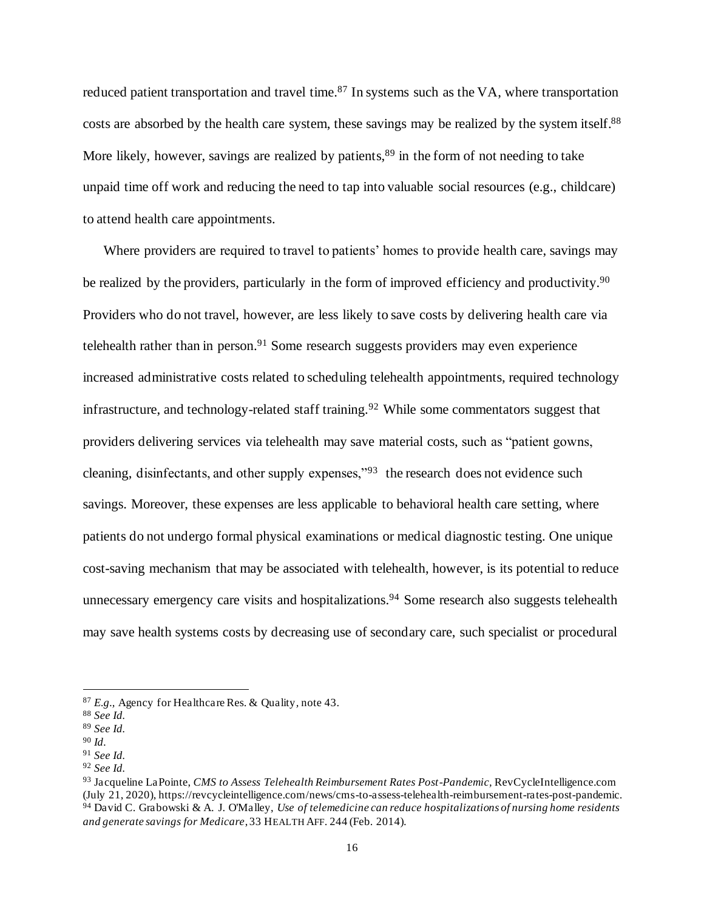reduced patient transportation and travel time.[87] In systems such as the VA, where transportation costs are absorbed by the health care system, these savings may be realized by the system itself.[88] More likely, however, savings are realized by patients,[89] in the form of not needing to take unpaid time off work and reducing the need to tap into valuable social resources (e.g., childcare) to attend health care appointments.

Where providers are required to travel to patients' homes to provide health care, savings may be realized by the providers, particularly in the form of improved efficiency and productivity.[90] Providers who do not travel, however, are less likely to save costs by delivering health care via telehealth rather than in person.[91] Some research suggests providers may even experience increased administrative costs related to scheduling telehealth appointments, required technology infrastructure, and technology-related staff training.[92] While some commentators suggest that providers delivering services via telehealth may save material costs, such as "patient gowns, cleaning, disinfectants, and other supply expenses,"[93] the research does not evidence such savings. Moreover, these expenses are less applicable to behavioral health care setting, where patients do not undergo formal physical examinations or medical diagnostic testing. One unique cost-saving mechanism that may be associated with telehealth, however, is its potential to reduce unnecessary emergency care visits and hospitalizations.[94] Some research also suggests telehealth may save health systems costs by decreasing use of secondary care, such specialist or procedural

---

[87] *E.g.*, Agency for Healthcare Res. & Quality, note 43.

[88] *See Id.*

[89] *See Id.*

[90] *Id.*

[91] *See Id.*

[92] *See Id.*

[93] Jacqueline LaPointe, *CMS to Assess Telehealth Reimbursement Rates Post-Pandemic*, RevCycleIntelligence.com (July 21, 2020), https://revcycleintelligence.com/news/cms-to-assess-telehealth-reimbursement-rates-post-pandemic.

[94] David C. Grabowski & A. J. O'Malley, *Use of telemedicine can reduce hospitalizations of nursing home residents and generate savings for Medicare*, 33 HEALTH AFF. 244 (Feb. 2014).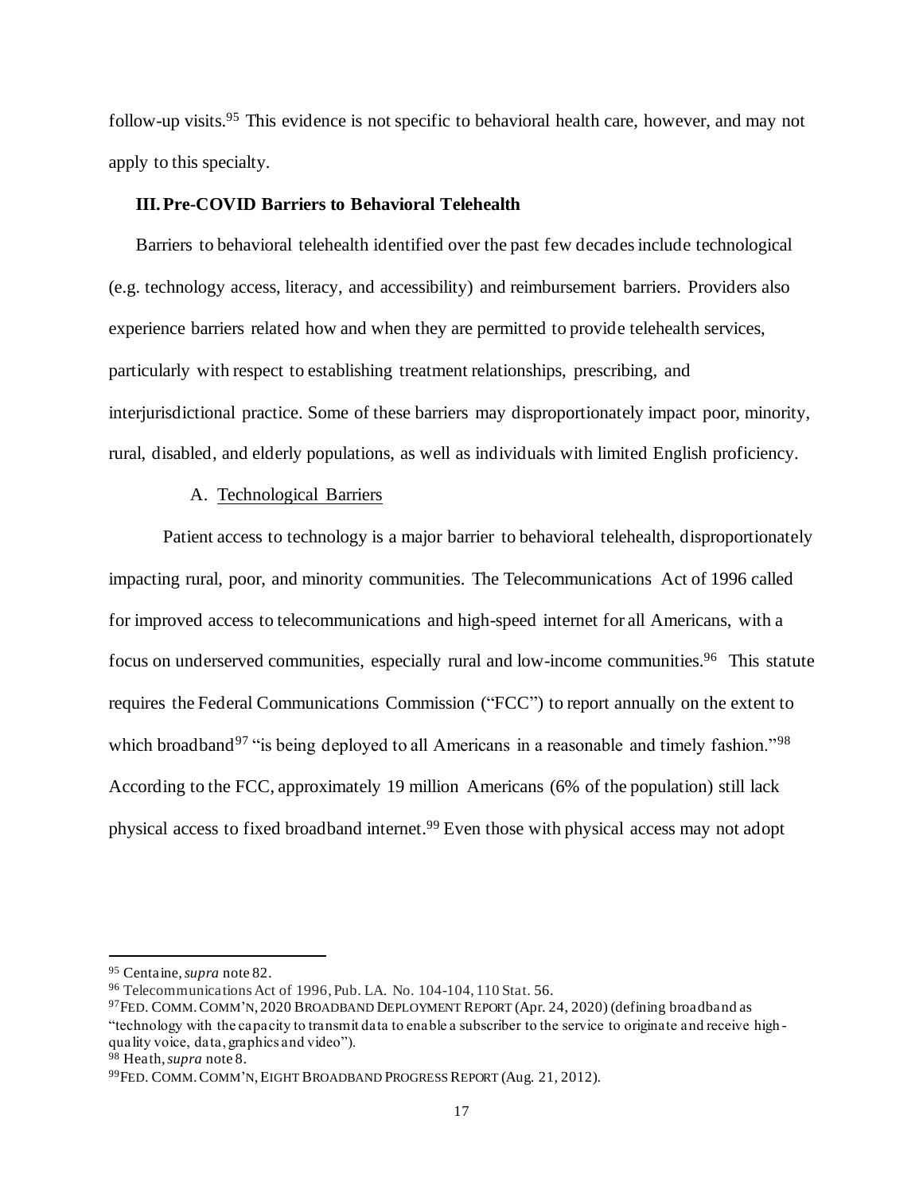follow-up visits.[95] This evidence is not specific to behavioral health care, however, and may not apply to this specialty.

### III. Pre-COVID Barriers to Behavioral Telehealth

Barriers to behavioral telehealth identified over the past few decades include technological (e.g. technology access, literacy, and accessibility) and reimbursement barriers. Providers also experience barriers related how and when they are permitted to provide telehealth services, particularly with respect to establishing treatment relationships, prescribing, and interjurisdictional practice. Some of these barriers may disproportionately impact poor, minority, rural, disabled, and elderly populations, as well as individuals with limited English proficiency.

#### A. Technological Barriers

Patient access to technology is a major barrier to behavioral telehealth, disproportionately impacting rural, poor, and minority communities. The Telecommunications Act of 1996 called for improved access to telecommunications and high-speed internet for all Americans, with a focus on underserved communities, especially rural and low-income communities.[96] This statute requires the Federal Communications Commission ("FCC") to report annually on the extent to which broadband[97] "is being deployed to all Americans in a reasonable and timely fashion."[98] According to the FCC, approximately 19 million Americans (6% of the population) still lack physical access to fixed broadband internet.[99] Even those with physical access may not adopt

---

[95] Centaine, *supra* note 82.

[96] Telecommunications Act of 1996, Pub. LA. No. 104-104, 110 Stat. 56.

[97] FED. COMM. COMM'N, 2020 BROADBAND DEPLOYMENT REPORT (Apr. 24, 2020) (defining broadband as "technology with the capacity to transmit data to enable a subscriber to the service to originate and receive high-quality voice, data, graphics and video").

[98] Heath, *supra* note 8.

[99] FED. COMM. COMM'N, EIGHT BROADBAND PROGRESS REPORT (Aug. 21, 2012).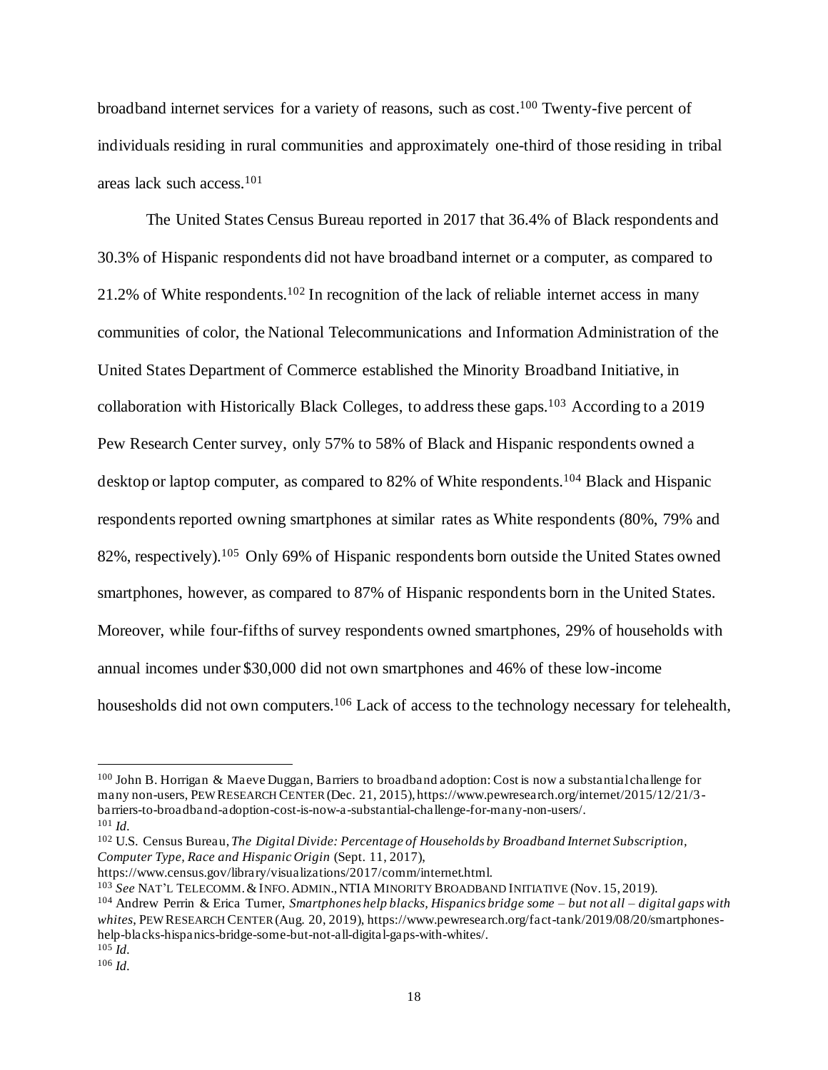broadband internet services for a variety of reasons, such as cost.[100] Twenty-five percent of individuals residing in rural communities and approximately one-third of those residing in tribal areas lack such access.[101]

The United States Census Bureau reported in 2017 that 36.4% of Black respondents and 30.3% of Hispanic respondents did not have broadband internet or a computer, as compared to 21.2% of White respondents.[102] In recognition of the lack of reliable internet access in many communities of color, the National Telecommunications and Information Administration of the United States Department of Commerce established the Minority Broadband Initiative, in collaboration with Historically Black Colleges, to address these gaps.[103] According to a 2019 Pew Research Center survey, only 57% to 58% of Black and Hispanic respondents owned a desktop or laptop computer, as compared to 82% of White respondents.[104] Black and Hispanic respondents reported owning smartphones at similar rates as White respondents (80%, 79% and 82%, respectively).[105] Only 69% of Hispanic respondents born outside the United States owned smartphones, however, as compared to 87% of Hispanic respondents born in the United States. Moreover, while four-fifths of survey respondents owned smartphones, 29% of households with annual incomes under $30,000 did not own smartphones and 46% of these low-income housesholds did not own computers.[106] Lack of access to the technology necessary for telehealth,

---

[100] John B. Horrigan & Maeve Duggan, Barriers to broadband adoption: Cost is now a substantial challenge for many non-users, PEW RESEARCH CENTER (Dec. 21, 2015), https://www.pewresearch.org/internet/2015/12/21/3-barriers-to-broadband-adoption-cost-is-now-a-substantial-challenge-for-many-non-users/.

[101] *Id.*

[102] U.S. Census Bureau, *The Digital Divide: Percentage of Households by Broadband Internet Subscription, Computer Type, Race and Hispanic Origin* (Sept. 11, 2017), https://www.census.gov/library/visualizations/2017/comm/internet.html.

[103] *See* NAT'L TELECOMM. & INFO. ADMIN., NTIA MINORITY BROADBAND INITIATIVE (Nov. 15, 2019).

[104] Andrew Perrin & Erica Turner, *Smartphones help blacks, Hispanics bridge some – but not all – digital gaps with whites*, PEW RESEARCH CENTER (Aug. 20, 2019), https://www.pewresearch.org/fact-tank/2019/08/20/smartphones-help-blacks-hispanics-bridge-some-but-not-all-digital-gaps-with-whites/.

[105] *Id.*

[106] *Id.*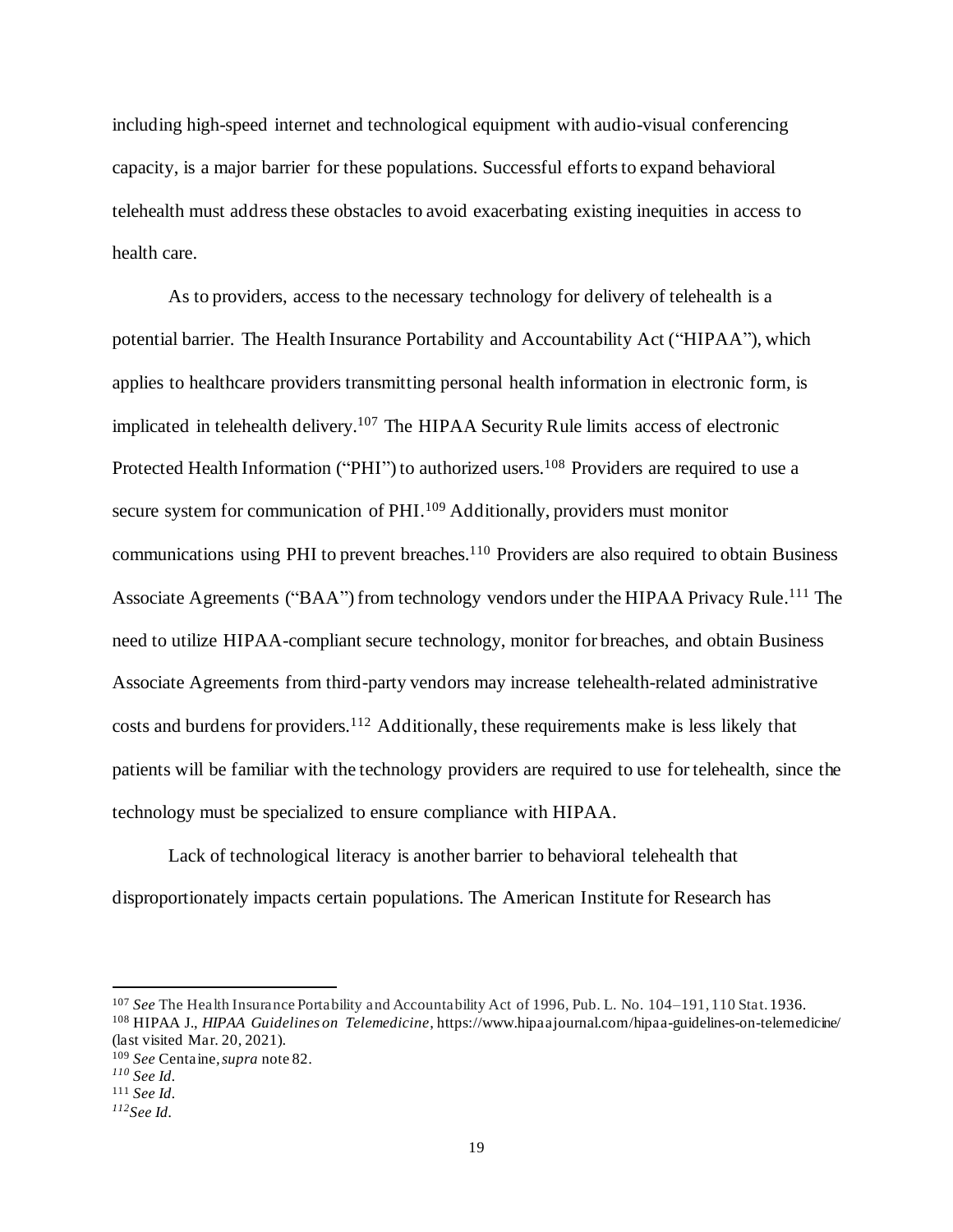including high-speed internet and technological equipment with audio-visual conferencing capacity, is a major barrier for these populations. Successful efforts to expand behavioral telehealth must address these obstacles to avoid exacerbating existing inequities in access to health care.

As to providers, access to the necessary technology for delivery of telehealth is a potential barrier. The Health Insurance Portability and Accountability Act ("HIPAA"), which applies to healthcare providers transmitting personal health information in electronic form, is implicated in telehealth delivery.[107] The HIPAA Security Rule limits access of electronic Protected Health Information ("PHI") to authorized users.[108] Providers are required to use a secure system for communication of PHI.[109] Additionally, providers must monitor communications using PHI to prevent breaches.[110] Providers are also required to obtain Business Associate Agreements ("BAA") from technology vendors under the HIPAA Privacy Rule.[111] The need to utilize HIPAA-compliant secure technology, monitor for breaches, and obtain Business Associate Agreements from third-party vendors may increase telehealth-related administrative costs and burdens for providers.[112] Additionally, these requirements make is less likely that patients will be familiar with the technology providers are required to use for telehealth, since the technology must be specialized to ensure compliance with HIPAA.

Lack of technological literacy is another barrier to behavioral telehealth that disproportionately impacts certain populations. The American Institute for Research has

---

[107] *See* The Health Insurance Portability and Accountability Act of 1996, Pub. L. No. 104–191, 110 Stat. 1936.

[108] HIPAA J., *HIPAA Guidelines on Telemedicine*, https://www.hipaajournal.com/hipaa-guidelines-on-telemedicine/ (last visited Mar. 20, 2021).

[109] *See* Centaine, *supra* note 82.

[110] *See Id.*

[111] *See Id.*

[112] *See Id.*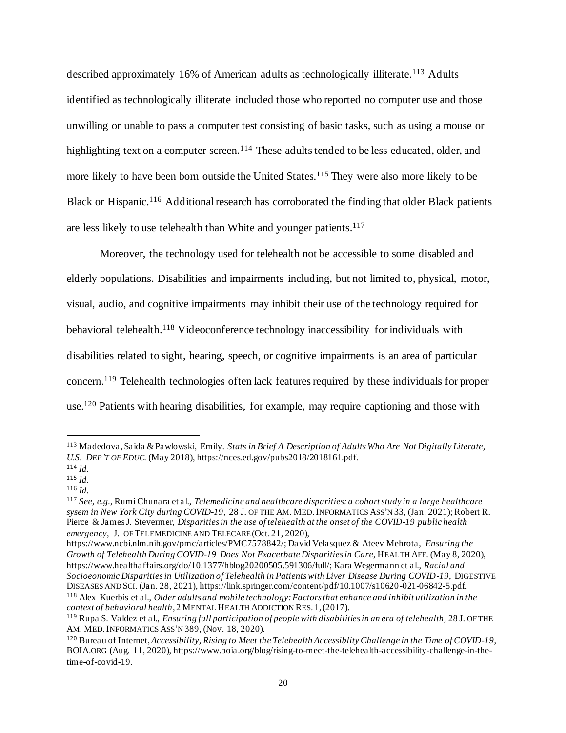described approximately 16% of American adults as technologically illiterate.[113] Adults identified as technologically illiterate included those who reported no computer use and those unwilling or unable to pass a computer test consisting of basic tasks, such as using a mouse or highlighting text on a computer screen.[114] These adults tended to be less educated, older, and more likely to have been born outside the United States.[115] They were also more likely to be Black or Hispanic.[116] Additional research has corroborated the finding that older Black patients are less likely to use telehealth than White and younger patients.[117]

Moreover, the technology used for telehealth not be accessible to some disabled and elderly populations. Disabilities and impairments including, but not limited to, physical, motor, visual, audio, and cognitive impairments may inhibit their use of the technology required for behavioral telehealth.[118] Videoconference technology inaccessibility for individuals with disabilities related to sight, hearing, speech, or cognitive impairments is an area of particular concern.[119] Telehealth technologies often lack features required by these individuals for proper use.[120] Patients with hearing disabilities, for example, may require captioning and those with

---

[113] Madedova, Saida & Pawlowski, Emily. *Stats in Brief A Description of Adults Who Are Not Digitally Literate, U.S. DEP'T OF EDUC.* (May 2018), https://nces.ed.gov/pubs2018/2018161.pdf.

[114] *Id.*

[115] *Id.*

[116] *Id.*

[117] *See, e.g.*, Rumi Chunara et al., *Telemedicine and healthcare disparities: a cohort study in a large healthcare sysem in New York City during COVID-19,* 28 J. OF THE AM. MED. INFORMATICS ASS'N 33, (Jan. 2021); Robert R. Pierce & James J. Stevermer, *Disparities in the use of telehealth at the onset of the COVID-19 public health emergency*, J. OF TELEMEDICINE AND TELECARE (Oct. 21, 2020), https://www.ncbi.nlm.nih.gov/pmc/articles/PMC7578842/; David Velasquez & Ateev Mehrota, *Ensuring the Growth of Telehealth During COVID-19 Does Not Exacerbate Disparities in Care*, HEALTH AFF. (May 8, 2020), https://www.healthaffairs.org/do/10.1377/hblog20200505.591306/full/; Kara Wegermann et al., *Racial and Socioeonomic Disparities in Utilization of Telehealth in Patients with Liver Disease During COVID-19*, DIGESTIVE DISEASES AND SCI. (Jan. 28, 2021), https://link.springer.com/content/pdf/10.1007/s10620-021-06842-5.pdf.

[118] Alex Kuerbis et al., *Older adults and mobile technology: Factors that enhance and inhibit utilization in the context of behavioral health*, 2 MENTAL HEALTH ADDICTION RES. 1, (2017).

[119] Rupa S. Valdez et al., *Ensuring full participation of people with disabilities in an era of telehealth*, 28 J. OF THE AM. MED. INFORMATICS ASS'N 389, (Nov. 18, 2020).

[120] Bureau of Internet, *Accessibility, Rising to Meet the Telehealth Accessiblity Challenge in the Time of COVID-19*, BOIA.ORG (Aug. 11, 2020), https://www.boia.org/blog/rising-to-meet-the-telehealth-accessibility-challenge-in-the-time-of-covid-19.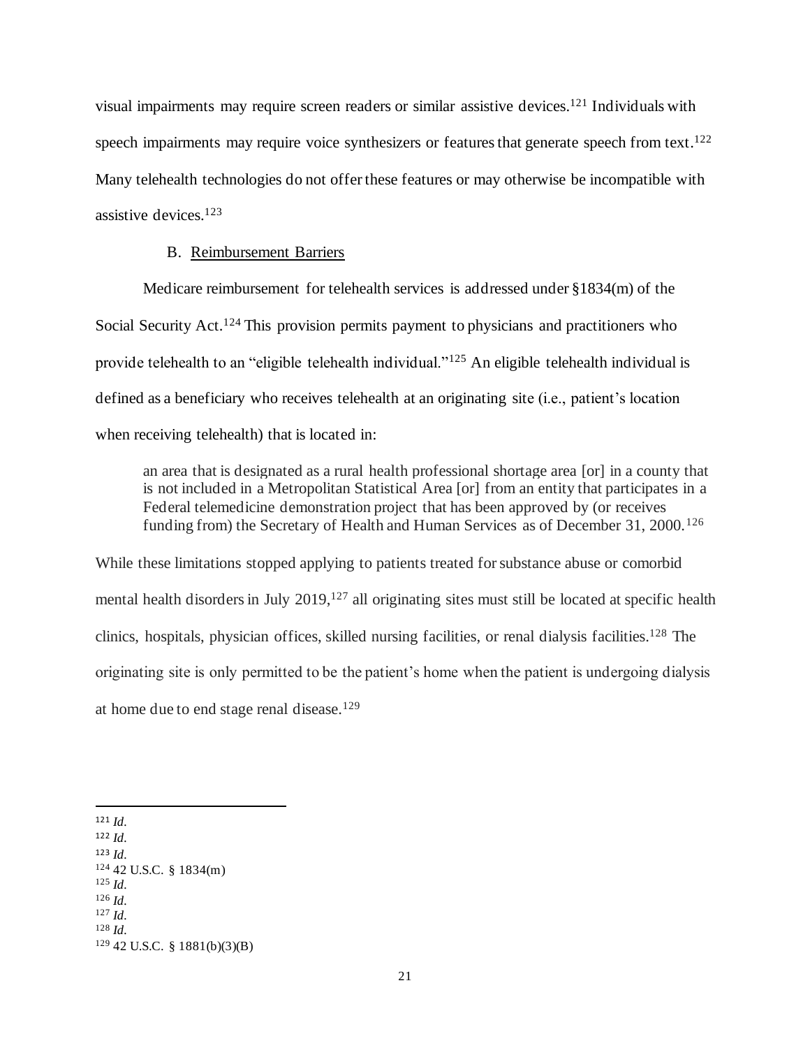visual impairments may require screen readers or similar assistive devices.[121] Individuals with speech impairments may require voice synthesizers or features that generate speech from text.[122] Many telehealth technologies do not offer these features or may otherwise be incompatible with assistive devices.[123]

### B. Reimbursement Barriers

Medicare reimbursement for telehealth services is addressed under §1834(m) of the Social Security Act.[124] This provision permits payment to physicians and practitioners who provide telehealth to an "eligible telehealth individual."[125] An eligible telehealth individual is defined as a beneficiary who receives telehealth at an originating site (i.e., patient's location when receiving telehealth) that is located in:

> an area that is designated as a rural health professional shortage area [or] in a county that is not included in a Metropolitan Statistical Area [or] from an entity that participates in a Federal telemedicine demonstration project that has been approved by (or receives funding from) the Secretary of Health and Human Services as of December 31, 2000.[126]

While these limitations stopped applying to patients treated for substance abuse or comorbid mental health disorders in July 2019,[127] all originating sites must still be located at specific health clinics, hospitals, physician offices, skilled nursing facilities, or renal dialysis facilities.[128] The originating site is only permitted to be the patient's home when the patient is undergoing dialysis at home due to end stage renal disease.[129]

---

[121] *Id.*
[122] *Id.*
[123] *Id.*
[124] 42 U.S.C. § 1834(m)
[125] *Id.*
[126] *Id.*
[127] *Id.*
[128] *Id.*
[129] 42 U.S.C. § 1881(b)(3)(B)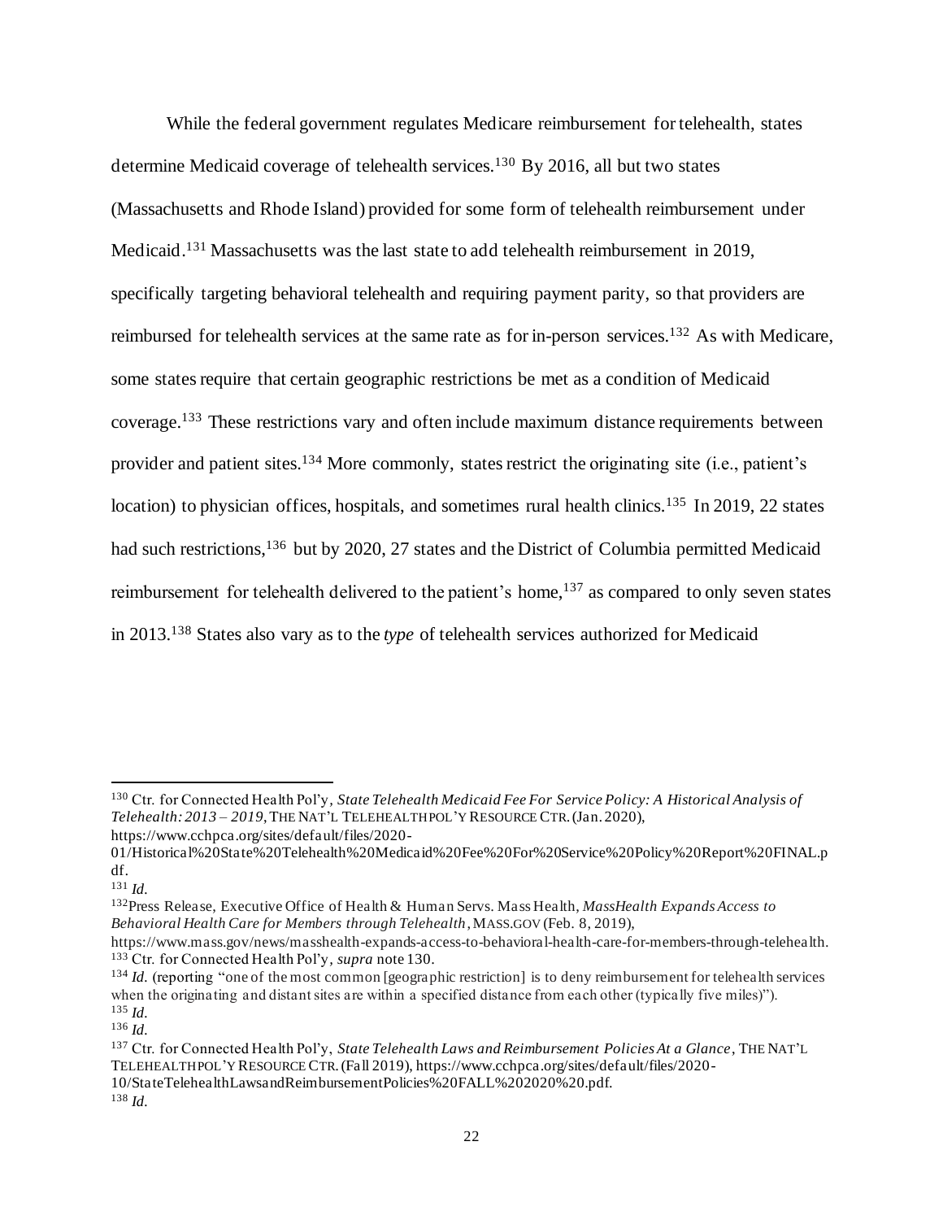While the federal government regulates Medicare reimbursement for telehealth, states determine Medicaid coverage of telehealth services.[130] By 2016, all but two states (Massachusetts and Rhode Island) provided for some form of telehealth reimbursement under Medicaid.[131] Massachusetts was the last state to add telehealth reimbursement in 2019, specifically targeting behavioral telehealth and requiring payment parity, so that providers are reimbursed for telehealth services at the same rate as for in-person services.[132] As with Medicare, some states require that certain geographic restrictions be met as a condition of Medicaid coverage.[133] These restrictions vary and often include maximum distance requirements between provider and patient sites.[134] More commonly, states restrict the originating site (i.e., patient's location) to physician offices, hospitals, and sometimes rural health clinics.[135] In 2019, 22 states had such restrictions,[136] but by 2020, 27 states and the District of Columbia permitted Medicaid reimbursement for telehealth delivered to the patient's home,[137] as compared to only seven states in 2013.[138] States also vary as to the *type* of telehealth services authorized for Medicaid

---

[130] Ctr. for Connected Health Pol'y, *State Telehealth Medicaid Fee For Service Policy: A Historical Analysis of Telehealth: 2013 – 2019*, THE NAT'L TELEHEALTH POL'Y RESOURCE CTR. (Jan. 2020), https://www.cchpca.org/sites/default/files/2020-01/Historical%20State%20Telehealth%20Medicaid%20Fee%20For%20Service%20Policy%20Report%20FINAL.pdf.

[131] *Id.*

[132] Press Release, Executive Office of Health & Human Servs. Mass Health, *MassHealth Expands Access to Behavioral Health Care for Members through Telehealth*, MASS.GOV (Feb. 8, 2019), https://www.mass.gov/news/masshealth-expands-access-to-behavioral-health-care-for-members-through-telehealth.

[133] Ctr. for Connected Health Pol'y, *supra* note 130.

[134] *Id.* (reporting "one of the most common [geographic restriction] is to deny reimbursement for telehealth services when the originating and distant sites are within a specified distance from each other (typically five miles)").

[135] *Id.*

[136] *Id.*

[137] Ctr. for Connected Health Pol'y, *State Telehealth Laws and Reimbursement Policies At a Glance*, THE NAT'L TELEHEALTH POL'Y RESOURCE CTR. (Fall 2019), https://www.cchpca.org/sites/default/files/2020-10/StateTelehealthLawsandReimbursementPolicies%20FALL%202020%20.pdf.

[138] *Id.*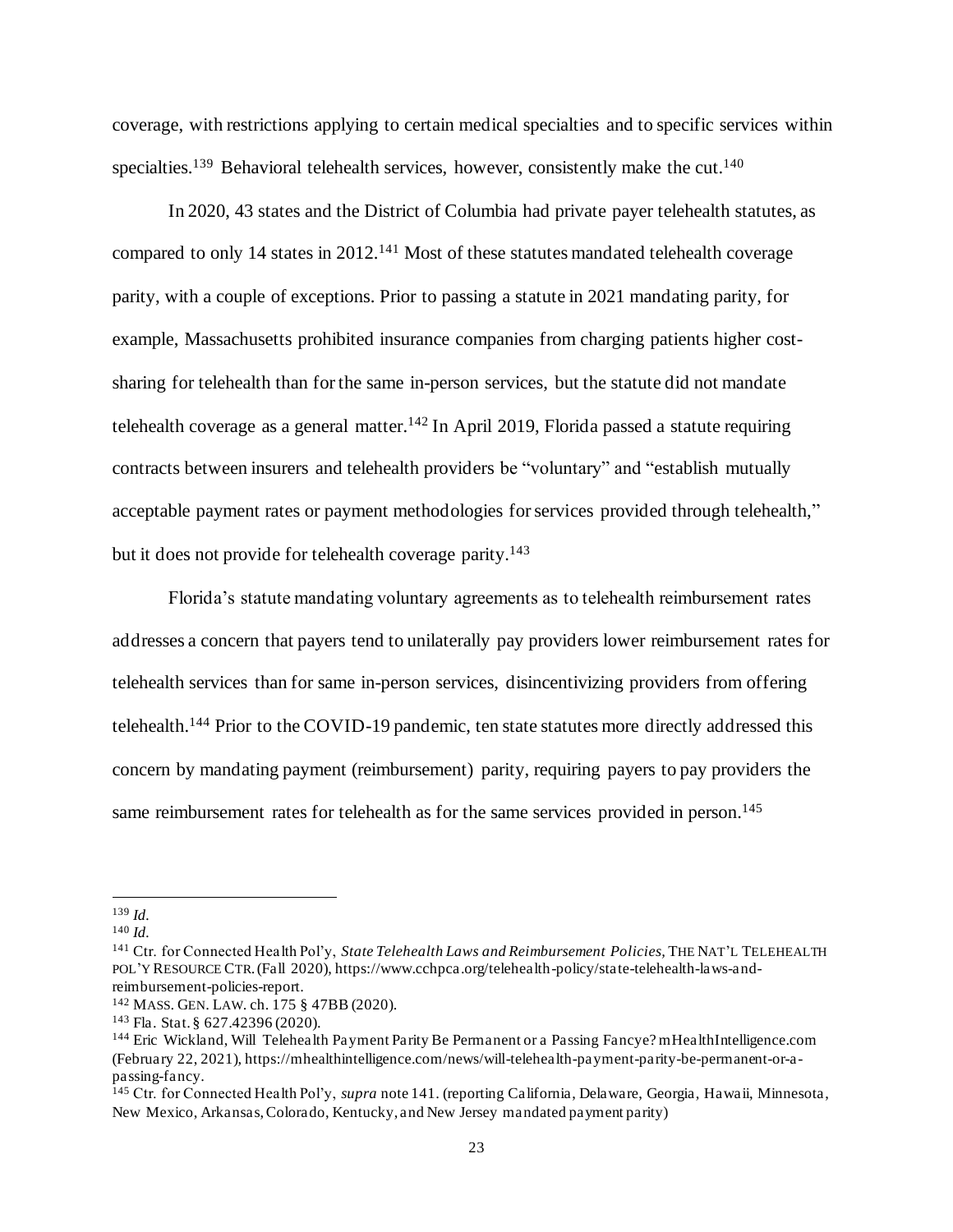coverage, with restrictions applying to certain medical specialties and to specific services within specialties.[139] Behavioral telehealth services, however, consistently make the cut.[140]

In 2020, 43 states and the District of Columbia had private payer telehealth statutes, as compared to only 14 states in 2012.[141] Most of these statutes mandated telehealth coverage parity, with a couple of exceptions. Prior to passing a statute in 2021 mandating parity, for example, Massachusetts prohibited insurance companies from charging patients higher cost-sharing for telehealth than for the same in-person services, but the statute did not mandate telehealth coverage as a general matter.[142] In April 2019, Florida passed a statute requiring contracts between insurers and telehealth providers be "voluntary" and "establish mutually acceptable payment rates or payment methodologies for services provided through telehealth," but it does not provide for telehealth coverage parity.[143]

Florida's statute mandating voluntary agreements as to telehealth reimbursement rates addresses a concern that payers tend to unilaterally pay providers lower reimbursement rates for telehealth services than for same in-person services, disincentivizing providers from offering telehealth.[144] Prior to the COVID-19 pandemic, ten state statutes more directly addressed this concern by mandating payment (reimbursement) parity, requiring payers to pay providers the same reimbursement rates for telehealth as for the same services provided in person.[145]

---

[139] *Id.*

[140] *Id.*

[141] Ctr. for Connected Health Pol'y, *State Telehealth Laws and Reimbursement Policies*, THE NAT'L TELEHEALTH POL'Y RESOURCE CTR. (Fall 2020), https://www.cchpca.org/telehealth-policy/state-telehealth-laws-and-reimbursement-policies-report.

[142] MASS. GEN. LAW. ch. 175 § 47BB (2020).

[143] Fla. Stat. § 627.42396 (2020).

[144] Eric Wickland, Will Telehealth Payment Parity Be Permanent or a Passing Fancye? mHealthIntelligence.com (February 22, 2021), https://mhealthintelligence.com/news/will-telehealth-payment-parity-be-permanent-or-a-passing-fancy.

[145] Ctr. for Connected Health Pol'y, *supra* note 141. (reporting California, Delaware, Georgia, Hawaii, Minnesota, New Mexico, Arkansas, Colorado, Kentucky, and New Jersey mandated payment parity)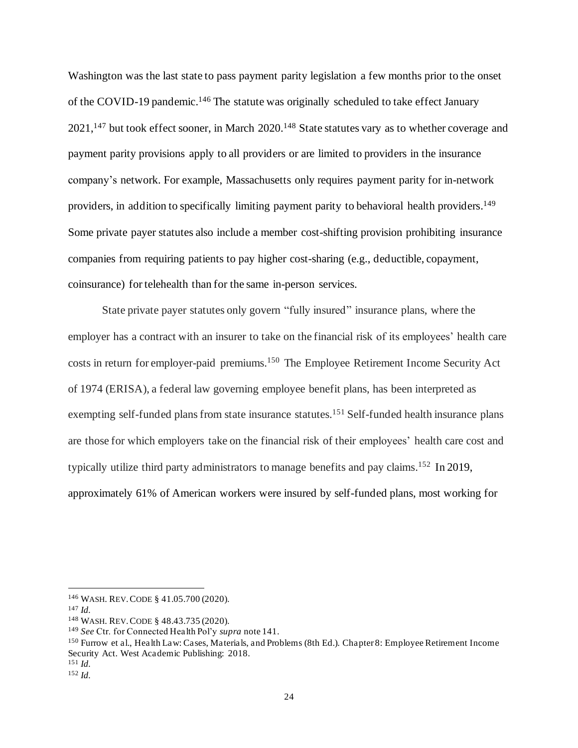Washington was the last state to pass payment parity legislation a few months prior to the onset of the COVID-19 pandemic.[146] The statute was originally scheduled to take effect January 2021,[147] but took effect sooner, in March 2020.[148] State statutes vary as to whether coverage and payment parity provisions apply to all providers or are limited to providers in the insurance company's network. For example, Massachusetts only requires payment parity for in-network providers, in addition to specifically limiting payment parity to behavioral health providers.[149] Some private payer statutes also include a member cost-shifting provision prohibiting insurance companies from requiring patients to pay higher cost-sharing (e.g., deductible, copayment, coinsurance) for telehealth than for the same in-person services.

State private payer statutes only govern "fully insured" insurance plans, where the employer has a contract with an insurer to take on the financial risk of its employees' health care costs in return for employer-paid premiums.[150] The Employee Retirement Income Security Act of 1974 (ERISA), a federal law governing employee benefit plans, has been interpreted as exempting self-funded plans from state insurance statutes.[151] Self-funded health insurance plans are those for which employers take on the financial risk of their employees' health care cost and typically utilize third party administrators to manage benefits and pay claims.[152] In 2019, approximately 61% of American workers were insured by self-funded plans, most working for

---

[146] WASH. REV. CODE § 41.05.700 (2020).

[147] *Id.*

[148] WASH. REV. CODE § 48.43.735 (2020).

[149] *See* Ctr. for Connected Health Pol'y *supra* note 141.

[150] Furrow et al., Health Law: Cases, Materials, and Problems (8th Ed.). Chapter 8: Employee Retirement Income Security Act. West Academic Publishing: 2018.

[151] *Id.*

[152] *Id.*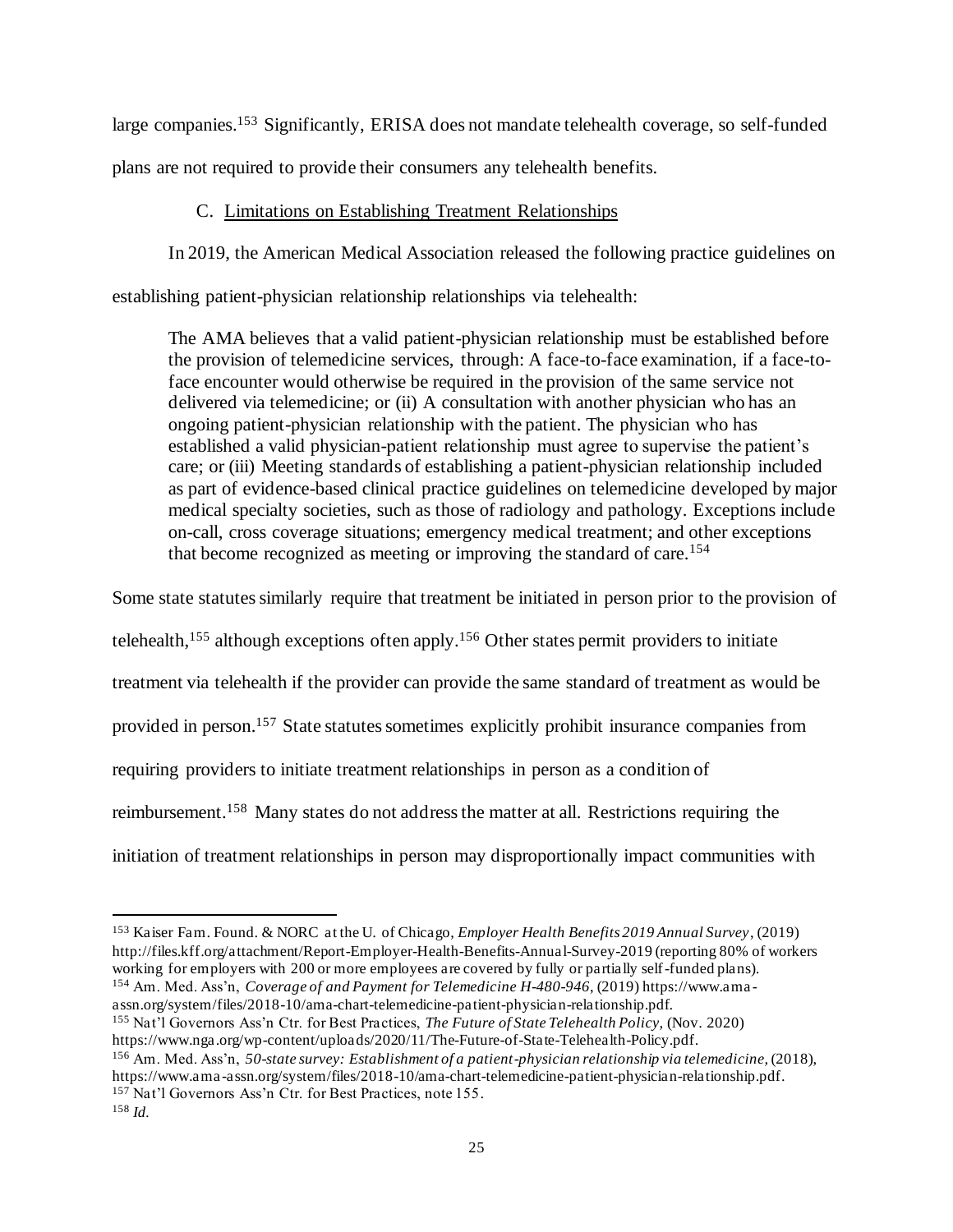large companies.[153] Significantly, ERISA does not mandate telehealth coverage, so self-funded plans are not required to provide their consumers any telehealth benefits.

### C. Limitations on Establishing Treatment Relationships

In 2019, the American Medical Association released the following practice guidelines on establishing patient-physician relationship relationships via telehealth:

> The AMA believes that a valid patient-physician relationship must be established before the provision of telemedicine services, through: A face-to-face examination, if a face-to-face encounter would otherwise be required in the provision of the same service not delivered via telemedicine; or (ii) A consultation with another physician who has an ongoing patient-physician relationship with the patient. The physician who has established a valid physician-patient relationship must agree to supervise the patient's care; or (iii) Meeting standards of establishing a patient-physician relationship included as part of evidence-based clinical practice guidelines on telemedicine developed by major medical specialty societies, such as those of radiology and pathology. Exceptions include on-call, cross coverage situations; emergency medical treatment; and other exceptions that become recognized as meeting or improving the standard of care.[154]

Some state statutes similarly require that treatment be initiated in person prior to the provision of telehealth,[155] although exceptions often apply.[156] Other states permit providers to initiate treatment via telehealth if the provider can provide the same standard of treatment as would be provided in person.[157] State statutes sometimes explicitly prohibit insurance companies from requiring providers to initiate treatment relationships in person as a condition of reimbursement.[158] Many states do not address the matter at all. Restrictions requiring the initiation of treatment relationships in person may disproportionally impact communities with

---

[153] Kaiser Fam. Found. & NORC at the U. of Chicago, *Employer Health Benefits 2019 Annual Survey*, (2019) http://files.kff.org/attachment/Report-Employer-Health-Benefits-Annual-Survey-2019 (reporting 80% of workers working for employers with 200 or more employees are covered by fully or partially self-funded plans).

[154] Am. Med. Ass'n, *Coverage of and Payment for Telemedicine H-480-946*, (2019) https://www.ama-assn.org/system/files/2018-10/ama-chart-telemedicine-patient-physician-relationship.pdf.

[155] Nat'l Governors Ass'n Ctr. for Best Practices, *The Future of State Telehealth Policy,* (Nov. 2020) https://www.nga.org/wp-content/uploads/2020/11/The-Future-of-State-Telehealth-Policy.pdf.

[156] Am. Med. Ass'n, *50-state survey: Establishment of a patient-physician relationship via telemedicine,* (2018), https://www.ama-assn.org/system/files/2018-10/ama-chart-telemedicine-patient-physician-relationship.pdf.

[157] Nat'l Governors Ass'n Ctr. for Best Practices, note 155.

[158] *Id.*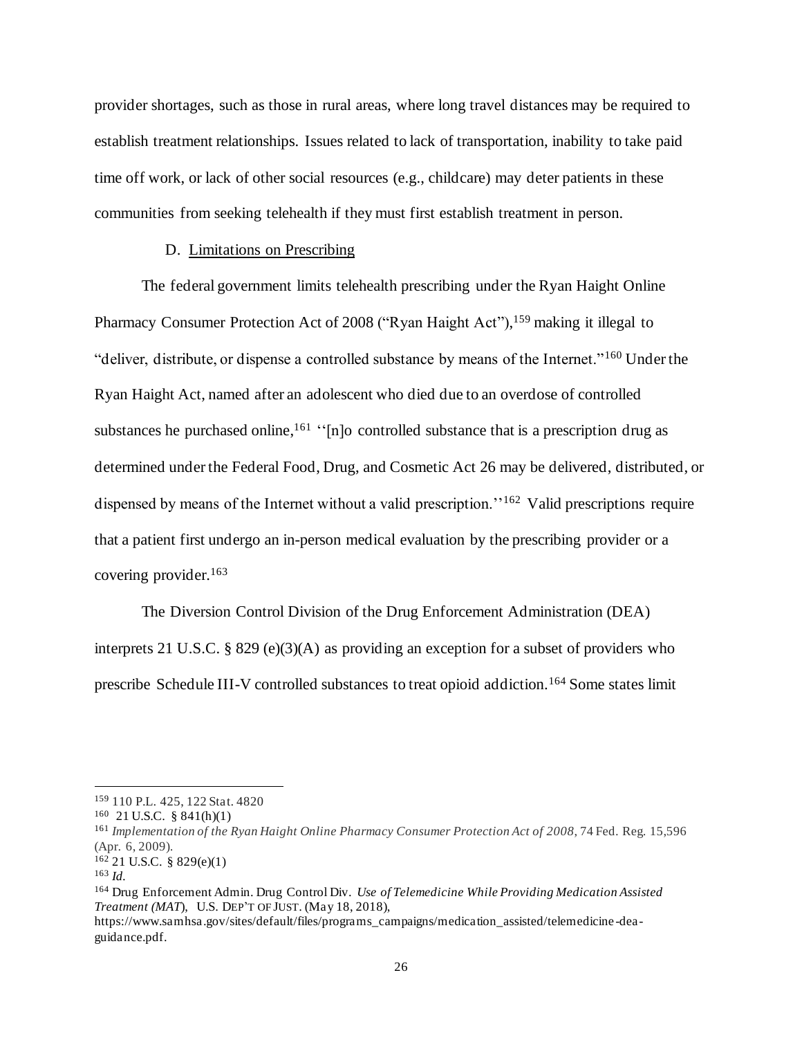provider shortages, such as those in rural areas, where long travel distances may be required to establish treatment relationships. Issues related to lack of transportation, inability to take paid time off work, or lack of other social resources (e.g., childcare) may deter patients in these communities from seeking telehealth if they must first establish treatment in person.

### D. Limitations on Prescribing

The federal government limits telehealth prescribing under the Ryan Haight Online Pharmacy Consumer Protection Act of 2008 ("Ryan Haight Act"),[159] making it illegal to "deliver, distribute, or dispense a controlled substance by means of the Internet."[160] Under the Ryan Haight Act, named after an adolescent who died due to an overdose of controlled substances he purchased online,[161] ''[n]o controlled substance that is a prescription drug as determined under the Federal Food, Drug, and Cosmetic Act 26 may be delivered, distributed, or dispensed by means of the Internet without a valid prescription.''[162] Valid prescriptions require that a patient first undergo an in-person medical evaluation by the prescribing provider or a covering provider.[163]

The Diversion Control Division of the Drug Enforcement Administration (DEA) interprets 21 U.S.C. § 829 (e)(3)(A) as providing an exception for a subset of providers who prescribe Schedule III-V controlled substances to treat opioid addiction.[164] Some states limit

---

[159] 110 P.L. 425, 122 Stat. 4820

[160] 21 U.S.C. § 841(h)(1)

[161] *Implementation of the Ryan Haight Online Pharmacy Consumer Protection Act of 2008*, 74 Fed. Reg. 15,596 (Apr. 6, 2009).

[162] 21 U.S.C. § 829(e)(1)

[163] *Id.*

[164] Drug Enforcement Admin. Drug Control Div. *Use of Telemedicine While Providing Medication Assisted Treatment (MAT*), U.S. DEP'T OF JUST. (May 18, 2018), https://www.samhsa.gov/sites/default/files/programs_campaigns/medication_assisted/telemedicine-dea-guidance.pdf.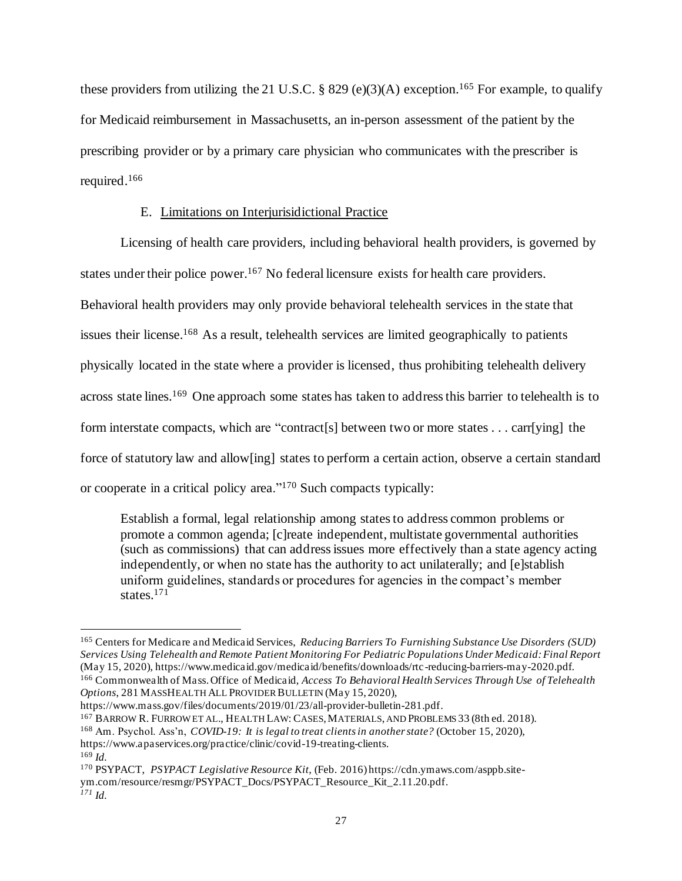these providers from utilizing the 21 U.S.C. § 829 (e)(3)(A) exception.[165] For example, to qualify for Medicaid reimbursement in Massachusetts, an in-person assessment of the patient by the prescribing provider or by a primary care physician who communicates with the prescriber is required.[166]

### E. Limitations on Interjurisidictional Practice

Licensing of health care providers, including behavioral health providers, is governed by states under their police power.[167] No federal licensure exists for health care providers. Behavioral health providers may only provide behavioral telehealth services in the state that issues their license.[168] As a result, telehealth services are limited geographically to patients physically located in the state where a provider is licensed, thus prohibiting telehealth delivery across state lines.[169] One approach some states has taken to address this barrier to telehealth is to form interstate compacts, which are "contract[s] between two or more states . . . carr[ying] the force of statutory law and allow[ing] states to perform a certain action, observe a certain standard or cooperate in a critical policy area."[170] Such compacts typically:

> Establish a formal, legal relationship among states to address common problems or promote a common agenda; [c]reate independent, multistate governmental authorities (such as commissions) that can address issues more effectively than a state agency acting independently, or when no state has the authority to act unilaterally; and [e]stablish uniform guidelines, standards or procedures for agencies in the compact's member states.[171]

---

[165] Centers for Medicare and Medicaid Services, *Reducing Barriers To Furnishing Substance Use Disorders (SUD) Services Using Telehealth and Remote Patient Monitoring For Pediatric Populations Under Medicaid: Final Report* (May 15, 2020), https://www.medicaid.gov/medicaid/benefits/downloads/rtc-reducing-barriers-may-2020.pdf.

[166] Commonwealth of Mass. Office of Medicaid, *Access To Behavioral Health Services Through Use of Telehealth Options*, 281 MASSHEALTH ALL PROVIDER BULLETIN (May 15, 2020), https://www.mass.gov/files/documents/2019/01/23/all-provider-bulletin-281.pdf.

[167] BARROW R. FURROW ET AL., HEALTH LAW: CASES, MATERIALS, AND PROBLEMS 33 (8th ed. 2018).

[168] Am. Psychol. Ass'n, *COVID-19: It is legal to treat clients in another state?* (October 15, 2020), https://www.apaservices.org/practice/clinic/covid-19-treating-clients.

[169] *Id.*

[170] PSYPACT, *PSYPACT Legislative Resource Kit*, (Feb. 2016) https://cdn.ymaws.com/asppb.site-ym.com/resource/resmgr/PSYPACT_Docs/PSYPACT_Resource_Kit_2.11.20.pdf.

[171] *Id.*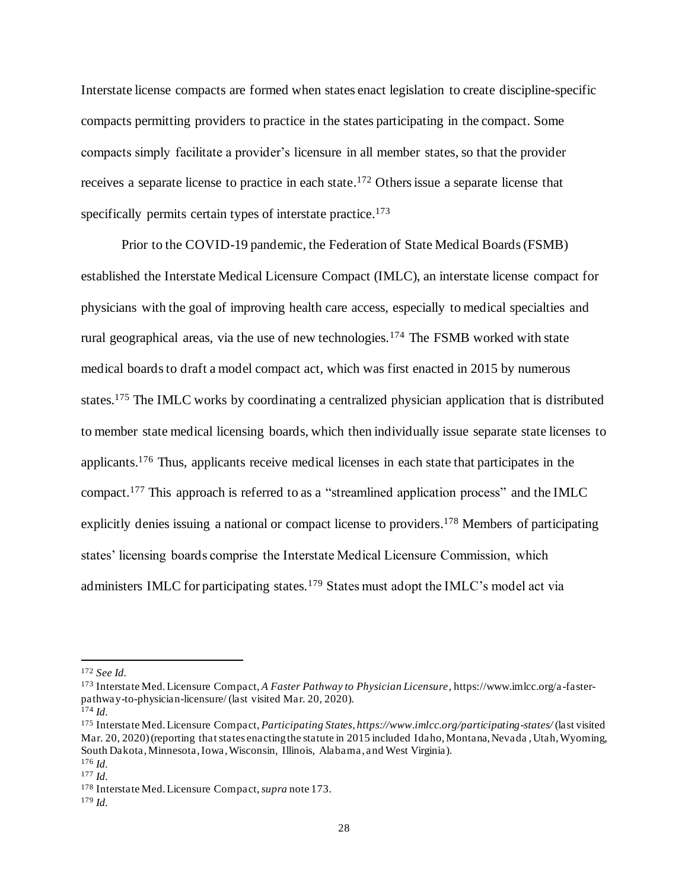Interstate license compacts are formed when states enact legislation to create discipline-specific compacts permitting providers to practice in the states participating in the compact. Some compacts simply facilitate a provider's licensure in all member states, so that the provider receives a separate license to practice in each state.[172] Others issue a separate license that specifically permits certain types of interstate practice.[173]

Prior to the COVID-19 pandemic, the Federation of State Medical Boards (FSMB) established the Interstate Medical Licensure Compact (IMLC), an interstate license compact for physicians with the goal of improving health care access, especially to medical specialties and rural geographical areas, via the use of new technologies.[174] The FSMB worked with state medical boards to draft a model compact act, which was first enacted in 2015 by numerous states.[175] The IMLC works by coordinating a centralized physician application that is distributed to member state medical licensing boards, which then individually issue separate state licenses to applicants.[176] Thus, applicants receive medical licenses in each state that participates in the compact.[177] This approach is referred to as a "streamlined application process" and the IMLC explicitly denies issuing a national or compact license to providers.[178] Members of participating states' licensing boards comprise the Interstate Medical Licensure Commission, which administers IMLC for participating states.[179] States must adopt the IMLC's model act via

---

[172] *See Id.*

[173] Interstate Med. Licensure Compact, *A Faster Pathway to Physician Licensure*, https://www.imlcc.org/a-faster-pathway-to-physician-licensure/ (last visited Mar. 20, 2020).

[174] *Id.*

[175] Interstate Med. Licensure Compact, *Participating States*, *https://www.imlcc.org/participating-states/* (last visited Mar. 20, 2020) (reporting that states enacting the statute in 2015 included Idaho, Montana, Nevada, Utah, Wyoming, South Dakota, Minnesota, Iowa, Wisconsin, Illinois, Alabama, and West Virginia).

[176] *Id.*

[177] *Id.*

[178] Interstate Med. Licensure Compact, *supra* note 173.

[179] *Id.*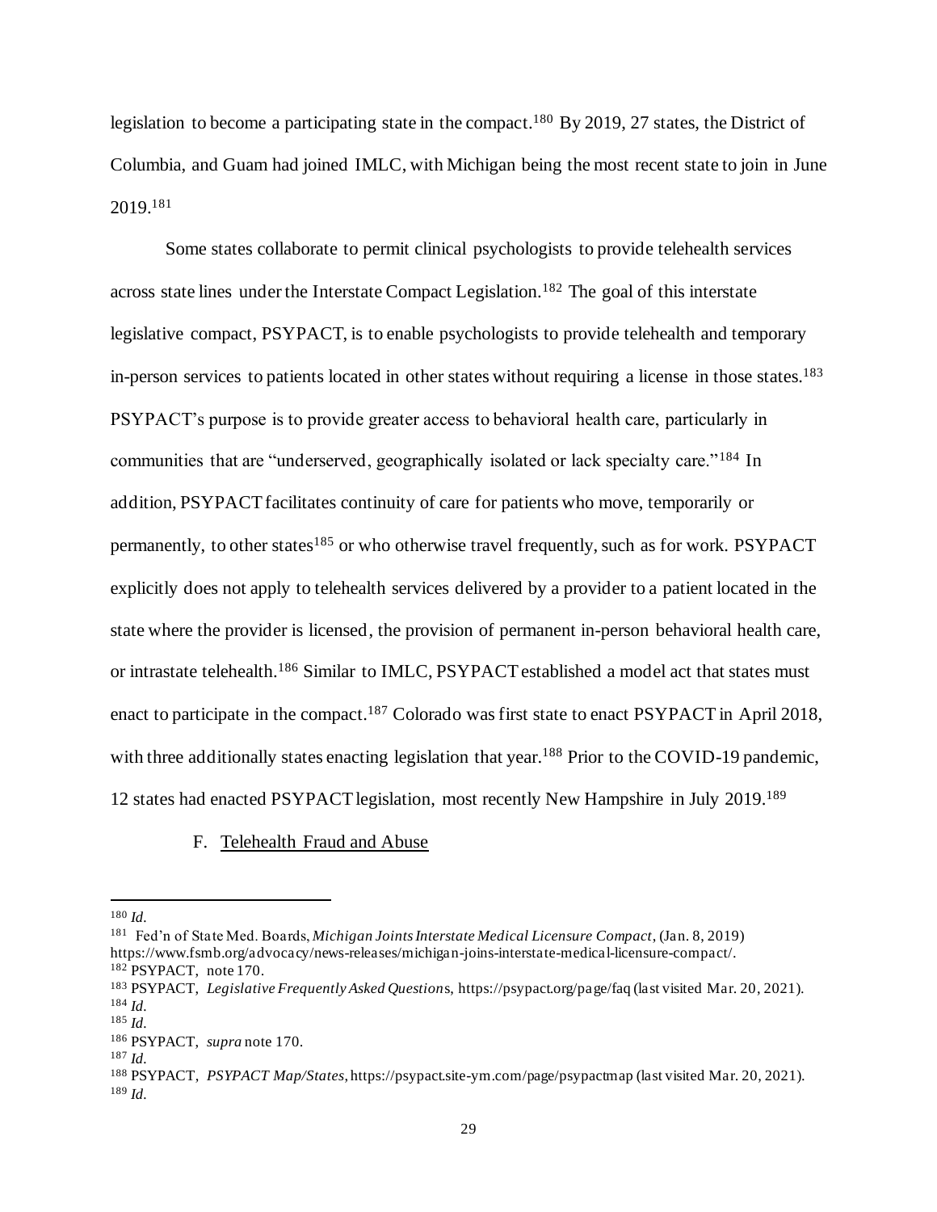legislation to become a participating state in the compact.[180] By 2019, 27 states, the District of Columbia, and Guam had joined IMLC, with Michigan being the most recent state to join in June 2019.[181]

Some states collaborate to permit clinical psychologists to provide telehealth services across state lines under the Interstate Compact Legislation.[182] The goal of this interstate legislative compact, PSYPACT, is to enable psychologists to provide telehealth and temporary in-person services to patients located in other states without requiring a license in those states.[183] PSYPACT's purpose is to provide greater access to behavioral health care, particularly in communities that are "underserved, geographically isolated or lack specialty care."[184] In addition, PSYPACT facilitates continuity of care for patients who move, temporarily or permanently, to other states[185] or who otherwise travel frequently, such as for work. PSYPACT explicitly does not apply to telehealth services delivered by a provider to a patient located in the state where the provider is licensed, the provision of permanent in-person behavioral health care, or intrastate telehealth.[186] Similar to IMLC, PSYPACT established a model act that states must enact to participate in the compact.[187] Colorado was first state to enact PSYPACT in April 2018, with three additionally states enacting legislation that year.[188] Prior to the COVID-19 pandemic, 12 states had enacted PSYPACT legislation, most recently New Hampshire in July 2019.[189]

## F. Telehealth Fraud and Abuse

---

[180] *Id.*

[181] Fed'n of State Med. Boards, *Michigan Joints Interstate Medical Licensure Compact*, (Jan. 8, 2019) https://www.fsmb.org/advocacy/news-releases/michigan-joins-interstate-medical-licensure-compact/.

[182] PSYPACT, note 170.

[183] PSYPACT, *Legislative Frequently Asked Questions*, https://psypact.org/page/faq (last visited Mar. 20, 2021).

[184] *Id.*

[185] *Id.*

[186] PSYPACT, *supra* note 170.

[187] *Id.*

[188] PSYPACT, *PSYPACT Map/States*, https://psypact.site-ym.com/page/psypactmap (last visited Mar. 20, 2021).

[189] *Id.*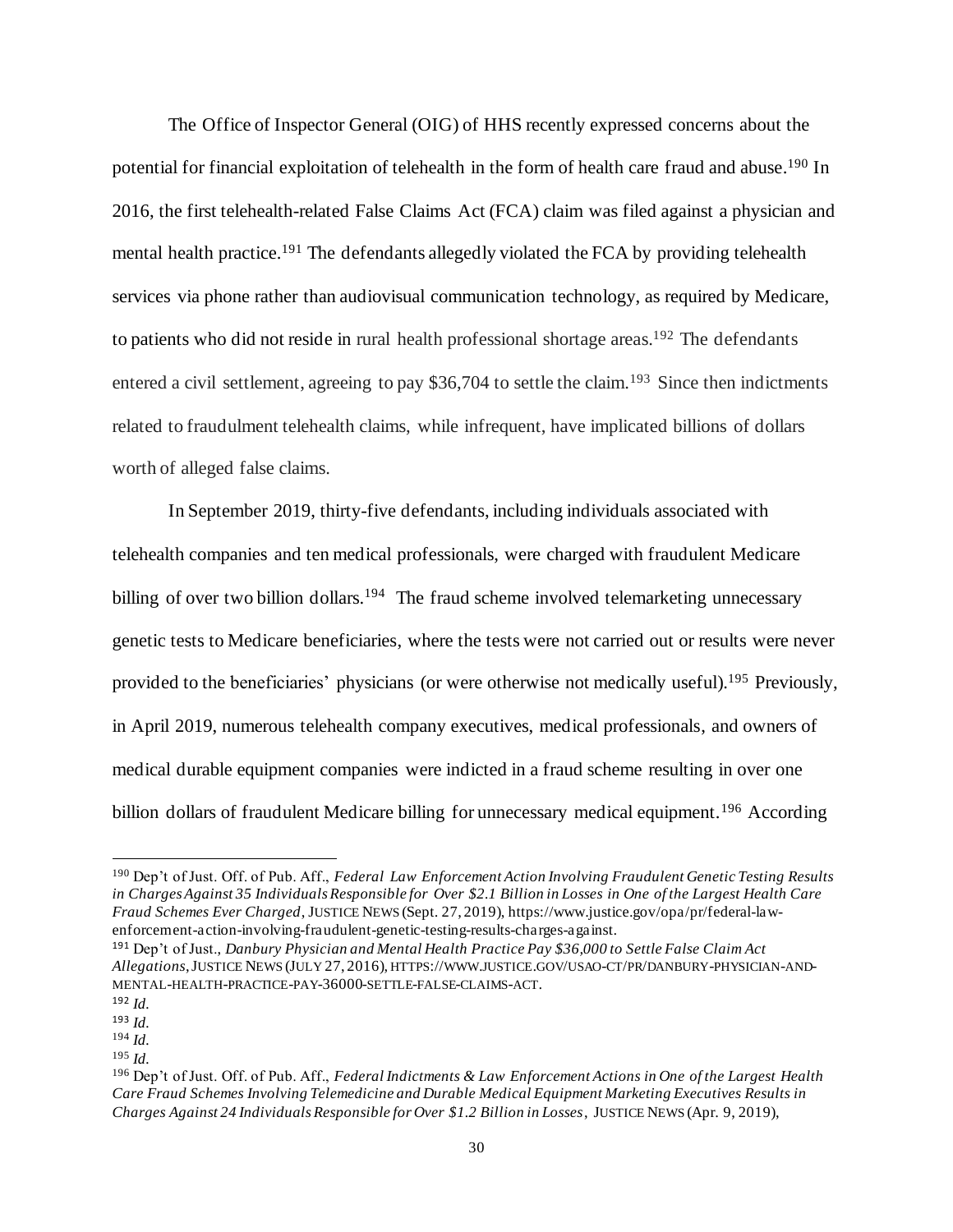The Office of Inspector General (OIG) of HHS recently expressed concerns about the potential for financial exploitation of telehealth in the form of health care fraud and abuse.[190] In 2016, the first telehealth-related False Claims Act (FCA) claim was filed against a physician and mental health practice.[191] The defendants allegedly violated the FCA by providing telehealth services via phone rather than audiovisual communication technology, as required by Medicare, to patients who did not reside in rural health professional shortage areas.[192] The defendants entered a civil settlement, agreeing to pay $36,704 to settle the claim.[193] Since then indictments related to fraudulment telehealth claims, while infrequent, have implicated billions of dollars worth of alleged false claims.

In September 2019, thirty-five defendants, including individuals associated with telehealth companies and ten medical professionals, were charged with fraudulent Medicare billing of over two billion dollars.[194] The fraud scheme involved telemarketing unnecessary genetic tests to Medicare beneficiaries, where the tests were not carried out or results were never provided to the beneficiaries' physicians (or were otherwise not medically useful).[195] Previously, in April 2019, numerous telehealth company executives, medical professionals, and owners of medical durable equipment companies were indicted in a fraud scheme resulting in over one billion dollars of fraudulent Medicare billing for unnecessary medical equipment.[196] According

---

[190] Dep't of Just. Off. of Pub. Aff., *Federal Law Enforcement Action Involving Fraudulent Genetic Testing Results in Charges Against 35 Individuals Responsible for Over $2.1 Billion in Losses in One of the Largest Health Care Fraud Schemes Ever Charged*, JUSTICE NEWS (Sept. 27, 2019), https://www.justice.gov/opa/pr/federal-law-enforcement-action-involving-fraudulent-genetic-testing-results-charges-against.

[191] Dep't of Just., *Danbury Physician and Mental Health Practice Pay $36,000 to Settle False Claim Act Allegations*, JUSTICE NEWS (JULY 27, 2016), HTTPS://WWW.JUSTICE.GOV/USAO-CT/PR/DANBURY-PHYSICIAN-AND-MENTAL-HEALTH-PRACTICE-PAY-36000-SETTLE-FALSE-CLAIMS-ACT.

[192] *Id.*

[193] *Id.*

[194] *Id.*

[195] *Id.*

[196] Dep't of Just. Off. of Pub. Aff., *Federal Indictments & Law Enforcement Actions in One of the Largest Health Care Fraud Schemes Involving Telemedicine and Durable Medical Equipment Marketing Executives Results in Charges Against 24 Individuals Responsible for Over $1.2 Billion in Losses*, JUSTICE NEWS (Apr. 9, 2019),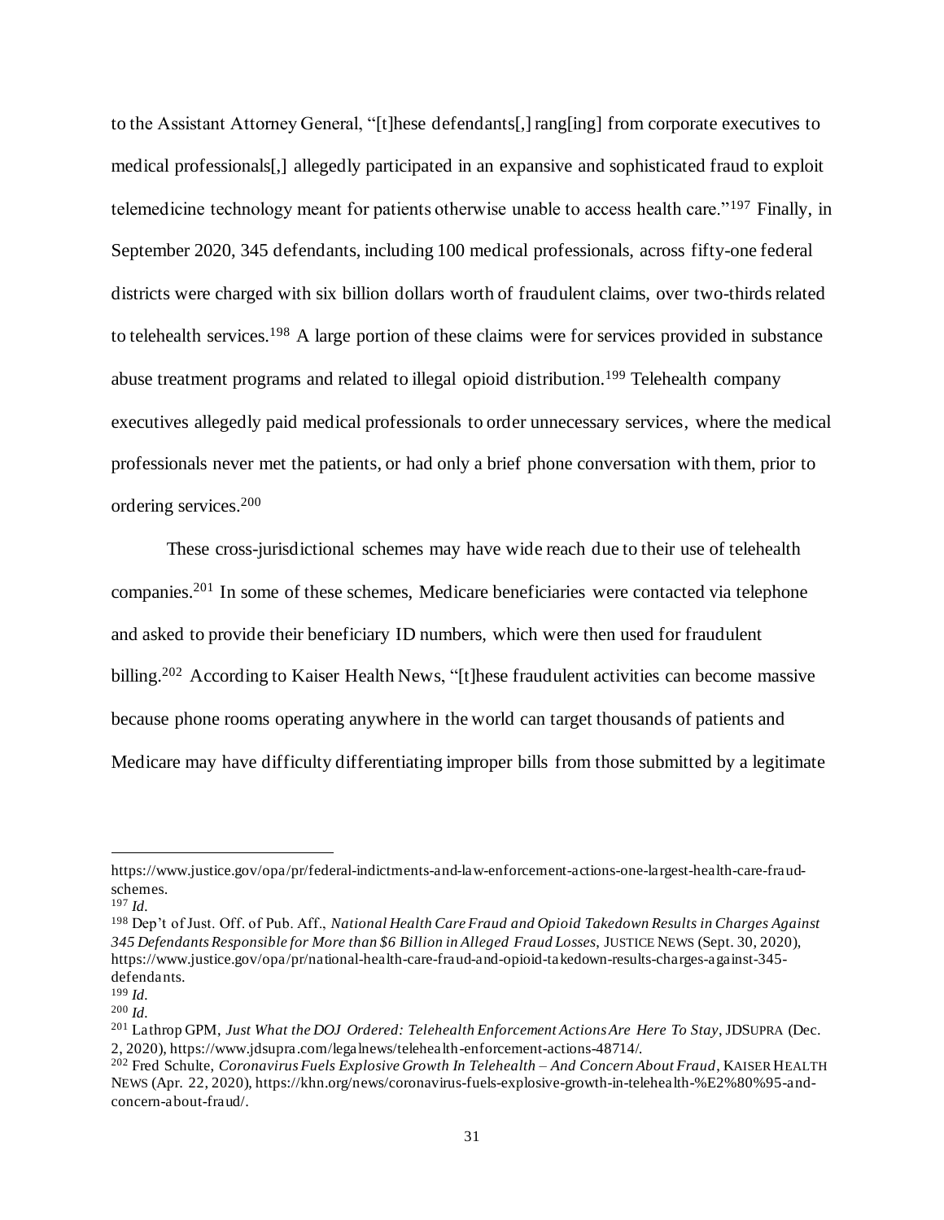to the Assistant Attorney General, "[t]hese defendants[,] rang[ing] from corporate executives to medical professionals[,] allegedly participated in an expansive and sophisticated fraud to exploit telemedicine technology meant for patients otherwise unable to access health care."[197] Finally, in September 2020, 345 defendants, including 100 medical professionals, across fifty-one federal districts were charged with six billion dollars worth of fraudulent claims, over two-thirds related to telehealth services.[198] A large portion of these claims were for services provided in substance abuse treatment programs and related to illegal opioid distribution.[199] Telehealth company executives allegedly paid medical professionals to order unnecessary services, where the medical professionals never met the patients, or had only a brief phone conversation with them, prior to ordering services.[200]

These cross-jurisdictional schemes may have wide reach due to their use of telehealth companies.[201] In some of these schemes, Medicare beneficiaries were contacted via telephone and asked to provide their beneficiary ID numbers, which were then used for fraudulent billing.[202] According to Kaiser Health News, "[t]hese fraudulent activities can become massive because phone rooms operating anywhere in the world can target thousands of patients and Medicare may have difficulty differentiating improper bills from those submitted by a legitimate

---

https://www.justice.gov/opa/pr/federal-indictments-and-law-enforcement-actions-one-largest-health-care-fraud-schemes.

[197] *Id.*

[198] Dep't of Just. Off. of Pub. Aff., *National Health Care Fraud and Opioid Takedown Results in Charges Against 345 Defendants Responsible for More than $6 Billion in Alleged Fraud Losses*, JUSTICE NEWS (Sept. 30, 2020), https://www.justice.gov/opa/pr/national-health-care-fraud-and-opioid-takedown-results-charges-against-345-defendants.

[199] *Id.*

[200] *Id.*

[201] Lathrop GPM, *Just What the DOJ Ordered: Telehealth Enforcement Actions Are Here To Stay*, JDSUPRA (Dec. 2, 2020), https://www.jdsupra.com/legalnews/telehealth-enforcement-actions-48714/.

[202] Fred Schulte, *Coronavirus Fuels Explosive Growth In Telehealth – And Concern About Fraud*, KAISER HEALTH NEWS (Apr. 22, 2020), https://khn.org/news/coronavirus-fuels-explosive-growth-in-telehealth-%E2%80%95-and-concern-about-fraud/.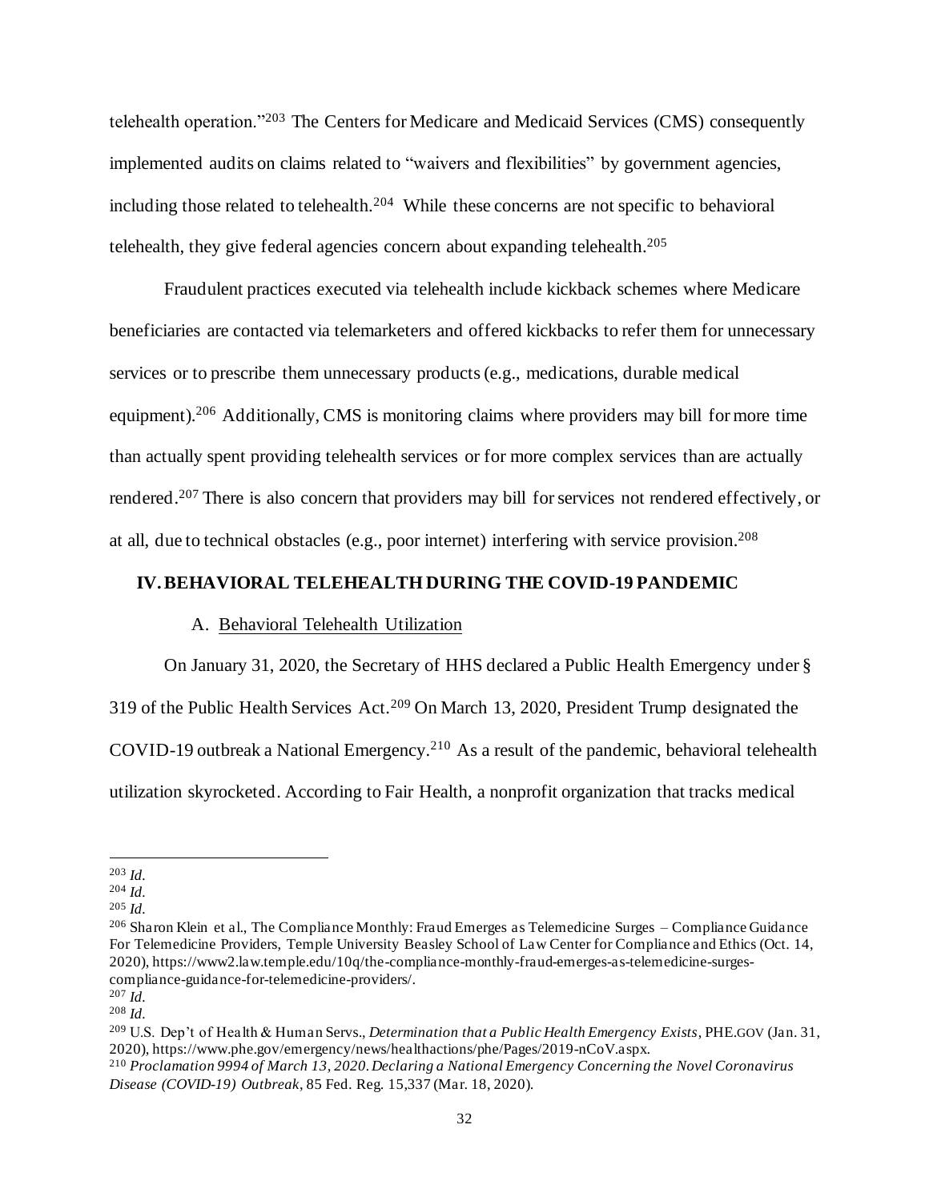telehealth operation."[203] The Centers for Medicare and Medicaid Services (CMS) consequently implemented audits on claims related to "waivers and flexibilities" by government agencies, including those related to telehealth.[204] While these concerns are not specific to behavioral telehealth, they give federal agencies concern about expanding telehealth.[205]

Fraudulent practices executed via telehealth include kickback schemes where Medicare beneficiaries are contacted via telemarketers and offered kickbacks to refer them for unnecessary services or to prescribe them unnecessary products (e.g., medications, durable medical equipment).[206] Additionally, CMS is monitoring claims where providers may bill for more time than actually spent providing telehealth services or for more complex services than are actually rendered.[207] There is also concern that providers may bill for services not rendered effectively, or at all, due to technical obstacles (e.g., poor internet) interfering with service provision.[208]

## IV. BEHAVIORAL TELEHEALTH DURING THE COVID-19 PANDEMIC

### A. Behavioral Telehealth Utilization

On January 31, 2020, the Secretary of HHS declared a Public Health Emergency under § 319 of the Public Health Services Act.[209] On March 13, 2020, President Trump designated the COVID-19 outbreak a National Emergency.[210] As a result of the pandemic, behavioral telehealth utilization skyrocketed. According to Fair Health, a nonprofit organization that tracks medical

---

[203] *Id.*

[204] *Id.*

[205] *Id.*

[206] Sharon Klein et al., The Compliance Monthly: Fraud Emerges as Telemedicine Surges – Compliance Guidance For Telemedicine Providers, Temple University Beasley School of Law Center for Compliance and Ethics (Oct. 14, 2020), https://www2.law.temple.edu/10q/the-compliance-monthly-fraud-emerges-as-telemedicine-surges-compliance-guidance-for-telemedicine-providers/.

[207] *Id.*

[208] *Id.*

[209] U.S. Dep't of Health & Human Servs., *Determination that a Public Health Emergency Exists*, PHE.GOV (Jan. 31, 2020), https://www.phe.gov/emergency/news/healthactions/phe/Pages/2019-nCoV.aspx.

[210] *Proclamation 9994 of March 13, 2020. Declaring a National Emergency Concerning the Novel Coronavirus Disease (COVID-19) Outbreak*, 85 Fed. Reg. 15,337 (Mar. 18, 2020).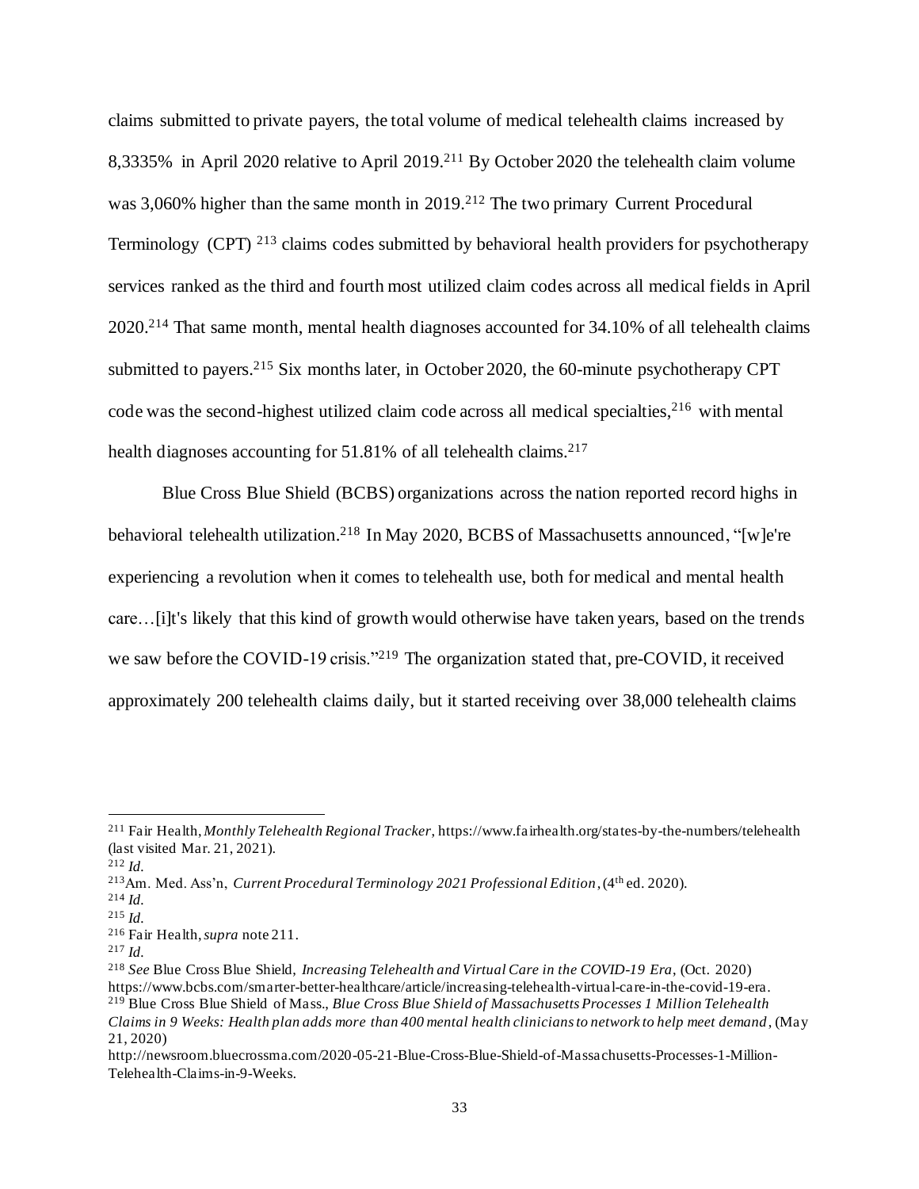claims submitted to private payers, the total volume of medical telehealth claims increased by 8,3335% in April 2020 relative to April 2019.[211] By October 2020 the telehealth claim volume was 3,060% higher than the same month in 2019.[212] The two primary Current Procedural Terminology (CPT) [213] claims codes submitted by behavioral health providers for psychotherapy services ranked as the third and fourth most utilized claim codes across all medical fields in April 2020.[214] That same month, mental health diagnoses accounted for 34.10% of all telehealth claims submitted to payers.[215] Six months later, in October 2020, the 60-minute psychotherapy CPT code was the second-highest utilized claim code across all medical specialties,[216] with mental health diagnoses accounting for 51.81% of all telehealth claims.[217]

Blue Cross Blue Shield (BCBS) organizations across the nation reported record highs in behavioral telehealth utilization.[218] In May 2020, BCBS of Massachusetts announced, "[w]e're experiencing a revolution when it comes to telehealth use, both for medical and mental health care…[i]t's likely that this kind of growth would otherwise have taken years, based on the trends we saw before the COVID-19 crisis."[219] The organization stated that, pre-COVID, it received approximately 200 telehealth claims daily, but it started receiving over 38,000 telehealth claims

---

[211] Fair Health, *Monthly Telehealth Regional Tracker*, https://www.fairhealth.org/states-by-the-numbers/telehealth (last visited Mar. 21, 2021).

[212] *Id.*

[213] Am. Med. Ass'n, *Current Procedural Terminology 2021 Professional Edition*, (4th ed. 2020).

[214] *Id.*

[215] *Id.*

[216] Fair Health, *supra* note 211.

[217] *Id.*

[218] *See* Blue Cross Blue Shield, *Increasing Telehealth and Virtual Care in the COVID-19 Era*, (Oct. 2020) https://www.bcbs.com/smarter-better-healthcare/article/increasing-telehealth-virtual-care-in-the-covid-19-era.

[219] Blue Cross Blue Shield of Mass., *Blue Cross Blue Shield of Massachusetts Processes 1 Million Telehealth Claims in 9 Weeks: Health plan adds more than 400 mental health clinicians to network to help meet demand*, (May 21, 2020) http://newsroom.bluecrossma.com/2020-05-21-Blue-Cross-Blue-Shield-of-Massachusetts-Processes-1-Million-Telehealth-Claims-in-9-Weeks.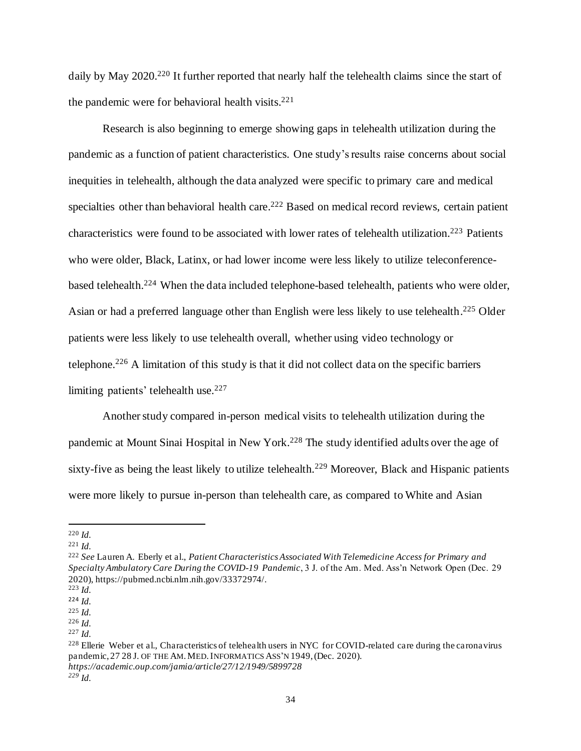daily by May 2020.[220] It further reported that nearly half the telehealth claims since the start of the pandemic were for behavioral health visits.[221]

Research is also beginning to emerge showing gaps in telehealth utilization during the pandemic as a function of patient characteristics. One study's results raise concerns about social inequities in telehealth, although the data analyzed were specific to primary care and medical specialties other than behavioral health care.[222] Based on medical record reviews, certain patient characteristics were found to be associated with lower rates of telehealth utilization.[223] Patients who were older, Black, Latinx, or had lower income were less likely to utilize teleconference-based telehealth.[224] When the data included telephone-based telehealth, patients who were older, Asian or had a preferred language other than English were less likely to use telehealth.[225] Older patients were less likely to use telehealth overall, whether using video technology or telephone.[226] A limitation of this study is that it did not collect data on the specific barriers limiting patients' telehealth use.[227]

Another study compared in-person medical visits to telehealth utilization during the pandemic at Mount Sinai Hospital in New York.[228] The study identified adults over the age of sixty-five as being the least likely to utilize telehealth.[229] Moreover, Black and Hispanic patients were more likely to pursue in-person than telehealth care, as compared to White and Asian

---

[220] *Id.*

[221] *Id.*

[222] *See* Lauren A. Eberly et al., *Patient Characteristics Associated With Telemedicine Access for Primary and Specialty Ambulatory Care During the COVID-19 Pandemic*, 3 J. of the Am. Med. Ass'n Network Open (Dec. 29 2020), https://pubmed.ncbi.nlm.nih.gov/33372974/.

[223] *Id.*

[224] *Id.*

[225] *Id.*

[226] *Id.*

[227] *Id.*

[228] Ellerie Weber et al., Characteristics of telehealth users in NYC for COVID-related care during the caronavirus pandemic, 27 28 J. OF THE AM. MED. INFORMATICS ASS'N 1949, (Dec. 2020). *https://academic.oup.com/jamia/article/27/12/1949/5899728*

[229] *Id.*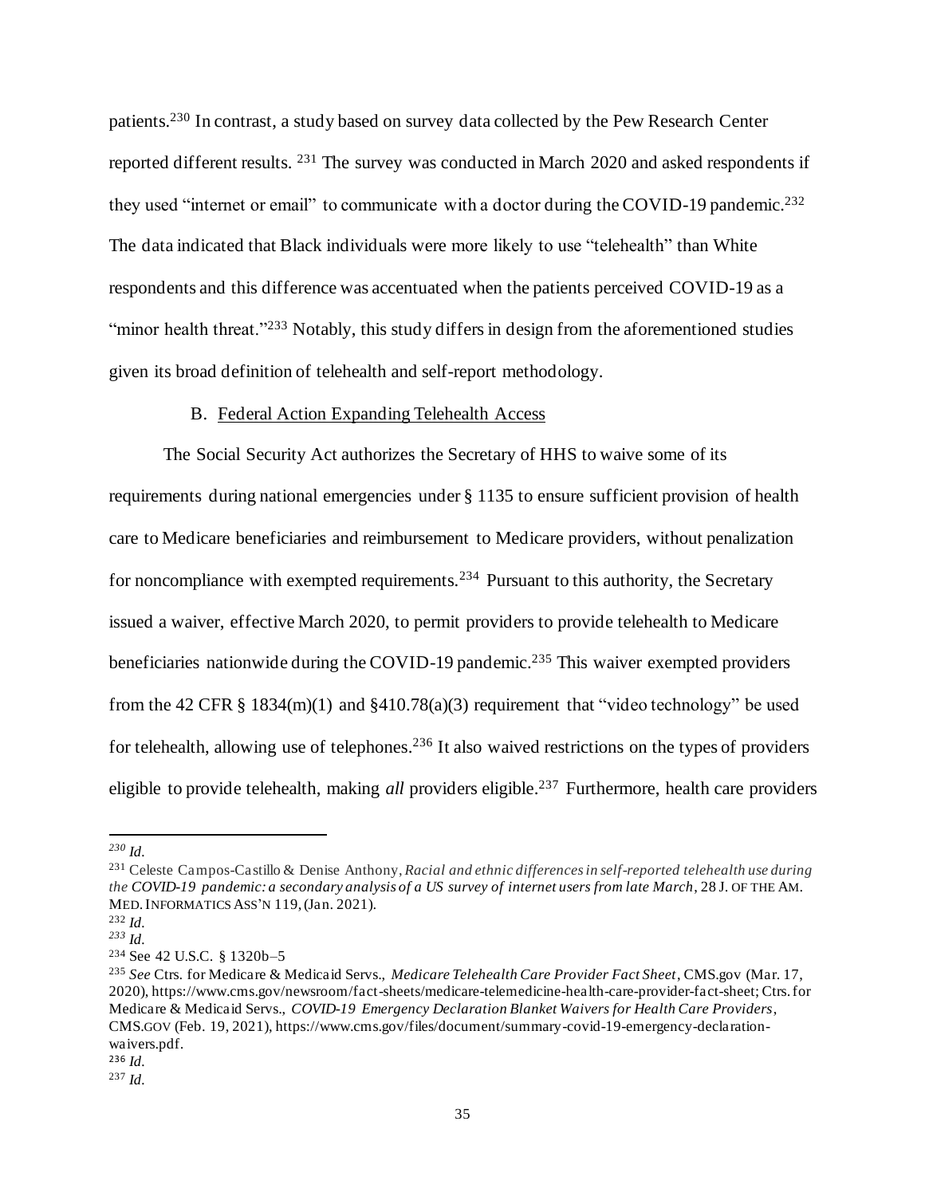patients.[230] In contrast, a study based on survey data collected by the Pew Research Center reported different results. [231] The survey was conducted in March 2020 and asked respondents if they used "internet or email" to communicate with a doctor during the COVID-19 pandemic.[232] The data indicated that Black individuals were more likely to use "telehealth" than White respondents and this difference was accentuated when the patients perceived COVID-19 as a "minor health threat."[233] Notably, this study differs in design from the aforementioned studies given its broad definition of telehealth and self-report methodology.

### B. Federal Action Expanding Telehealth Access

The Social Security Act authorizes the Secretary of HHS to waive some of its requirements during national emergencies under § 1135 to ensure sufficient provision of health care to Medicare beneficiaries and reimbursement to Medicare providers, without penalization for noncompliance with exempted requirements.[234] Pursuant to this authority, the Secretary issued a waiver, effective March 2020, to permit providers to provide telehealth to Medicare beneficiaries nationwide during the COVID-19 pandemic.[235] This waiver exempted providers from the 42 CFR § 1834(m)(1) and §410.78(a)(3) requirement that "video technology" be used for telehealth, allowing use of telephones.[236] It also waived restrictions on the types of providers eligible to provide telehealth, making *all* providers eligible.[237] Furthermore, health care providers

---

[230] *Id.*

[231] Celeste Campos-Castillo & Denise Anthony, *Racial and ethnic differences in self-reported telehealth use during the COVID-19 pandemic: a secondary analysis of a US survey of internet users from late March*, 28 J. OF THE AM. MED. INFORMATICS ASS'N 119, (Jan. 2021).

[232] *Id.*

[233] *Id.*

[234] See 42 U.S.C. § 1320b–5

[235] *See* Ctrs. for Medicare & Medicaid Servs., *Medicare Telehealth Care Provider Fact Sheet*, CMS.gov (Mar. 17, 2020), https://www.cms.gov/newsroom/fact-sheets/medicare-telemedicine-health-care-provider-fact-sheet; Ctrs. for Medicare & Medicaid Servs., *COVID-19 Emergency Declaration Blanket Waivers for Health Care Providers*, CMS.GOV (Feb. 19, 2021), https://www.cms.gov/files/document/summary-covid-19-emergency-declaration-waivers.pdf.

[236] *Id.*

[237] *Id.*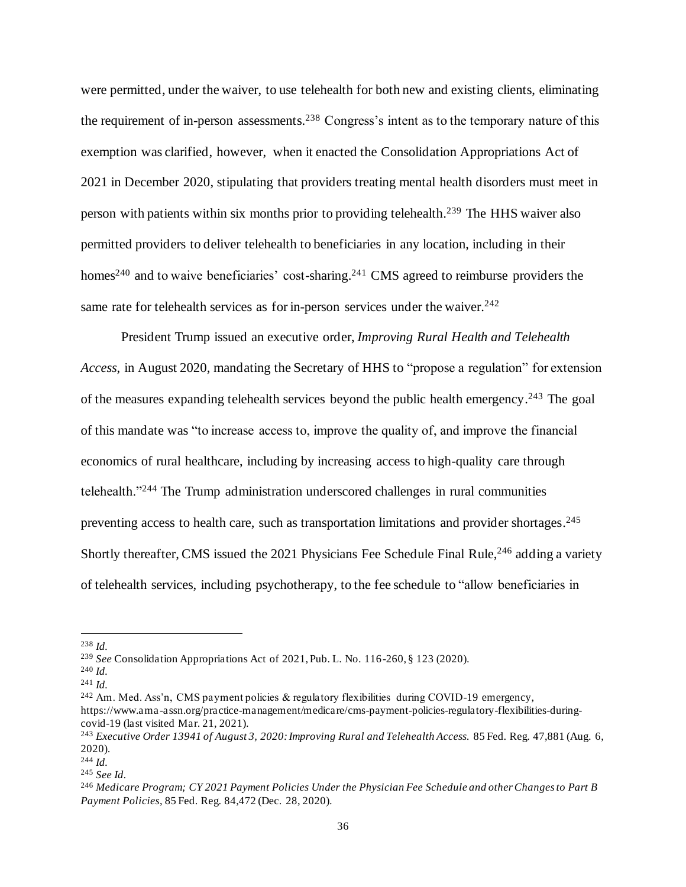were permitted, under the waiver, to use telehealth for both new and existing clients, eliminating the requirement of in-person assessments.[238] Congress's intent as to the temporary nature of this exemption was clarified, however, when it enacted the Consolidation Appropriations Act of 2021 in December 2020, stipulating that providers treating mental health disorders must meet in person with patients within six months prior to providing telehealth.[239] The HHS waiver also permitted providers to deliver telehealth to beneficiaries in any location, including in their homes[240] and to waive beneficiaries' cost-sharing.[241] CMS agreed to reimburse providers the same rate for telehealth services as for in-person services under the waiver.[242]

President Trump issued an executive order, *Improving Rural Health and Telehealth Access*, in August 2020, mandating the Secretary of HHS to "propose a regulation" for extension of the measures expanding telehealth services beyond the public health emergency.[243] The goal of this mandate was "to increase access to, improve the quality of, and improve the financial economics of rural healthcare, including by increasing access to high-quality care through telehealth."[244] The Trump administration underscored challenges in rural communities preventing access to health care, such as transportation limitations and provider shortages.[245] Shortly thereafter, CMS issued the 2021 Physicians Fee Schedule Final Rule,[246] adding a variety of telehealth services, including psychotherapy, to the fee schedule to "allow beneficiaries in

---

[238] *Id.*

[239] *See* Consolidation Appropriations Act of 2021, Pub. L. No. 116-260, § 123 (2020).

[240] *Id.*

[241] *Id.*

[242] Am. Med. Ass'n, CMS payment policies & regulatory flexibilities during COVID-19 emergency, https://www.ama-assn.org/practice-management/medicare/cms-payment-policies-regulatory-flexibilities-during-covid-19 (last visited Mar. 21, 2021).

[243] *Executive Order 13941 of August 3, 2020: Improving Rural and Telehealth Access.* 85 Fed. Reg. 47,881 (Aug. 6, 2020).

[244] *Id.*

[245] *See Id.*

[246] *Medicare Program; CY 2021 Payment Policies Under the Physician Fee Schedule and other Changes to Part B Payment Policies*, 85 Fed. Reg. 84,472 (Dec. 28, 2020).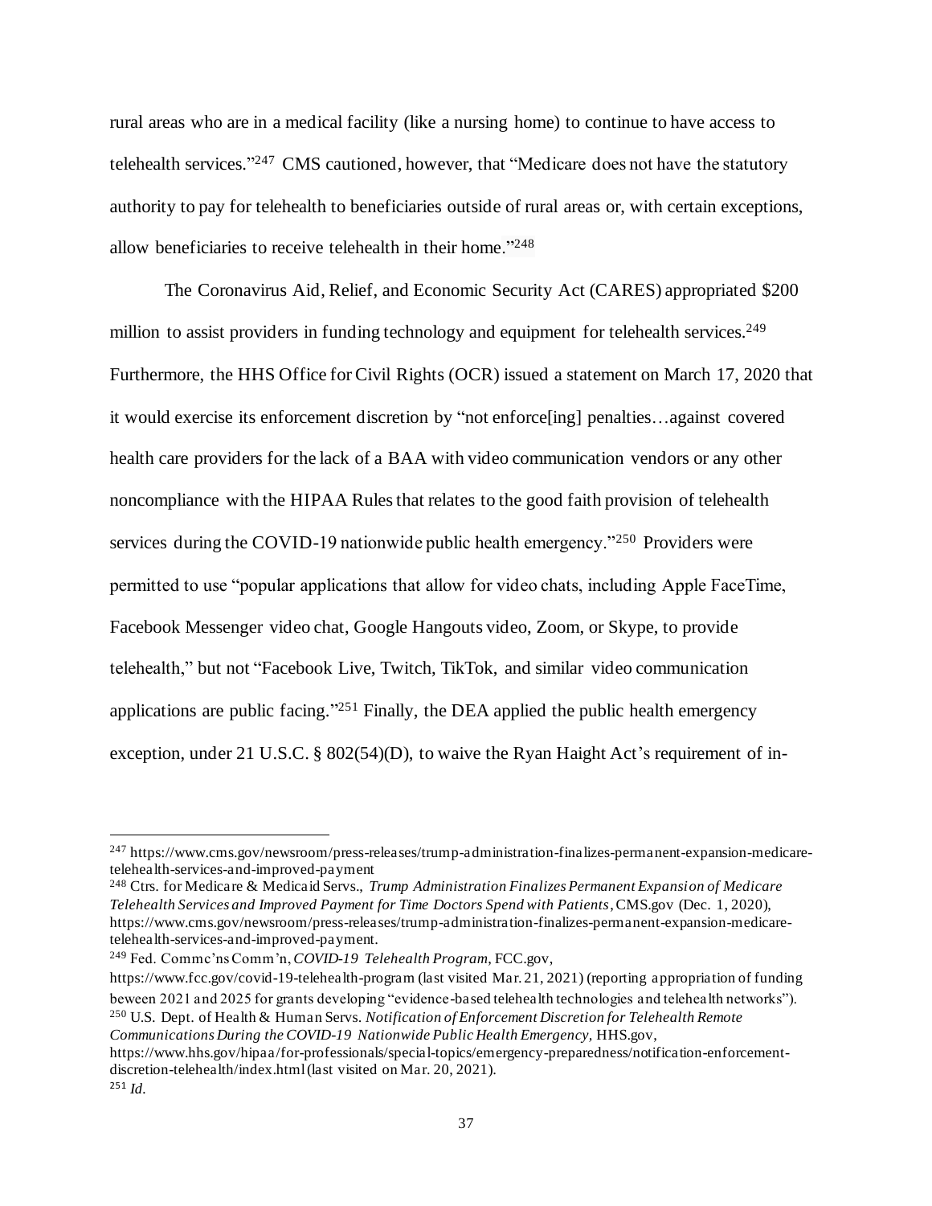rural areas who are in a medical facility (like a nursing home) to continue to have access to telehealth services."[247] CMS cautioned, however, that "Medicare does not have the statutory authority to pay for telehealth to beneficiaries outside of rural areas or, with certain exceptions, allow beneficiaries to receive telehealth in their home."[248]

The Coronavirus Aid, Relief, and Economic Security Act (CARES) appropriated $200 million to assist providers in funding technology and equipment for telehealth services.[249] Furthermore, the HHS Office for Civil Rights (OCR) issued a statement on March 17, 2020 that it would exercise its enforcement discretion by "not enforce[ing] penalties…against covered health care providers for the lack of a BAA with video communication vendors or any other noncompliance with the HIPAA Rules that relates to the good faith provision of telehealth services during the COVID-19 nationwide public health emergency."[250] Providers were permitted to use "popular applications that allow for video chats, including Apple FaceTime, Facebook Messenger video chat, Google Hangouts video, Zoom, or Skype, to provide telehealth," but not "Facebook Live, Twitch, TikTok, and similar video communication applications are public facing."[251] Finally, the DEA applied the public health emergency exception, under 21 U.S.C. § 802(54)(D), to waive the Ryan Haight Act's requirement of in-

---

[247] https://www.cms.gov/newsroom/press-releases/trump-administration-finalizes-permanent-expansion-medicare-telehealth-services-and-improved-payment

[248] Ctrs. for Medicare & Medicaid Servs., *Trump Administration Finalizes Permanent Expansion of Medicare Telehealth Services and Improved Payment for Time Doctors Spend with Patients*, CMS.gov (Dec. 1, 2020), https://www.cms.gov/newsroom/press-releases/trump-administration-finalizes-permanent-expansion-medicare-telehealth-services-and-improved-payment.

[249] Fed. Commc'ns Comm'n, *COVID-19 Telehealth Program*, FCC.gov, https://www.fcc.gov/covid-19-telehealth-program (last visited Mar. 21, 2021) (reporting appropriation of funding beween 2021 and 2025 for grants developing "evidence-based telehealth technologies and telehealth networks").

[250] U.S. Dept. of Health & Human Servs. *Notification of Enforcement Discretion for Telehealth Remote Communications During the COVID-19 Nationwide Public Health Emergency,* HHS.gov, https://www.hhs.gov/hipaa/for-professionals/special-topics/emergency-preparedness/notification-enforcement-discretion-telehealth/index.html (last visited on Mar. 20, 2021).

[251] *Id.*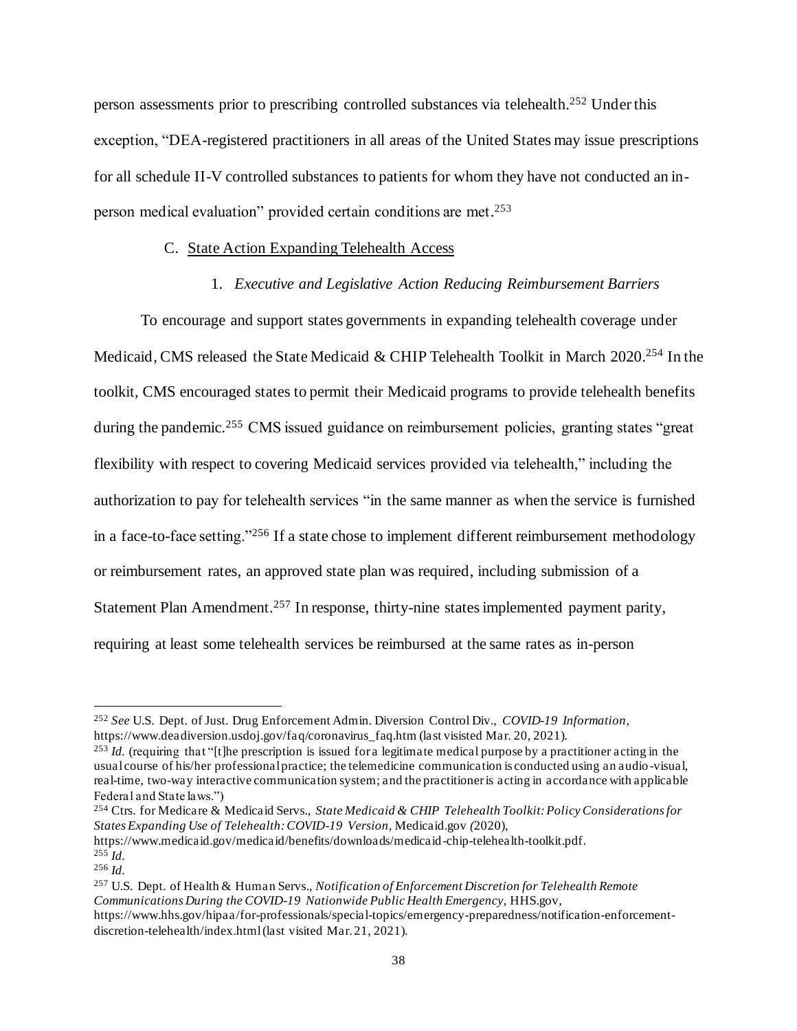person assessments prior to prescribing controlled substances via telehealth.[252] Under this exception, "DEA-registered practitioners in all areas of the United States may issue prescriptions for all schedule II-V controlled substances to patients for whom they have not conducted an in-person medical evaluation" provided certain conditions are met.[253]

### C. State Action Expanding Telehealth Access

#### 1. *Executive and Legislative Action Reducing Reimbursement Barriers*

To encourage and support states governments in expanding telehealth coverage under Medicaid, CMS released the State Medicaid & CHIP Telehealth Toolkit in March 2020.[254] In the toolkit, CMS encouraged states to permit their Medicaid programs to provide telehealth benefits during the pandemic.[255] CMS issued guidance on reimbursement policies, granting states "great flexibility with respect to covering Medicaid services provided via telehealth," including the authorization to pay for telehealth services "in the same manner as when the service is furnished in a face-to-face setting."[256] If a state chose to implement different reimbursement methodology or reimbursement rates, an approved state plan was required, including submission of a Statement Plan Amendment.[257] In response, thirty-nine states implemented payment parity, requiring at least some telehealth services be reimbursed at the same rates as in-person

---

[252] *See* U.S. Dept. of Just. Drug Enforcement Admin. Diversion Control Div., *COVID-19 Information*, https://www.deadiversion.usdoj.gov/faq/coronavirus_faq.htm (last visisted Mar. 20, 2021).

[253] *Id.* (requiring that "[t]he prescription is issued for a legitimate medical purpose by a practitioner acting in the usual course of his/her professional practice; the telemedicine communication is conducted using an audio-visual, real-time, two-way interactive communication system; and the practitioner is acting in accordance with applicable Federal and State laws.")

[254] Ctrs. for Medicare & Medicaid Servs., *State Medicaid & CHIP Telehealth Toolkit: Policy Considerations for States Expanding Use of Telehealth: COVID-19 Version*, Medicaid.gov (2020), https://www.medicaid.gov/medicaid/benefits/downloads/medicaid-chip-telehealth-toolkit.pdf.

[255] *Id.*

[256] *Id.*

[257] U.S. Dept. of Health & Human Servs., *Notification of Enforcement Discretion for Telehealth Remote Communications During the COVID-19 Nationwide Public Health Emergency*, HHS.gov, https://www.hhs.gov/hipaa/for-professionals/special-topics/emergency-preparedness/notification-enforcement-discretion-telehealth/index.html (last visited Mar. 21, 2021).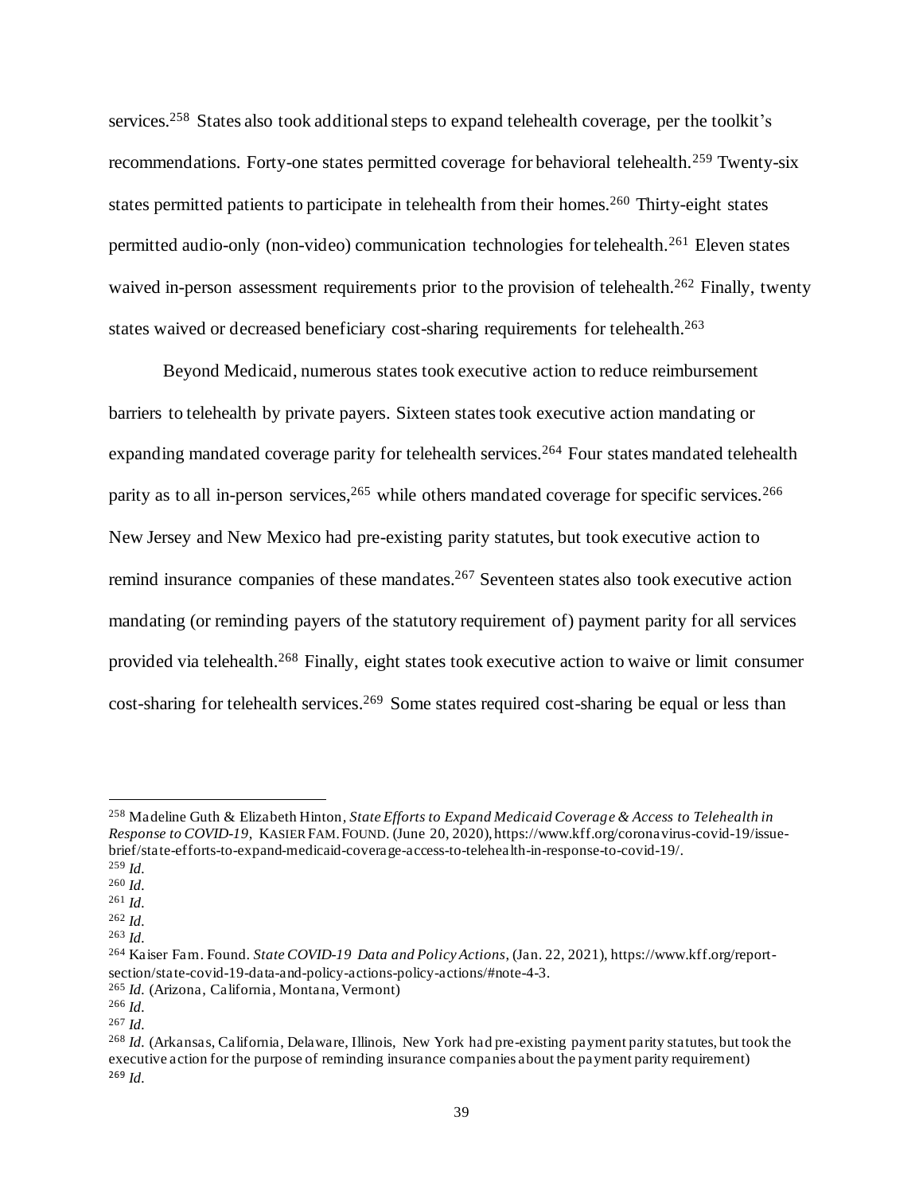services.[258] States also took additional steps to expand telehealth coverage, per the toolkit's recommendations. Forty-one states permitted coverage for behavioral telehealth.[259] Twenty-six states permitted patients to participate in telehealth from their homes.[260] Thirty-eight states permitted audio-only (non-video) communication technologies for telehealth.[261] Eleven states waived in-person assessment requirements prior to the provision of telehealth.[262] Finally, twenty states waived or decreased beneficiary cost-sharing requirements for telehealth.[263]

Beyond Medicaid, numerous states took executive action to reduce reimbursement barriers to telehealth by private payers. Sixteen states took executive action mandating or expanding mandated coverage parity for telehealth services.[264] Four states mandated telehealth parity as to all in-person services,[265] while others mandated coverage for specific services.[266] New Jersey and New Mexico had pre-existing parity statutes, but took executive action to remind insurance companies of these mandates.[267] Seventeen states also took executive action mandating (or reminding payers of the statutory requirement of) payment parity for all services provided via telehealth.[268] Finally, eight states took executive action to waive or limit consumer cost-sharing for telehealth services.[269] Some states required cost-sharing be equal or less than

---

[258] Madeline Guth & Elizabeth Hinton, *State Efforts to Expand Medicaid Coverage & Access to Telehealth in Response to COVID-19*, KASIER FAM. FOUND. (June 20, 2020), https://www.kff.org/coronavirus-covid-19/issue-brief/state-efforts-to-expand-medicaid-coverage-access-to-telehealth-in-response-to-covid-19/.

[259] *Id.*

[260] *Id.*

[261] *Id.*

[262] *Id.*

[263] *Id.*

[264] Kaiser Fam. Found. *State COVID-19 Data and Policy Actions*, (Jan. 22, 2021), https://www.kff.org/report-section/state-covid-19-data-and-policy-actions-policy-actions/#note-4-3.

[265] *Id.* (Arizona, California, Montana, Vermont)

[266] *Id.*

[267] *Id.*

[268] *Id.* (Arkansas, California, Delaware, Illinois, New York had pre-existing payment parity statutes, but took the executive action for the purpose of reminding insurance companies about the payment parity requirement)

[269] *Id.*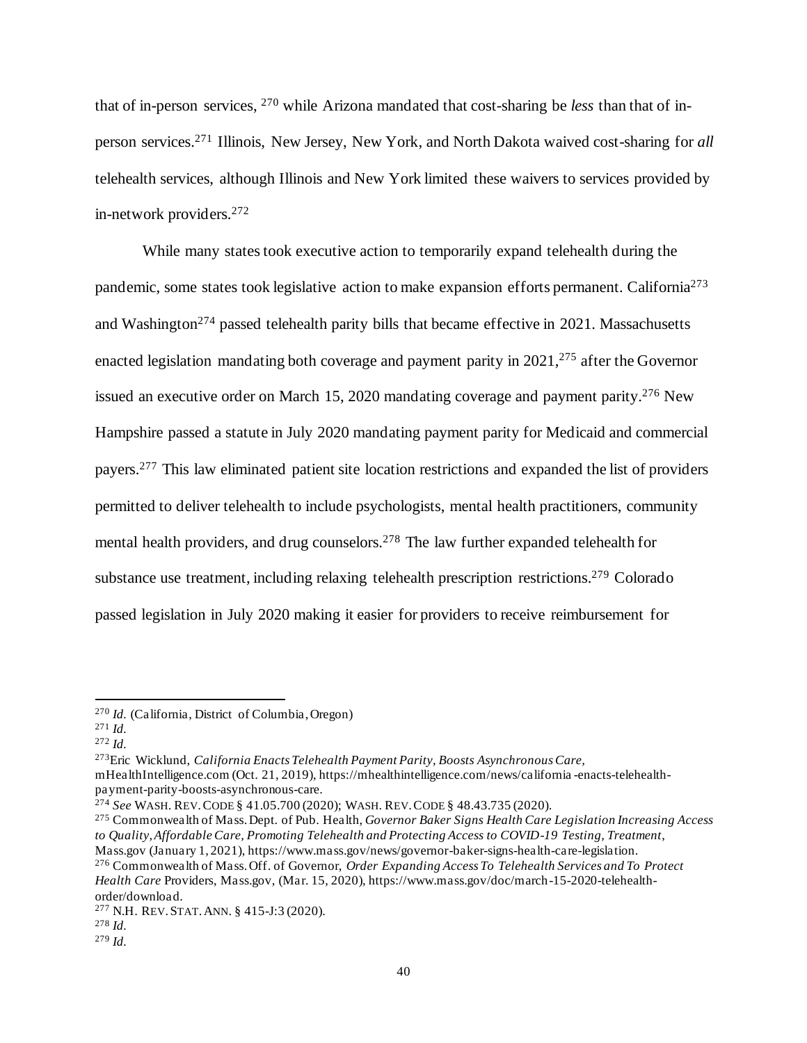that of in-person services, [270] while Arizona mandated that cost-sharing be *less* than that of in-person services.[271] Illinois, New Jersey, New York, and North Dakota waived cost-sharing for *all* telehealth services, although Illinois and New York limited these waivers to services provided by in-network providers.[272]

While many states took executive action to temporarily expand telehealth during the pandemic, some states took legislative action to make expansion efforts permanent. California[273] and Washington[274] passed telehealth parity bills that became effective in 2021. Massachusetts enacted legislation mandating both coverage and payment parity in 2021,[275] after the Governor issued an executive order on March 15, 2020 mandating coverage and payment parity.[276] New Hampshire passed a statute in July 2020 mandating payment parity for Medicaid and commercial payers.[277] This law eliminated patient site location restrictions and expanded the list of providers permitted to deliver telehealth to include psychologists, mental health practitioners, community mental health providers, and drug counselors.[278] The law further expanded telehealth for substance use treatment, including relaxing telehealth prescription restrictions.[279] Colorado passed legislation in July 2020 making it easier for providers to receive reimbursement for

---

[270] *Id.* (California, District of Columbia, Oregon)

[271] *Id.*

[272] *Id.*

[273] Eric Wicklund, *California Enacts Telehealth Payment Parity, Boosts Asynchronous Care*, mHealthIntelligence.com (Oct. 21, 2019), https://mhealthintelligence.com/news/california-enacts-telehealth-payment-parity-boosts-asynchronous-care.

[274] *See* WASH. REV. CODE § 41.05.700 (2020); WASH. REV. CODE § 48.43.735 (2020).

[275] Commonwealth of Mass. Dept. of Pub. Health, *Governor Baker Signs Health Care Legislation Increasing Access to Quality, Affordable Care, Promoting Telehealth and Protecting Access to COVID-19 Testing, Treatment*, Mass.gov (January 1, 2021), https://www.mass.gov/news/governor-baker-signs-health-care-legislation.

[276] Commonwealth of Mass. Off. of Governor, *Order Expanding Access To Telehealth Services and To Protect Health Care* Providers, Mass.gov, (Mar. 15, 2020), https://www.mass.gov/doc/march-15-2020-telehealth-order/download.

[277] N.H. REV. STAT. ANN. § 415-J:3 (2020).

[278] *Id.*

[279] *Id.*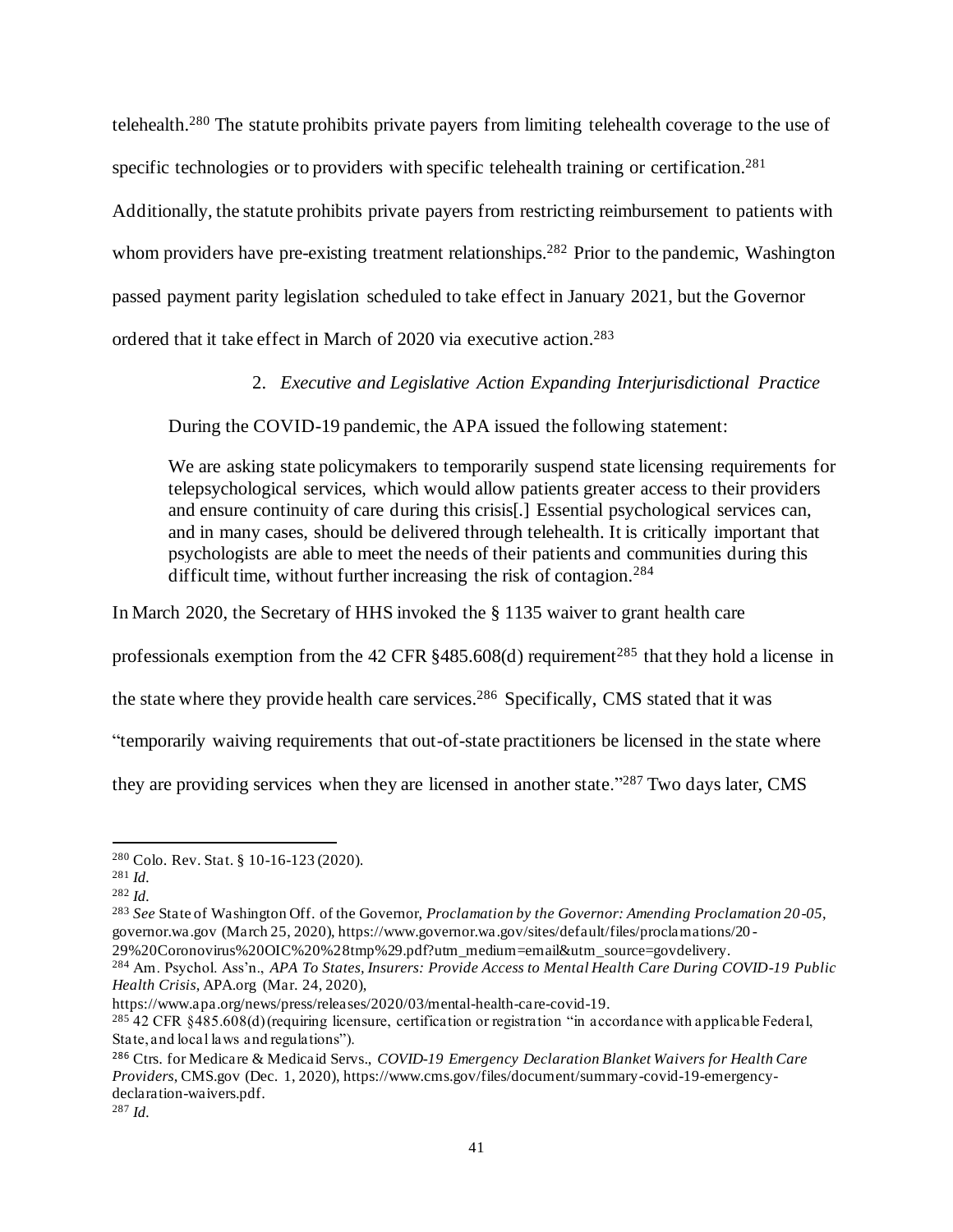telehealth.[280] The statute prohibits private payers from limiting telehealth coverage to the use of specific technologies or to providers with specific telehealth training or certification.[281] Additionally, the statute prohibits private payers from restricting reimbursement to patients with whom providers have pre-existing treatment relationships.[282] Prior to the pandemic, Washington passed payment parity legislation scheduled to take effect in January 2021, but the Governor ordered that it take effect in March of 2020 via executive action.[283]

2. *Executive and Legislative Action Expanding Interjurisdictional Practice*

During the COVID-19 pandemic, the APA issued the following statement:

> We are asking state policymakers to temporarily suspend state licensing requirements for telepsychological services, which would allow patients greater access to their providers and ensure continuity of care during this crisis[.] Essential psychological services can, and in many cases, should be delivered through telehealth. It is critically important that psychologists are able to meet the needs of their patients and communities during this difficult time, without further increasing the risk of contagion.[284]

In March 2020, the Secretary of HHS invoked the § 1135 waiver to grant health care professionals exemption from the 42 CFR §485.608(d) requirement[285] that they hold a license in the state where they provide health care services.[286] Specifically, CMS stated that it was "temporarily waiving requirements that out-of-state practitioners be licensed in the state where they are providing services when they are licensed in another state."[287] Two days later, CMS

---

[280] Colo. Rev. Stat. § 10-16-123 (2020).

[281] *Id.*

[282] *Id.*

[283] *See* State of Washington Off. of the Governor, *Proclamation by the Governor: Amending Proclamation 20-05*, governor.wa.gov (March 25, 2020), https://www.governor.wa.gov/sites/default/files/proclamations/20-29%20Coronovirus%20OIC%20%28tmp%29.pdf?utm_medium=email&utm_source=govdelivery.

[284] Am. Psychol. Ass'n., *APA To States, Insurers: Provide Access to Mental Health Care During COVID-19 Public Health Crisis*, APA.org (Mar. 24, 2020), https://www.apa.org/news/press/releases/2020/03/mental-health-care-covid-19.

[285] 42 CFR §485.608(d) (requiring licensure, certification or registration "in accordance with applicable Federal, State, and local laws and regulations").

[286] Ctrs. for Medicare & Medicaid Servs., *COVID-19 Emergency Declaration Blanket Waivers for Health Care Providers*, CMS.gov (Dec. 1, 2020), https://www.cms.gov/files/document/summary-covid-19-emergency-declaration-waivers.pdf.

[287] *Id.*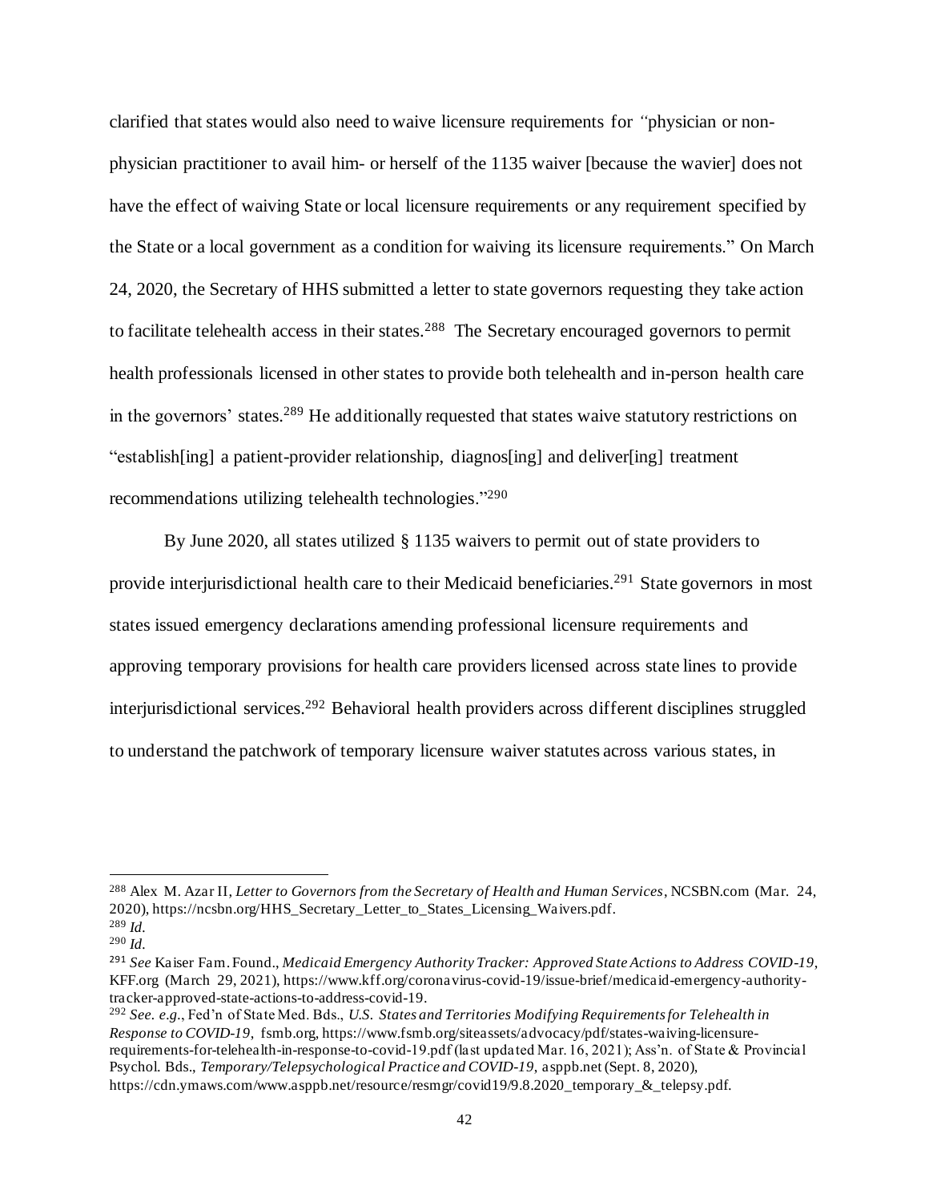clarified that states would also need to waive licensure requirements for "physician or non-physician practitioner to avail him- or herself of the 1135 waiver [because the wavier] does not have the effect of waiving State or local licensure requirements or any requirement specified by the State or a local government as a condition for waiving its licensure requirements." On March 24, 2020, the Secretary of HHS submitted a letter to state governors requesting they take action to facilitate telehealth access in their states.[288] The Secretary encouraged governors to permit health professionals licensed in other states to provide both telehealth and in-person health care in the governors' states.[289] He additionally requested that states waive statutory restrictions on "establish[ing] a patient-provider relationship, diagnos[ing] and deliver[ing] treatment recommendations utilizing telehealth technologies."[290]

By June 2020, all states utilized § 1135 waivers to permit out of state providers to provide interjurisdictional health care to their Medicaid beneficiaries.[291] State governors in most states issued emergency declarations amending professional licensure requirements and approving temporary provisions for health care providers licensed across state lines to provide interjurisdictional services.[292] Behavioral health providers across different disciplines struggled to understand the patchwork of temporary licensure waiver statutes across various states, in

---

[288] Alex M. Azar II, *Letter to Governors from the Secretary of Health and Human Services*, NCSBN.com (Mar. 24, 2020), https://ncsbn.org/HHS_Secretary_Letter_to_States_Licensing_Waivers.pdf.

[289] *Id.*

[290] *Id.*

[291] *See* Kaiser Fam. Found., *Medicaid Emergency Authority Tracker: Approved State Actions to Address COVID-19*, KFF.org (March 29, 2021), https://www.kff.org/coronavirus-covid-19/issue-brief/medicaid-emergency-authority-tracker-approved-state-actions-to-address-covid-19.

[292] *See. e.g.*, Fed'n of State Med. Bds., *U.S. States and Territories Modifying Requirements for Telehealth in Response to COVID-19*, fsmb.org, https://www.fsmb.org/siteassets/advocacy/pdf/states-waiving-licensure-requirements-for-telehealth-in-response-to-covid-19.pdf (last updated Mar. 16, 2021); Ass'n. of State & Provincial Psychol. Bds., *Temporary/Telepsychological Practice and COVID-19*, asppb.net (Sept. 8, 2020), https://cdn.ymaws.com/www.asppb.net/resource/resmgr/covid19/9.8.2020_temporary_&_telepsy.pdf.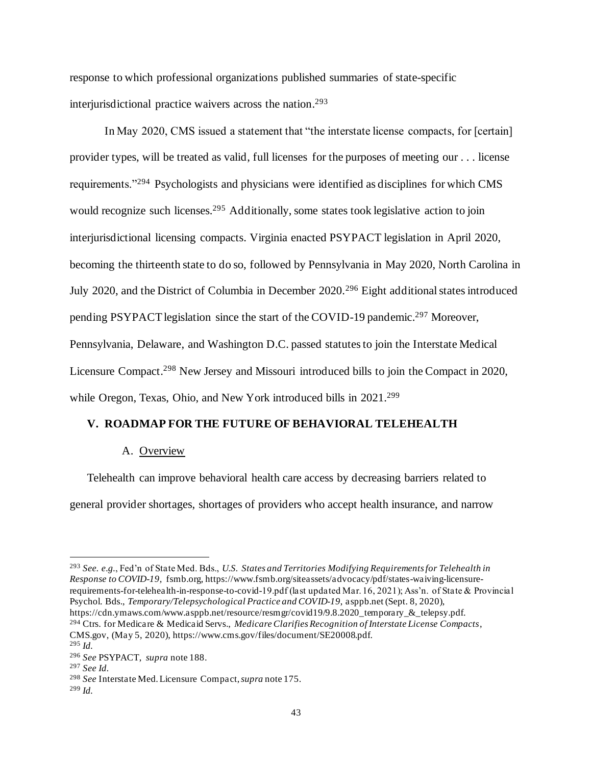response to which professional organizations published summaries of state-specific interjurisdictional practice waivers across the nation.[293]

In May 2020, CMS issued a statement that "the interstate license compacts, for [certain] provider types, will be treated as valid, full licenses for the purposes of meeting our . . . license requirements."[294] Psychologists and physicians were identified as disciplines for which CMS would recognize such licenses.[295] Additionally, some states took legislative action to join interjurisdictional licensing compacts. Virginia enacted PSYPACT legislation in April 2020, becoming the thirteenth state to do so, followed by Pennsylvania in May 2020, North Carolina in July 2020, and the District of Columbia in December 2020.[296] Eight additional states introduced pending PSYPACT legislation since the start of the COVID-19 pandemic.[297] Moreover, Pennsylvania, Delaware, and Washington D.C. passed statutes to join the Interstate Medical Licensure Compact.[298] New Jersey and Missouri introduced bills to join the Compact in 2020, while Oregon, Texas, Ohio, and New York introduced bills in 2021.[299]

## V. ROADMAP FOR THE FUTURE OF BEHAVIORAL TELEHEALTH

### A. Overview

Telehealth can improve behavioral health care access by decreasing barriers related to general provider shortages, shortages of providers who accept health insurance, and narrow

---

[293] *See. e.g.*, Fed'n of State Med. Bds., *U.S. States and Territories Modifying Requirements for Telehealth in Response to COVID-19*, fsmb.org, https://www.fsmb.org/siteassets/advocacy/pdf/states-waiving-licensure-requirements-for-telehealth-in-response-to-covid-19.pdf (last updated Mar. 16, 2021); Ass'n. of State & Provincial Psychol. Bds., *Temporary/Telepsychological Practice and COVID-19*, asppb.net (Sept. 8, 2020), https://cdn.ymaws.com/www.asppb.net/resource/resmgr/covid19/9.8.2020_temporary_&_telepsy.pdf.

[294] Ctrs. for Medicare & Medicaid Servs., *Medicare Clarifies Recognition of Interstate License Compacts*, CMS.gov, (May 5, 2020), https://www.cms.gov/files/document/SE20008.pdf.

[295] *Id.*

[296] *See* PSYPACT, *supra* note 188.

[297] *See Id.*

[298] *See* Interstate Med. Licensure Compact, *supra* note 175.

[299] *Id.*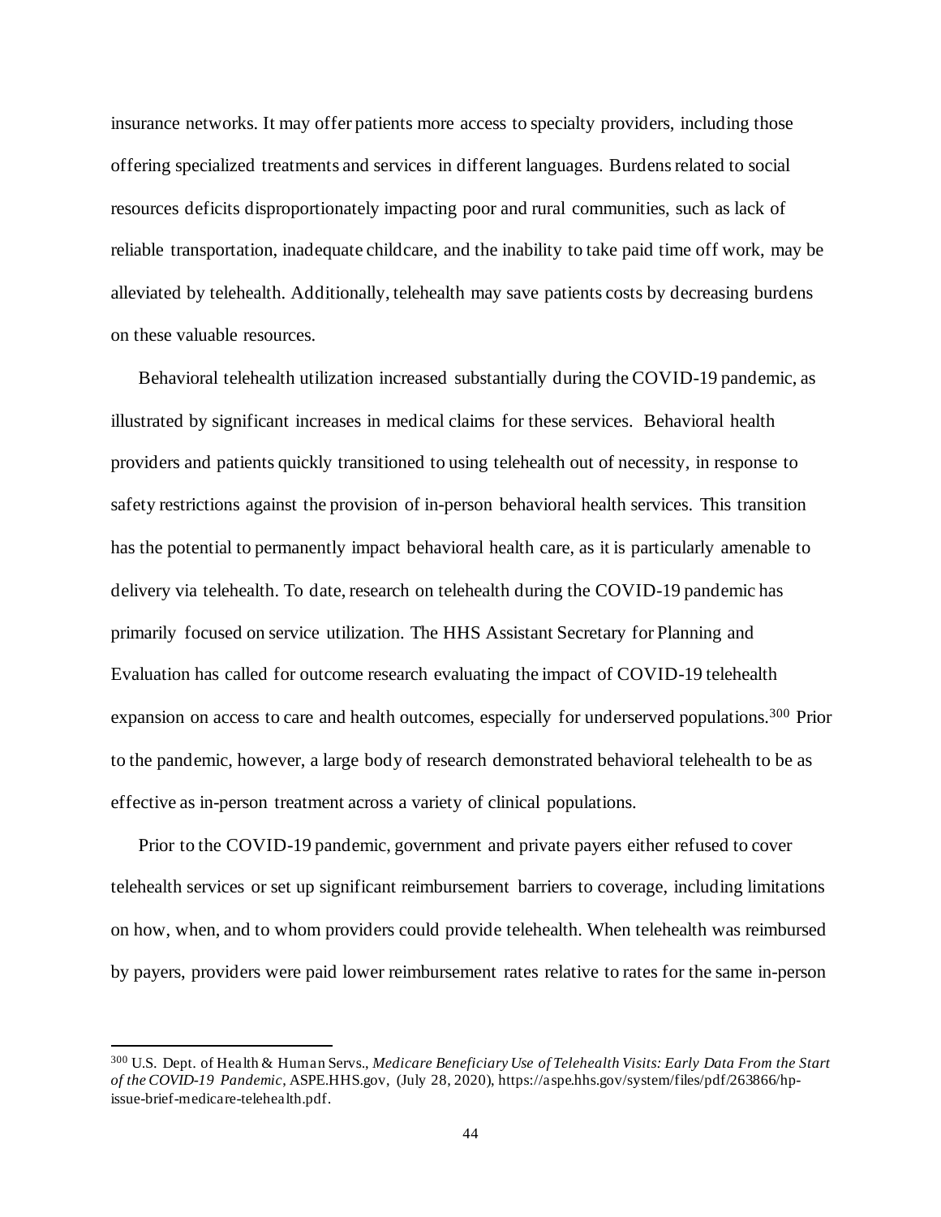insurance networks. It may offer patients more access to specialty providers, including those offering specialized treatments and services in different languages. Burdens related to social resources deficits disproportionately impacting poor and rural communities, such as lack of reliable transportation, inadequate childcare, and the inability to take paid time off work, may be alleviated by telehealth. Additionally, telehealth may save patients costs by decreasing burdens on these valuable resources.

Behavioral telehealth utilization increased substantially during the COVID-19 pandemic, as illustrated by significant increases in medical claims for these services. Behavioral health providers and patients quickly transitioned to using telehealth out of necessity, in response to safety restrictions against the provision of in-person behavioral health services. This transition has the potential to permanently impact behavioral health care, as it is particularly amenable to delivery via telehealth. To date, research on telehealth during the COVID-19 pandemic has primarily focused on service utilization. The HHS Assistant Secretary for Planning and Evaluation has called for outcome research evaluating the impact of COVID-19 telehealth expansion on access to care and health outcomes, especially for underserved populations.[300] Prior to the pandemic, however, a large body of research demonstrated behavioral telehealth to be as effective as in-person treatment across a variety of clinical populations.

Prior to the COVID-19 pandemic, government and private payers either refused to cover telehealth services or set up significant reimbursement barriers to coverage, including limitations on how, when, and to whom providers could provide telehealth. When telehealth was reimbursed by payers, providers were paid lower reimbursement rates relative to rates for the same in-person

---

[300] U.S. Dept. of Health & Human Servs., *Medicare Beneficiary Use of Telehealth Visits: Early Data From the Start of the COVID-19 Pandemic*, ASPE.HHS.gov, (July 28, 2020), https://aspe.hhs.gov/system/files/pdf/263866/hp-issue-brief-medicare-telehealth.pdf.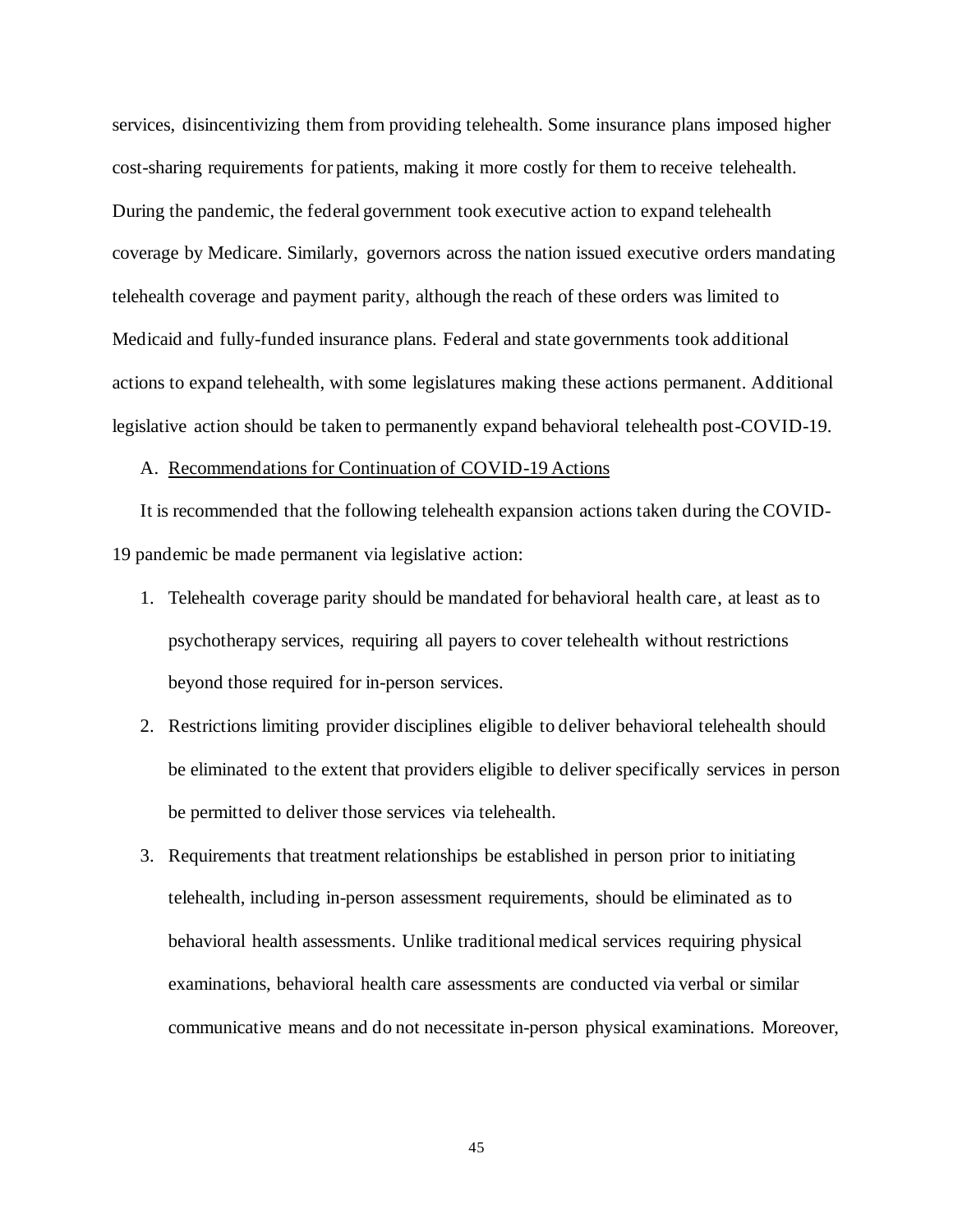services, disincentivizing them from providing telehealth. Some insurance plans imposed higher cost-sharing requirements for patients, making it more costly for them to receive telehealth. During the pandemic, the federal government took executive action to expand telehealth coverage by Medicare. Similarly, governors across the nation issued executive orders mandating telehealth coverage and payment parity, although the reach of these orders was limited to Medicaid and fully-funded insurance plans. Federal and state governments took additional actions to expand telehealth, with some legislatures making these actions permanent. Additional legislative action should be taken to permanently expand behavioral telehealth post-COVID-19.

A. Recommendations for Continuation of COVID-19 Actions

It is recommended that the following telehealth expansion actions taken during the COVID-19 pandemic be made permanent via legislative action:

1. Telehealth coverage parity should be mandated for behavioral health care, at least as to psychotherapy services, requiring all payers to cover telehealth without restrictions beyond those required for in-person services.
2. Restrictions limiting provider disciplines eligible to deliver behavioral telehealth should be eliminated to the extent that providers eligible to deliver specifically services in person be permitted to deliver those services via telehealth.
3. Requirements that treatment relationships be established in person prior to initiating telehealth, including in-person assessment requirements, should be eliminated as to behavioral health assessments. Unlike traditional medical services requiring physical examinations, behavioral health care assessments are conducted via verbal or similar communicative means and do not necessitate in-person physical examinations. Moreover,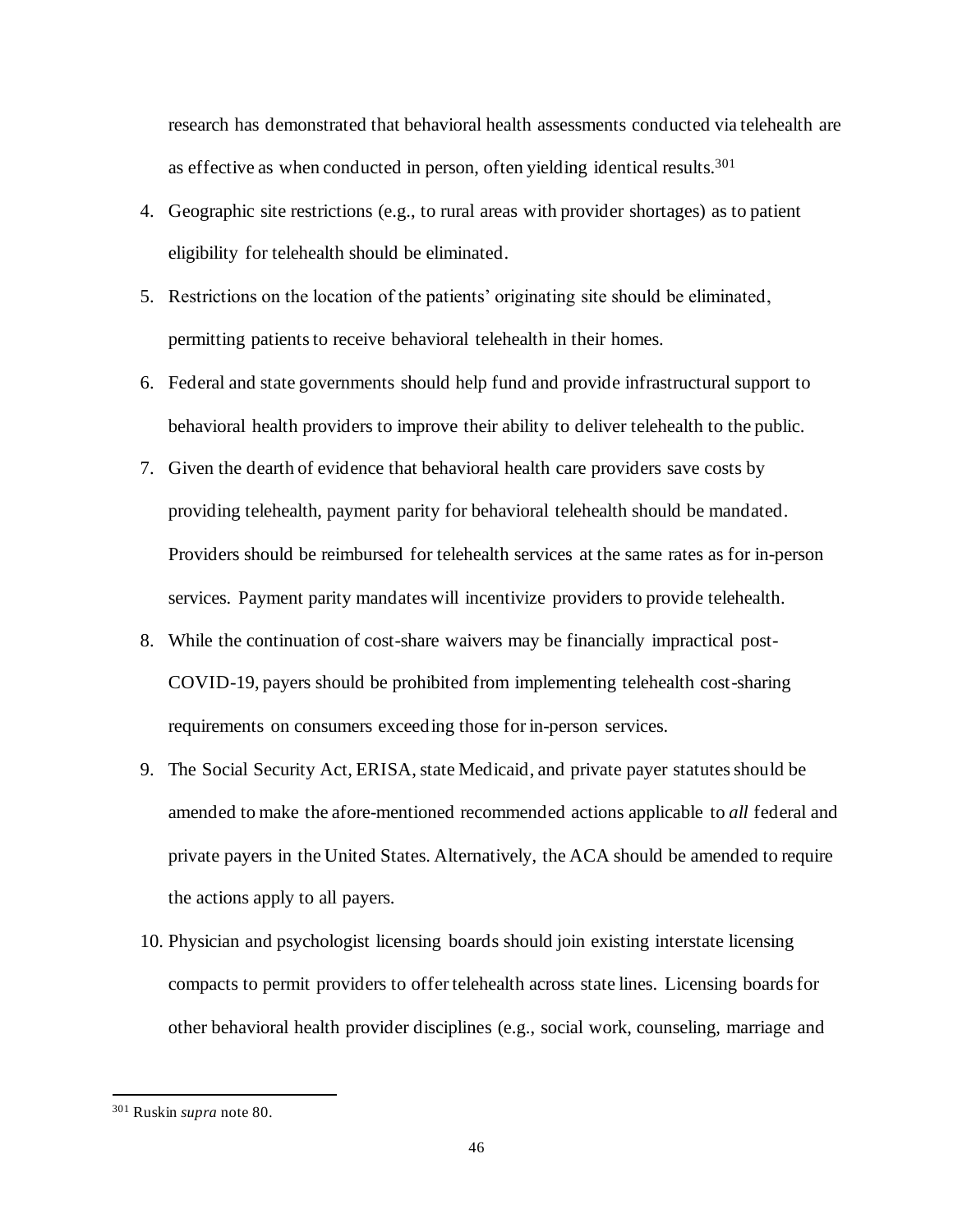research has demonstrated that behavioral health assessments conducted via telehealth are as effective as when conducted in person, often yielding identical results.[301]

4. Geographic site restrictions (e.g., to rural areas with provider shortages) as to patient eligibility for telehealth should be eliminated.
5. Restrictions on the location of the patients' originating site should be eliminated, permitting patients to receive behavioral telehealth in their homes.
6. Federal and state governments should help fund and provide infrastructural support to behavioral health providers to improve their ability to deliver telehealth to the public.
7. Given the dearth of evidence that behavioral health care providers save costs by providing telehealth, payment parity for behavioral telehealth should be mandated. Providers should be reimbursed for telehealth services at the same rates as for in-person services. Payment parity mandates will incentivize providers to provide telehealth.
8. While the continuation of cost-share waivers may be financially impractical post-COVID-19, payers should be prohibited from implementing telehealth cost-sharing requirements on consumers exceeding those for in-person services.
9. The Social Security Act, ERISA, state Medicaid, and private payer statutes should be amended to make the afore-mentioned recommended actions applicable to *all* federal and private payers in the United States. Alternatively, the ACA should be amended to require the actions apply to all payers.
10. Physician and psychologist licensing boards should join existing interstate licensing compacts to permit providers to offer telehealth across state lines. Licensing boards for other behavioral health provider disciplines (e.g., social work, counseling, marriage and

[301] Ruskin *supra* note 80.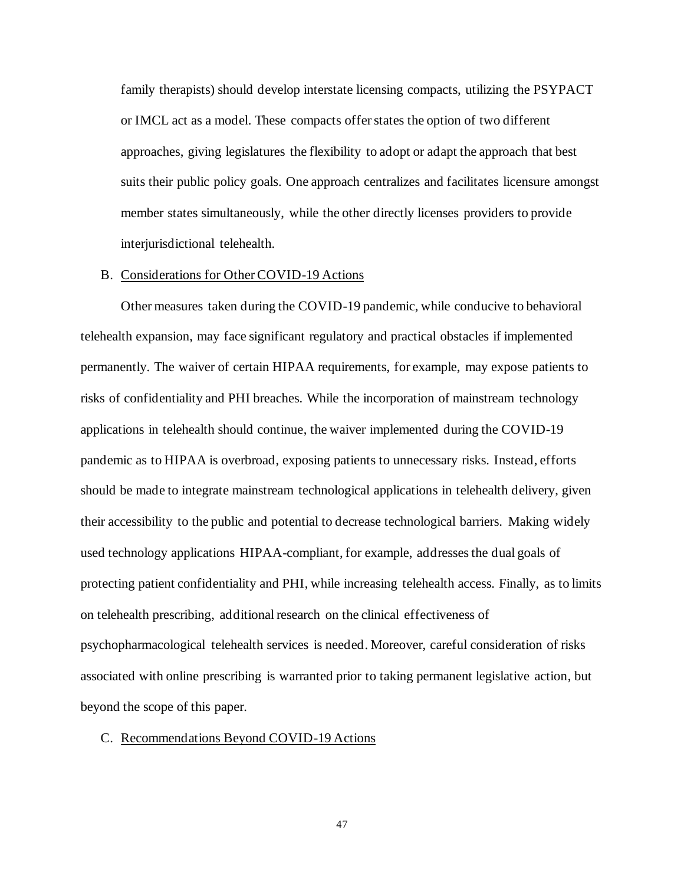family therapists) should develop interstate licensing compacts, utilizing the PSYPACT or IMCL act as a model. These compacts offer states the option of two different approaches, giving legislatures the flexibility to adopt or adapt the approach that best suits their public policy goals. One approach centralizes and facilitates licensure amongst member states simultaneously, while the other directly licenses providers to provide interjurisdictional telehealth.

B. Considerations for Other COVID-19 Actions

Other measures taken during the COVID-19 pandemic, while conducive to behavioral telehealth expansion, may face significant regulatory and practical obstacles if implemented permanently. The waiver of certain HIPAA requirements, for example, may expose patients to risks of confidentiality and PHI breaches. While the incorporation of mainstream technology applications in telehealth should continue, the waiver implemented during the COVID-19 pandemic as to HIPAA is overbroad, exposing patients to unnecessary risks. Instead, efforts should be made to integrate mainstream technological applications in telehealth delivery, given their accessibility to the public and potential to decrease technological barriers. Making widely used technology applications HIPAA-compliant, for example, addresses the dual goals of protecting patient confidentiality and PHI, while increasing telehealth access. Finally, as to limits on telehealth prescribing, additional research on the clinical effectiveness of psychopharmacological telehealth services is needed. Moreover, careful consideration of risks associated with online prescribing is warranted prior to taking permanent legislative action, but beyond the scope of this paper.

C. Recommendations Beyond COVID-19 Actions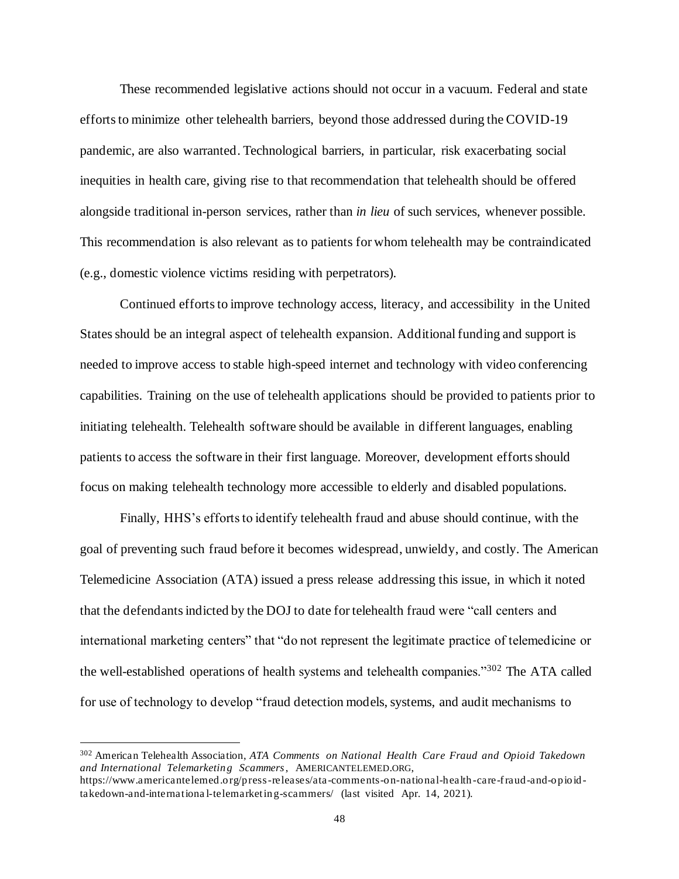These recommended legislative actions should not occur in a vacuum. Federal and state efforts to minimize other telehealth barriers, beyond those addressed during the COVID-19 pandemic, are also warranted. Technological barriers, in particular, risk exacerbating social inequities in health care, giving rise to that recommendation that telehealth should be offered alongside traditional in-person services, rather than *in lieu* of such services, whenever possible. This recommendation is also relevant as to patients for whom telehealth may be contraindicated (e.g., domestic violence victims residing with perpetrators).

Continued efforts to improve technology access, literacy, and accessibility in the United States should be an integral aspect of telehealth expansion. Additional funding and support is needed to improve access to stable high-speed internet and technology with video conferencing capabilities. Training on the use of telehealth applications should be provided to patients prior to initiating telehealth. Telehealth software should be available in different languages, enabling patients to access the software in their first language. Moreover, development efforts should focus on making telehealth technology more accessible to elderly and disabled populations.

Finally, HHS's efforts to identify telehealth fraud and abuse should continue, with the goal of preventing such fraud before it becomes widespread, unwieldy, and costly. The American Telemedicine Association (ATA) issued a press release addressing this issue, in which it noted that the defendants indicted by the DOJ to date for telehealth fraud were "call centers and international marketing centers" that "do not represent the legitimate practice of telemedicine or the well-established operations of health systems and telehealth companies."[302] The ATA called for use of technology to develop "fraud detection models, systems, and audit mechanisms to

---

[302] American Telehealth Association, *ATA Comments on National Health Care Fraud and Opioid Takedown and International Telemarketing Scammers*, AMERICANTELEMED.ORG, https://www.americantelemed.org/press-releases/ata-comments-on-national-health-care-fraud-and-opioid-takedown-and-international-telemarketing-scammers/ (last visited Apr. 14, 2021).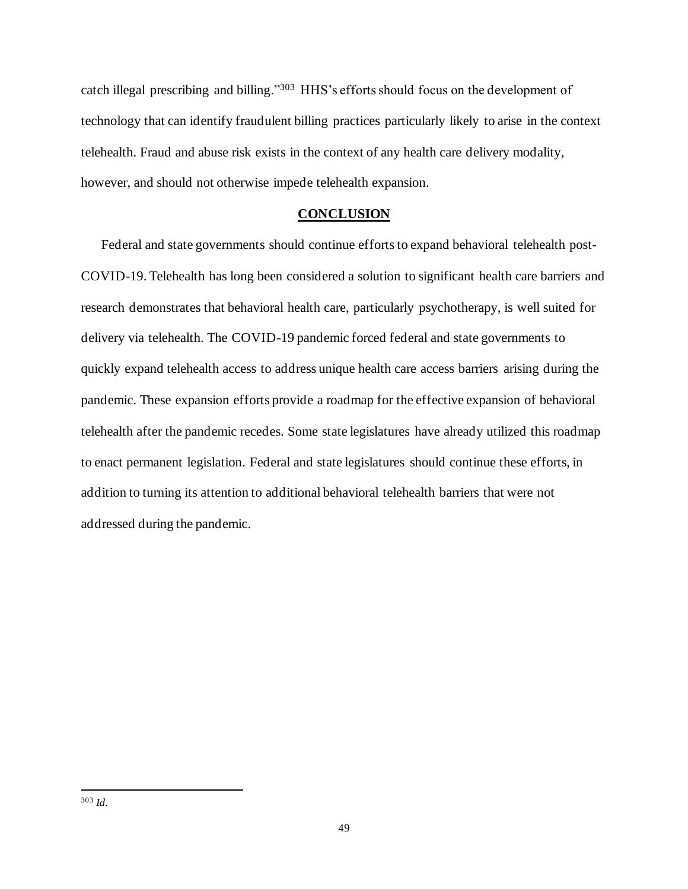catch illegal prescribing and billing."[303] HHS's efforts should focus on the development of technology that can identify fraudulent billing practices particularly likely to arise in the context telehealth. Fraud and abuse risk exists in the context of any health care delivery modality, however, and should not otherwise impede telehealth expansion.

## CONCLUSION

Federal and state governments should continue efforts to expand behavioral telehealth post-COVID-19. Telehealth has long been considered a solution to significant health care barriers and research demonstrates that behavioral health care, particularly psychotherapy, is well suited for delivery via telehealth. The COVID-19 pandemic forced federal and state governments to quickly expand telehealth access to address unique health care access barriers arising during the pandemic. These expansion efforts provide a roadmap for the effective expansion of behavioral telehealth after the pandemic recedes. Some state legislatures have already utilized this roadmap to enact permanent legislation. Federal and state legislatures should continue these efforts, in addition to turning its attention to additional behavioral telehealth barriers that were not addressed during the pandemic.

---

[303] *Id.*